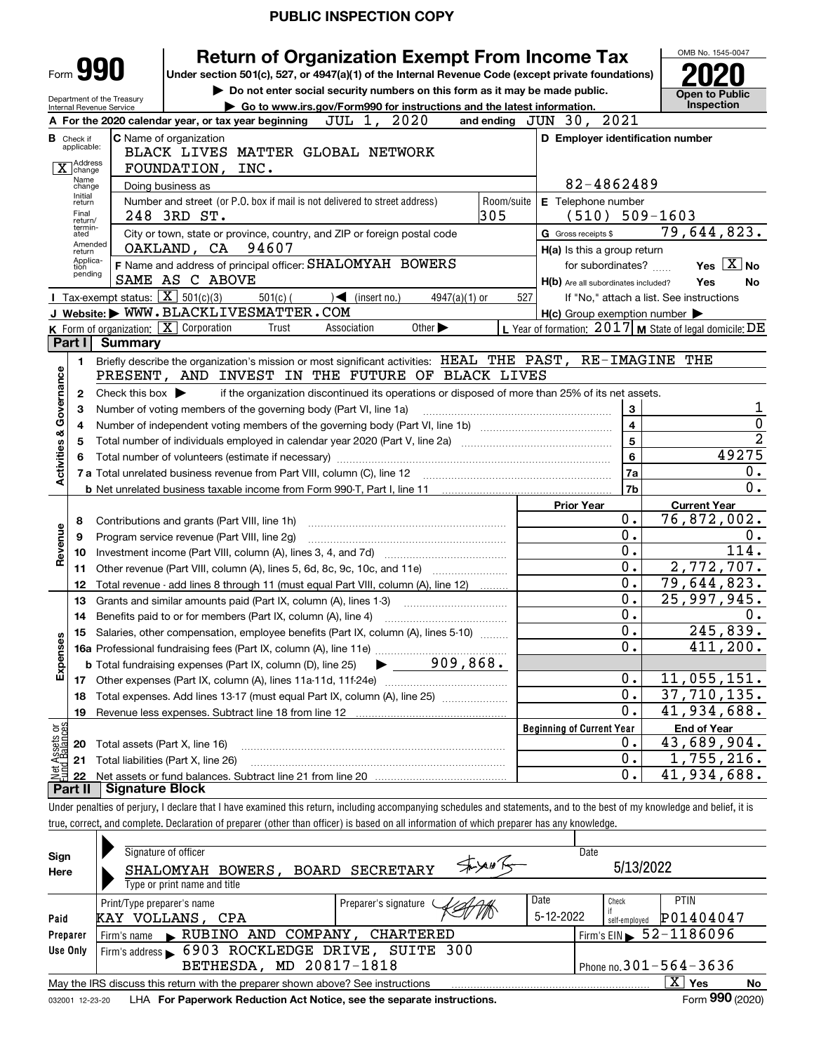**PUBLIC INSPECTION COPY**

Form **990**

# Return of Organization Exempt From Income Tax

**Under section 501(c), 527, or 4947(a)(1) of the Internal Revenue Code (except private foundations)**

▶ Do not enter social security numbers on this form as it may be made public.

▶ Go to www.irs.gov/Form990 for instructions and the latest information.

OMB No. 1545-0047

**2020**

**Open to Public Inspection**

Department of the Treasury
Internal Revenue Service

**A** For the 2020 calendar year, or tax year beginning JUL 1, 2020 and ending JUN 30, 2021

**B** Check if applicable: [X] Address change; Name change; Initial return; Final return/terminated; Amended return; Application pending

**C** Name of organization: BLACK LIVES MATTER GLOBAL NETWORK FOUNDATION, INC.

Doing business as

Number and street (or P.O. box if mail is not delivered to street address): 248 3RD ST. Room/suite: 305

City or town, state or province, country, and ZIP or foreign postal code: OAKLAND, CA 94607

**D** Employer identification number: 82-4862489

**E** Telephone number: (510) 509-1603

**G** Gross receipts $ 79,644,823.

**F** Name and address of principal officer: SHALOMYAH BOWERS SAME AS C ABOVE

**H(a)** Is this a group return for subordinates? Yes [X] No

**H(b)** Are all subordinates included? Yes No — If "No," attach a list. See instructions

**H(c)** Group exemption number ▶

**I** Tax-exempt status: [X] 501(c)(3) 501(c) ( ) ◀ (insert no.) 4947(a)(1) or 527

**J** Website: ▶ WWW.BLACKLIVESMATTER.COM

**K** Form of organization: [X] Corporation Trust Association Other ▶

**L** Year of formation: 2017 **M** State of legal domicile: DE

## Part I Summary

**Activities & Governance**

1. Briefly describe the organization's mission or most significant activities: HEAL THE PAST, RE-IMAGINE THE PRESENT, AND INVEST IN THE FUTURE OF BLACK LIVES
2. Check this box ▶ if the organization discontinued its operations or disposed of more than 25% of its net assets.

| | | Line | |
|---|---|---|---|
| 3 | Number of voting members of the governing body (Part VI, line 1a) | 3 | 1 |
| 4 | Number of independent voting members of the governing body (Part VI, line 1b) | 4 | 0 |
| 5 | Total number of individuals employed in calendar year 2020 (Part V, line 2a) | 5 | 2 |
| 6 | Total number of volunteers (estimate if necessary) | 6 | 49275 |
| 7a | Total unrelated business revenue from Part VIII, column (C), line 12 | 7a | 0. |
| b | Net unrelated business taxable income from Form 990-T, Part I, line 11 | 7b | 0. |

| | | Prior Year | Current Year |
|---|---|---|---|
| **Revenue** | | | |
| 8 | Contributions and grants (Part VIII, line 1h) | 0. | 76,872,002. |
| 9 | Program service revenue (Part VIII, line 2g) | 0. | 0. |
| 10 | Investment income (Part VIII, column (A), lines 3, 4, and 7d) | 0. | 114. |
| 11 | Other revenue (Part VIII, column (A), lines 5, 6d, 8c, 9c, 10c, and 11e) | 0. | 2,772,707. |
| 12 | Total revenue - add lines 8 through 11 (must equal Part VIII, column (A), line 12) | 0. | 79,644,823. |
| **Expenses** | | | |
| 13 | Grants and similar amounts paid (Part IX, column (A), lines 1-3) | 0. | 25,997,945. |
| 14 | Benefits paid to or for members (Part IX, column (A), line 4) | 0. | 0. |
| 15 | Salaries, other compensation, employee benefits (Part IX, column (A), lines 5-10) | 0. | 245,839. |
| 16a | Professional fundraising fees (Part IX, column (A), line 11e) | 0. | 411,200. |
| b | Total fundraising expenses (Part IX, column (D), line 25) ▶ 909,868. | | |
| 17 | Other expenses (Part IX, column (A), lines 11a-11d, 11f-24e) | 0. | 11,055,151. |
| 18 | Total expenses. Add lines 13-17 (must equal Part IX, column (A), line 25) | 0. | 37,710,135. |
| 19 | Revenue less expenses. Subtract line 18 from line 12 | 0. | 41,934,688. |

| **Net Assets or Fund Balances** | | Beginning of Current Year | End of Year |
|---|---|---|---|
| 20 | Total assets (Part X, line 16) | 0. | 43,689,904. |
| 21 | Total liabilities (Part X, line 26) | 0. | 1,755,216. |
| 22 | Net assets or fund balances. Subtract line 21 from line 20 | 0. | 41,934,688. |

## Part II Signature Block

Under penalties of perjury, I declare that I have examined this return, including accompanying schedules and statements, and to the best of my knowledge and belief, it is true, correct, and complete. Declaration of preparer (other than officer) is based on all information of which preparer has any knowledge.

**Sign Here**

Signature of officer — Date: 5/13/2022

SHALOMYAH BOWERS, BOARD SECRETARY
Type or print name and title

**Paid Preparer Use Only**

| Print/Type preparer's name | Preparer's signature | Date | Check if self-employed | PTIN |
|---|---|---|---|---|
| KAY VOLLANS, CPA | | 5-12-2022 | | P01404047 |

Firm's name ▶ RUBINO AND COMPANY, CHARTERED — Firm's EIN ▶ 52-1186096

Firm's address ▶ 6903 ROCKLEDGE DRIVE, SUITE 300 BETHESDA, MD 20817-1818 — Phone no. 301-564-3636

May the IRS discuss this return with the preparer shown above? See instructions [X] Yes No

032001 12-23-20 LHA **For Paperwork Reduction Act Notice, see the separate instructions.** Form **990** (2020)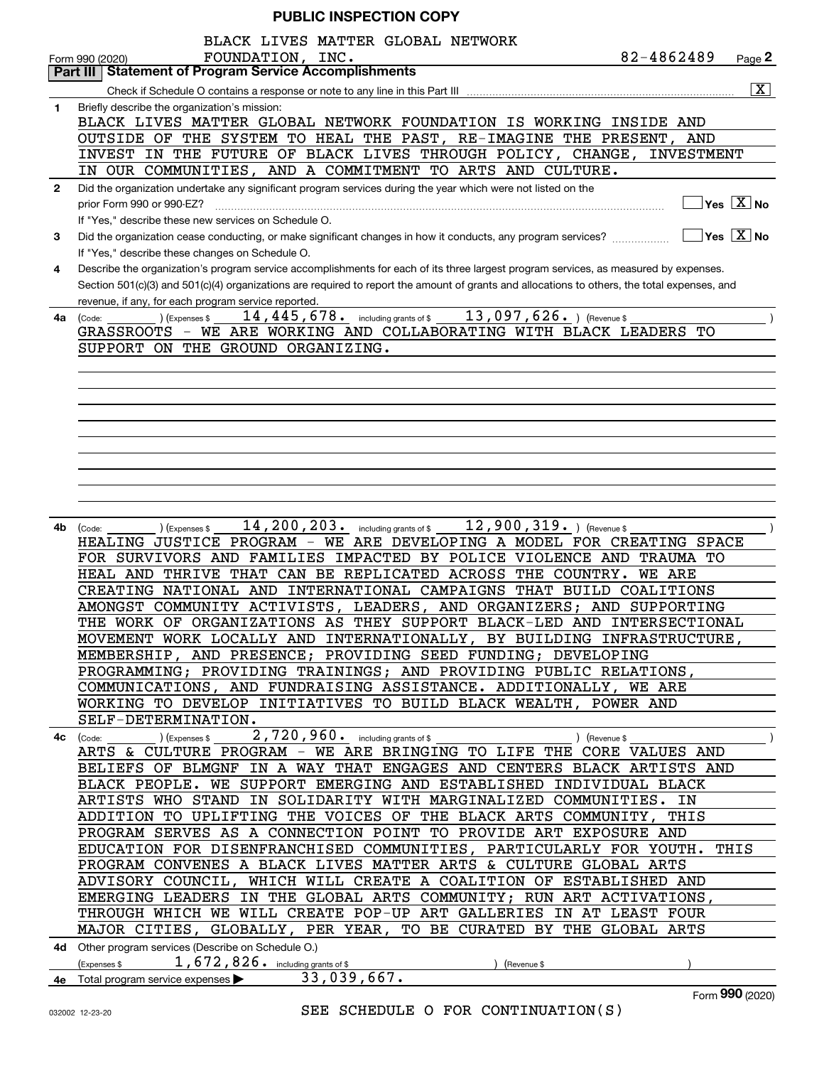PUBLIC INSPECTION COPY

Form 990 (2020) BLACK LIVES MATTER GLOBAL NETWORK FOUNDATION, INC. 82-4862489 Page **2**

## Part III Statement of Program Service Accomplishments

Check if Schedule O contains a response or note to any line in this Part III ..... [X]

**1** Briefly describe the organization's mission:

BLACK LIVES MATTER GLOBAL NETWORK FOUNDATION IS WORKING INSIDE AND OUTSIDE OF THE SYSTEM TO HEAL THE PAST, RE-IMAGINE THE PRESENT, AND INVEST IN THE FUTURE OF BLACK LIVES THROUGH POLICY, CHANGE, INVESTMENT IN OUR COMMUNITIES, AND A COMMITMENT TO ARTS AND CULTURE.

**2** Did the organization undertake any significant program services during the year which were not listed on the prior Form 990 or 990-EZ? ..... [ ] Yes [X] No

If "Yes," describe these new services on Schedule O.

**3** Did the organization cease conducting, or make significant changes in how it conducts, any program services? ..... [ ] Yes [X] No

If "Yes," describe these changes on Schedule O.

**4** Describe the organization's program service accomplishments for each of its three largest program services, as measured by expenses. Section 501(c)(3) and 501(c)(4) organizations are required to report the amount of grants and allocations to others, the total expenses, and revenue, if any, for each program service reported.

**4a** (Code: ) (Expenses $ 14,445,678. including grants of $ 13,097,626. ) (Revenue $ )

GRASSROOTS - WE ARE WORKING AND COLLABORATING WITH BLACK LEADERS TO SUPPORT ON THE GROUND ORGANIZING.

**4b** (Code: ) (Expenses $ 14,200,203. including grants of $ 12,900,319. ) (Revenue $ )

HEALING JUSTICE PROGRAM - WE ARE DEVELOPING A MODEL FOR CREATING SPACE FOR SURVIVORS AND FAMILIES IMPACTED BY POLICE VIOLENCE AND TRAUMA TO HEAL AND THRIVE THAT CAN BE REPLICATED ACROSS THE COUNTRY. WE ARE CREATING NATIONAL AND INTERNATIONAL CAMPAIGNS THAT BUILD COALITIONS AMONGST COMMUNITY ACTIVISTS, LEADERS, AND ORGANIZERS; AND SUPPORTING THE WORK OF ORGANIZATIONS AS THEY SUPPORT BLACK-LED AND INTERSECTIONAL MOVEMENT WORK LOCALLY AND INTERNATIONALLY, BY BUILDING INFRASTRUCTURE, MEMBERSHIP, AND PRESENCE; PROVIDING SEED FUNDING; DEVELOPING PROGRAMMING; PROVIDING TRAININGS; AND PROVIDING PUBLIC RELATIONS, COMMUNICATIONS, AND FUNDRAISING ASSISTANCE. ADDITIONALLY, WE ARE WORKING TO DEVELOP INITIATIVES TO BUILD BLACK WEALTH, POWER AND SELF-DETERMINATION.

**4c** (Code: ) (Expenses $ 2,720,960. including grants of $ ) (Revenue $ )

ARTS & CULTURE PROGRAM - WE ARE BRINGING TO LIFE THE CORE VALUES AND BELIEFS OF BLMGNF IN A WAY THAT ENGAGES AND CENTERS BLACK ARTISTS AND BLACK PEOPLE. WE SUPPORT EMERGING AND ESTABLISHED INDIVIDUAL BLACK ARTISTS WHO STAND IN SOLIDARITY WITH MARGINALIZED COMMUNITIES. IN ADDITION TO UPLIFTING THE VOICES OF THE BLACK ARTS COMMUNITY, THIS PROGRAM SERVES AS A CONNECTION POINT TO PROVIDE ART EXPOSURE AND EDUCATION FOR DISENFRANCHISED COMMUNITIES, PARTICULARLY FOR YOUTH. THIS PROGRAM CONVENES A BLACK LIVES MATTER ARTS & CULTURE GLOBAL ARTS ADVISORY COUNCIL, WHICH WILL CREATE A COALITION OF ESTABLISHED AND EMERGING LEADERS IN THE GLOBAL ARTS COMMUNITY; RUN ART ACTIVATIONS, THROUGH WHICH WE WILL CREATE POP-UP ART GALLERIES IN AT LEAST FOUR MAJOR CITIES, GLOBALLY, PER YEAR, TO BE CURATED BY THE GLOBAL ARTS

**4d** Other program services (Describe on Schedule O.)

(Expenses $ 1,672,826. including grants of $ ) (Revenue $ )

**4e** Total program service expenses ▶ 33,039,667.

SEE SCHEDULE O FOR CONTINUATION(S)

Form **990** (2020)

032002 12-23-20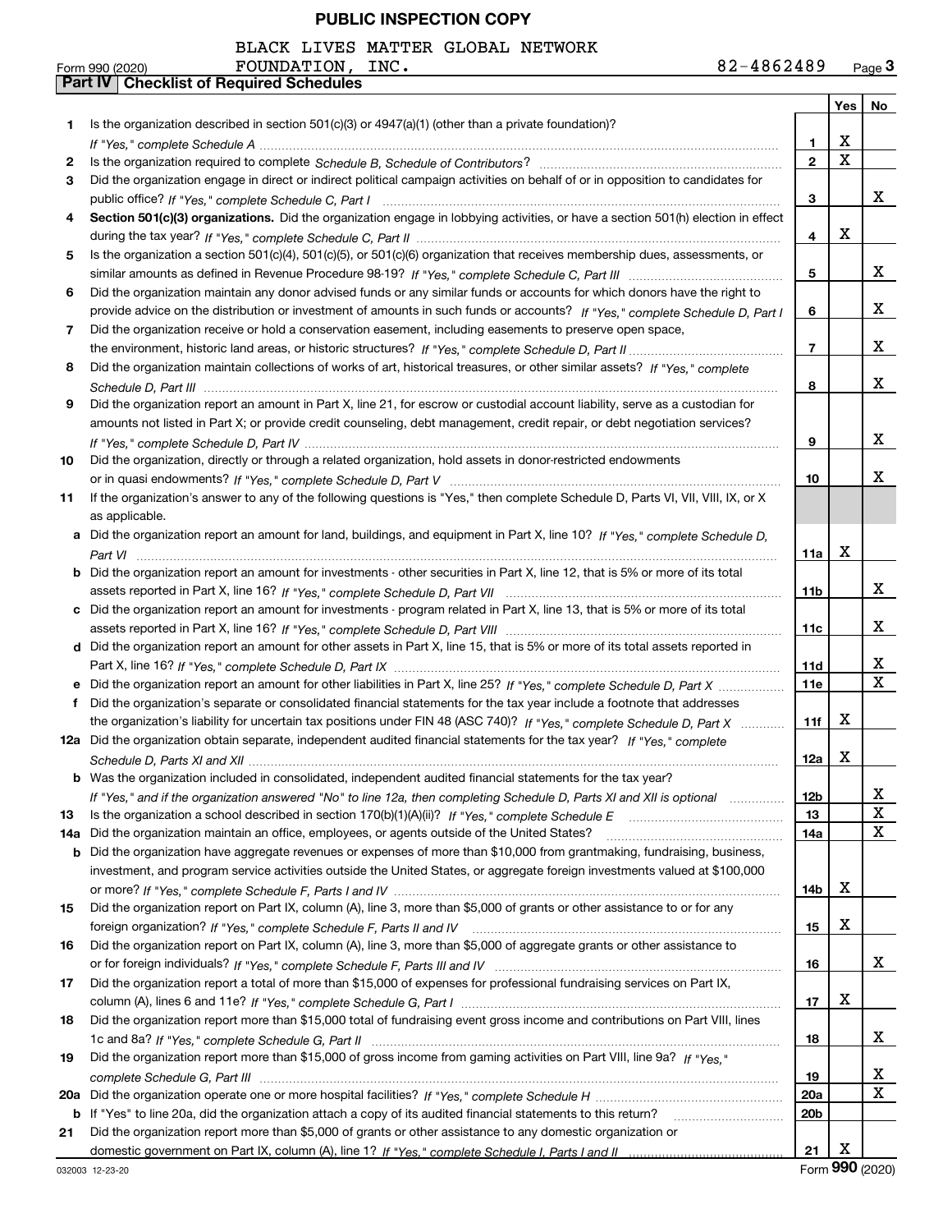PUBLIC INSPECTION COPY

BLACK LIVES MATTER GLOBAL NETWORK FOUNDATION, INC. 82-4862489

Form 990 (2020) Page **3**

## Part IV Checklist of Required Schedules

| | | | Yes | No |
|---|---|---|---|---|
| **1** | Is the organization described in section 501(c)(3) or 4947(a)(1) (other than a private foundation)? *If "Yes," complete Schedule A* | **1** | X | |
| **2** | Is the organization required to complete *Schedule B, Schedule of Contributors*? | **2** | X | |
| **3** | Did the organization engage in direct or indirect political campaign activities on behalf of or in opposition to candidates for public office? *If "Yes," complete Schedule C, Part I* | **3** | | X |
| **4** | **Section 501(c)(3) organizations.** Did the organization engage in lobbying activities, or have a section 501(h) election in effect during the tax year? *If "Yes," complete Schedule C, Part II* | **4** | X | |
| **5** | Is the organization a section 501(c)(4), 501(c)(5), or 501(c)(6) organization that receives membership dues, assessments, or similar amounts as defined in Revenue Procedure 98-19? *If "Yes," complete Schedule C, Part III* | **5** | | X |
| **6** | Did the organization maintain any donor advised funds or any similar funds or accounts for which donors have the right to provide advice on the distribution or investment of amounts in such funds or accounts? *If "Yes," complete Schedule D, Part I* | **6** | | X |
| **7** | Did the organization receive or hold a conservation easement, including easements to preserve open space, the environment, historic land areas, or historic structures? *If "Yes," complete Schedule D, Part II* | **7** | | X |
| **8** | Did the organization maintain collections of works of art, historical treasures, or other similar assets? *If "Yes," complete Schedule D, Part III* | **8** | | X |
| **9** | Did the organization report an amount in Part X, line 21, for escrow or custodial account liability, serve as a custodian for amounts not listed in Part X; or provide credit counseling, debt management, credit repair, or debt negotiation services? *If "Yes," complete Schedule D, Part IV* | **9** | | X |
| **10** | Did the organization, directly or through a related organization, hold assets in donor-restricted endowments or in quasi endowments? *If "Yes," complete Schedule D, Part V* | **10** | | X |
| **11** | If the organization's answer to any of the following questions is "Yes," then complete Schedule D, Parts VI, VII, VIII, IX, or X as applicable. | | | |
| **a** | Did the organization report an amount for land, buildings, and equipment in Part X, line 10? *If "Yes," complete Schedule D, Part VI* | **11a** | X | |
| **b** | Did the organization report an amount for investments - other securities in Part X, line 12, that is 5% or more of its total assets reported in Part X, line 16? *If "Yes," complete Schedule D, Part VII* | **11b** | | X |
| **c** | Did the organization report an amount for investments - program related in Part X, line 13, that is 5% or more of its total assets reported in Part X, line 16? *If "Yes," complete Schedule D, Part VIII* | **11c** | | X |
| **d** | Did the organization report an amount for other assets in Part X, line 15, that is 5% or more of its total assets reported in Part X, line 16? *If "Yes," complete Schedule D, Part IX* | **11d** | | X |
| **e** | Did the organization report an amount for other liabilities in Part X, line 25? *If "Yes," complete Schedule D, Part X* | **11e** | | X |
| **f** | Did the organization's separate or consolidated financial statements for the tax year include a footnote that addresses the organization's liability for uncertain tax positions under FIN 48 (ASC 740)? *If "Yes," complete Schedule D, Part X* | **11f** | X | |
| **12a** | Did the organization obtain separate, independent audited financial statements for the tax year? *If "Yes," complete Schedule D, Parts XI and XII* | **12a** | X | |
| **b** | Was the organization included in consolidated, independent audited financial statements for the tax year? *If "Yes," and if the organization answered "No" to line 12a, then completing Schedule D, Parts XI and XII is optional* | **12b** | | X |
| **13** | Is the organization a school described in section 170(b)(1)(A)(ii)? *If "Yes," complete Schedule E* | **13** | | X |
| **14a** | Did the organization maintain an office, employees, or agents outside of the United States? | **14a** | | X |
| **b** | Did the organization have aggregate revenues or expenses of more than $10,000 from grantmaking, fundraising, business, investment, and program service activities outside the United States, or aggregate foreign investments valued at $100,000 or more? *If "Yes," complete Schedule F, Parts I and IV* | **14b** | X | |
| **15** | Did the organization report on Part IX, column (A), line 3, more than $5,000 of grants or other assistance to or for any foreign organization? *If "Yes," complete Schedule F, Parts II and IV* | **15** | X | |
| **16** | Did the organization report on Part IX, column (A), line 3, more than $5,000 of aggregate grants or other assistance to or for foreign individuals? *If "Yes," complete Schedule F, Parts III and IV* | **16** | | X |
| **17** | Did the organization report a total of more than $15,000 of expenses for professional fundraising services on Part IX, column (A), lines 6 and 11e? *If "Yes," complete Schedule G, Part I* | **17** | X | |
| **18** | Did the organization report more than $15,000 total of fundraising event gross income and contributions on Part VIII, lines 1c and 8a? *If "Yes," complete Schedule G, Part II* | **18** | | X |
| **19** | Did the organization report more than $15,000 of gross income from gaming activities on Part VIII, line 9a? *If "Yes," complete Schedule G, Part III* | **19** | | X |
| **20a** | Did the organization operate one or more hospital facilities? *If "Yes," complete Schedule H* | **20a** | | X |
| **b** | If "Yes" to line 20a, did the organization attach a copy of its audited financial statements to this return? | **20b** | | |
| **21** | Did the organization report more than $5,000 of grants or other assistance to any domestic organization or domestic government on Part IX, column (A), line 1? *If "Yes," complete Schedule I, Parts I and II* | **21** | X | |

032003 12-23-20 Form **990** (2020)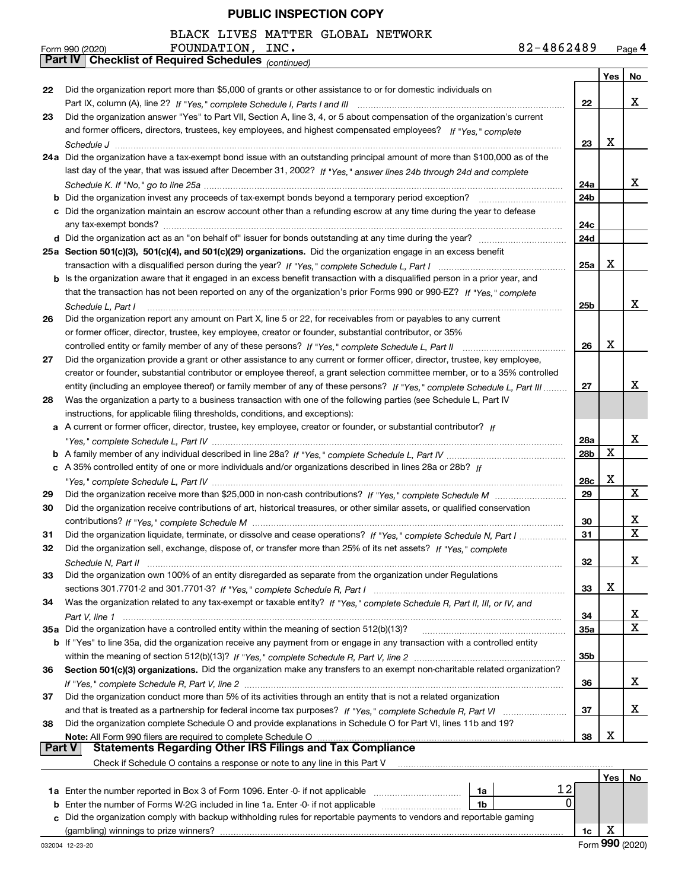PUBLIC INSPECTION COPY

BLACK LIVES MATTER GLOBAL NETWORK FOUNDATION, INC. 82-4862489

Form 990 (2020) Page 4

**Part IV Checklist of Required Schedules** *(continued)*

| | | | Yes | No |
|---|---|---|---|---|
| 22 | Did the organization report more than $5,000 of grants or other assistance to or for domestic individuals on Part IX, column (A), line 2? *If "Yes," complete Schedule I, Parts I and III* | 22 | | X |
| 23 | Did the organization answer "Yes" to Part VII, Section A, line 3, 4, or 5 about compensation of the organization's current and former officers, directors, trustees, key employees, and highest compensated employees? *If "Yes," complete Schedule J* | 23 | X | |
| 24a | Did the organization have a tax-exempt bond issue with an outstanding principal amount of more than $100,000 as of the last day of the year, that was issued after December 31, 2002? *If "Yes," answer lines 24b through 24d and complete Schedule K. If "No," go to line 25a* | 24a | | X |
| b | Did the organization invest any proceeds of tax-exempt bonds beyond a temporary period exception? | 24b | | |
| c | Did the organization maintain an escrow account other than a refunding escrow at any time during the year to defease any tax-exempt bonds? | 24c | | |
| d | Did the organization act as an "on behalf of" issuer for bonds outstanding at any time during the year? | 24d | | |
| 25a | **Section 501(c)(3), 501(c)(4), and 501(c)(29) organizations.** Did the organization engage in an excess benefit transaction with a disqualified person during the year? *If "Yes," complete Schedule L, Part I* | 25a | X | |
| b | Is the organization aware that it engaged in an excess benefit transaction with a disqualified person in a prior year, and that the transaction has not been reported on any of the organization's prior Forms 990 or 990-EZ? *If "Yes," complete Schedule L, Part I* | 25b | | X |
| 26 | Did the organization report any amount on Part X, line 5 or 22, for receivables from or payables to any current or former officer, director, trustee, key employee, creator or founder, substantial contributor, or 35% controlled entity or family member of any of these persons? *If "Yes," complete Schedule L, Part II* | 26 | X | |
| 27 | Did the organization provide a grant or other assistance to any current or former officer, director, trustee, key employee, creator or founder, substantial contributor or employee thereof, a grant selection committee member, or to a 35% controlled entity (including an employee thereof) or family member of any of these persons? *If "Yes," complete Schedule L, Part III* | 27 | | X |
| 28 | Was the organization a party to a business transaction with one of the following parties (see Schedule L, Part IV instructions, for applicable filing thresholds, conditions, and exceptions): | | | |
| a | A current or former officer, director, trustee, key employee, creator or founder, or substantial contributor? *If "Yes," complete Schedule L, Part IV* | 28a | | X |
| b | A family member of any individual described in line 28a? *If "Yes," complete Schedule L, Part IV* | 28b | X | |
| c | A 35% controlled entity of one or more individuals and/or organizations described in lines 28a or 28b? *If "Yes," complete Schedule L, Part IV* | 28c | X | |
| 29 | Did the organization receive more than $25,000 in non-cash contributions? *If "Yes," complete Schedule M* | 29 | | X |
| 30 | Did the organization receive contributions of art, historical treasures, or other similar assets, or qualified conservation contributions? *If "Yes," complete Schedule M* | 30 | | X |
| 31 | Did the organization liquidate, terminate, or dissolve and cease operations? *If "Yes," complete Schedule N, Part I* | 31 | | X |
| 32 | Did the organization sell, exchange, dispose of, or transfer more than 25% of its net assets? *If "Yes," complete Schedule N, Part II* | 32 | | X |
| 33 | Did the organization own 100% of an entity disregarded as separate from the organization under Regulations sections 301.7701-2 and 301.7701-3? *If "Yes," complete Schedule R, Part I* | 33 | X | |
| 34 | Was the organization related to any tax-exempt or taxable entity? *If "Yes," complete Schedule R, Part II, III, or IV, and Part V, line 1* | 34 | | X |
| 35a | Did the organization have a controlled entity within the meaning of section 512(b)(13)? | 35a | | X |
| b | If "Yes" to line 35a, did the organization receive any payment from or engage in any transaction with a controlled entity within the meaning of section 512(b)(13)? *If "Yes," complete Schedule R, Part V, line 2* | 35b | | |
| 36 | **Section 501(c)(3) organizations.** Did the organization make any transfers to an exempt non-charitable related organization? *If "Yes," complete Schedule R, Part V, line 2* | 36 | | X |
| 37 | Did the organization conduct more than 5% of its activities through an entity that is not a related organization and that is treated as a partnership for federal income tax purposes? *If "Yes," complete Schedule R, Part VI* | 37 | | X |
| 38 | Did the organization complete Schedule O and provide explanations in Schedule O for Part VI, lines 11b and 19? **Note:** All Form 990 filers are required to complete Schedule O | 38 | X | |

**Part V Statements Regarding Other IRS Filings and Tax Compliance**

Check if Schedule O contains a response or note to any line in this Part V

| | | | | | Yes | No |
|---|---|---|---|---|---|---|
| 1a | Enter the number reported in Box 3 of Form 1096. Enter -0- if not applicable | 1a | 12 | | | |
| b | Enter the number of Forms W-2G included in line 1a. Enter -0- if not applicable | 1b | 0 | | | |
| c | Did the organization comply with backup withholding rules for reportable payments to vendors and reportable gaming (gambling) winnings to prize winners? | | | 1c | X | |

032004 12-23-20 Form **990** (2020)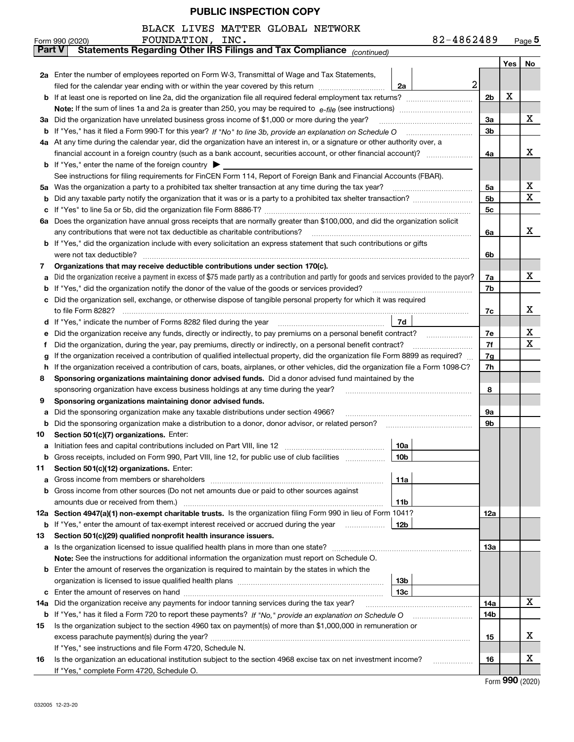**PUBLIC INSPECTION COPY**

BLACK LIVES MATTER GLOBAL NETWORK FOUNDATION, INC. — 82-4862489

Form 990 (2020)

## Part V — Statements Regarding Other IRS Filings and Tax Compliance *(continued)*

| Line | Question | Sub | Amount | Line | Yes | No |
|---|---|---|---|---|---|---|
| **2a** | Enter the number of employees reported on Form W-3, Transmittal of Wage and Tax Statements, filed for the calendar year ending with or within the year covered by this return | 2a | 2 | | | |
| **b** | If at least one is reported on line 2a, did the organization file all required federal employment tax returns? | | | 2b | X | |
| | **Note:** If the sum of lines 1a and 2a is greater than 250, you may be required to *e-file* (see instructions) | | | | | |
| **3a** | Did the organization have unrelated business gross income of $1,000 or more during the year? | | | 3a | | X |
| **b** | If "Yes," has it filed a Form 990-T for this year? *If "No" to line 3b, provide an explanation on Schedule O* | | | 3b | | |
| **4a** | At any time during the calendar year, did the organization have an interest in, or a signature or other authority over, a financial account in a foreign country (such as a bank account, securities account, or other financial account)? | | | 4a | | X |
| **b** | If "Yes," enter the name of the foreign country ▶ | | | | | |
| | See instructions for filing requirements for FinCEN Form 114, Report of Foreign Bank and Financial Accounts (FBAR). | | | | | |
| **5a** | Was the organization a party to a prohibited tax shelter transaction at any time during the tax year? | | | 5a | | X |
| **b** | Did any taxable party notify the organization that it was or is a party to a prohibited tax shelter transaction? | | | 5b | | X |
| **c** | If "Yes" to line 5a or 5b, did the organization file Form 8886-T? | | | 5c | | |
| **6a** | Does the organization have annual gross receipts that are normally greater than $100,000, and did the organization solicit any contributions that were not tax deductible as charitable contributions? | | | 6a | | X |
| **b** | If "Yes," did the organization include with every solicitation an express statement that such contributions or gifts were not tax deductible? | | | 6b | | |
| **7** | **Organizations that may receive deductible contributions under section 170(c).** | | | | | |
| **a** | Did the organization receive a payment in excess of $75 made partly as a contribution and partly for goods and services provided to the payor? | | | 7a | | X |
| **b** | If "Yes," did the organization notify the donor of the value of the goods or services provided? | | | 7b | | |
| **c** | Did the organization sell, exchange, or otherwise dispose of tangible personal property for which it was required to file Form 8282? | | | 7c | | X |
| **d** | If "Yes," indicate the number of Forms 8282 filed during the year | 7d | | | | |
| **e** | Did the organization receive any funds, directly or indirectly, to pay premiums on a personal benefit contract? | | | 7e | | X |
| **f** | Did the organization, during the year, pay premiums, directly or indirectly, on a personal benefit contract? | | | 7f | | X |
| **g** | If the organization received a contribution of qualified intellectual property, did the organization file Form 8899 as required? | | | 7g | | |
| **h** | If the organization received a contribution of cars, boats, airplanes, or other vehicles, did the organization file a Form 1098-C? | | | 7h | | |
| **8** | **Sponsoring organizations maintaining donor advised funds.** Did a donor advised fund maintained by the sponsoring organization have excess business holdings at any time during the year? | | | 8 | | |
| **9** | **Sponsoring organizations maintaining donor advised funds.** | | | | | |
| **a** | Did the sponsoring organization make any taxable distributions under section 4966? | | | 9a | | |
| **b** | Did the sponsoring organization make a distribution to a donor, donor advisor, or related person? | | | 9b | | |
| **10** | **Section 501(c)(7) organizations.** Enter: | | | | | |
| **a** | Initiation fees and capital contributions included on Part VIII, line 12 | 10a | | | | |
| **b** | Gross receipts, included on Form 990, Part VIII, line 12, for public use of club facilities | 10b | | | | |
| **11** | **Section 501(c)(12) organizations.** Enter: | | | | | |
| **a** | Gross income from members or shareholders | 11a | | | | |
| **b** | Gross income from other sources (Do not net amounts due or paid to other sources against amounts due or received from them.) | 11b | | | | |
| **12a** | **Section 4947(a)(1) non-exempt charitable trusts.** Is the organization filing Form 990 in lieu of Form 1041? | | | 12a | | |
| **b** | If "Yes," enter the amount of tax-exempt interest received or accrued during the year | 12b | | | | |
| **13** | **Section 501(c)(29) qualified nonprofit health insurance issuers.** | | | | | |
| **a** | Is the organization licensed to issue qualified health plans in more than one state? | | | 13a | | |
| | **Note:** See the instructions for additional information the organization must report on Schedule O. | | | | | |
| **b** | Enter the amount of reserves the organization is required to maintain by the states in which the organization is licensed to issue qualified health plans | 13b | | | | |
| **c** | Enter the amount of reserves on hand | 13c | | | | |
| **14a** | Did the organization receive any payments for indoor tanning services during the tax year? | | | 14a | | X |
| **b** | If "Yes," has it filed a Form 720 to report these payments? *If "No," provide an explanation on Schedule O* | | | 14b | | |
| **15** | Is the organization subject to the section 4960 tax on payment(s) of more than $1,000,000 in remuneration or excess parachute payment(s) during the year? | | | 15 | | X |
| | If "Yes," see instructions and file Form 4720, Schedule N. | | | | | |
| **16** | Is the organization an educational institution subject to the section 4968 excise tax on net investment income? | | | 16 | | X |
| | If "Yes," complete Form 4720, Schedule O. | | | | | |

Form **990** (2020)

032005 12-23-20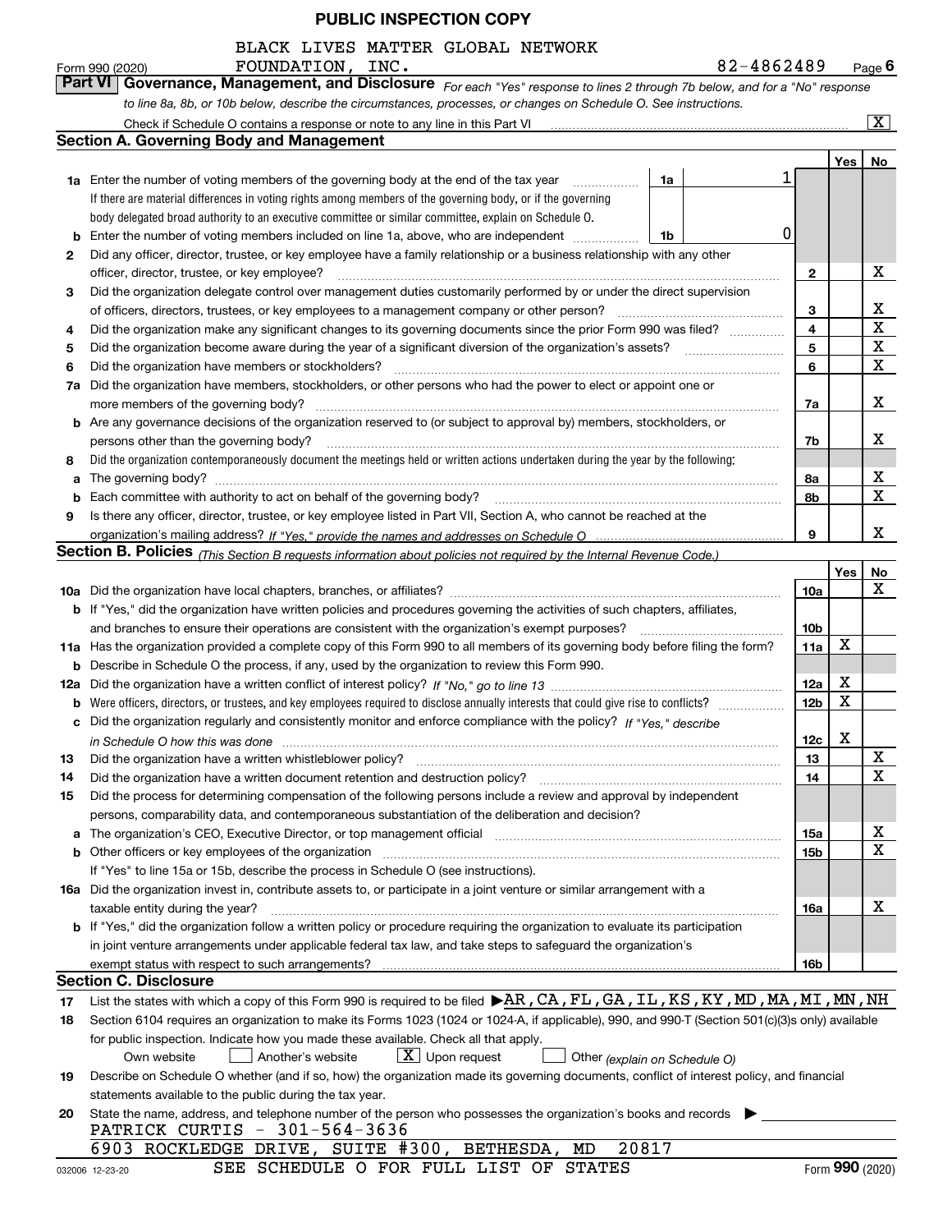PUBLIC INSPECTION COPY

BLACK LIVES MATTER GLOBAL NETWORK FOUNDATION, INC. — 82-4862489

Form 990 (2020) Page 6

## Part VI Governance, Management, and Disclosure

*For each "Yes" response to lines 2 through 7b below, and for a "No" response to line 8a, 8b, or 10b below, describe the circumstances, processes, or changes on Schedule O. See instructions.*

Check if Schedule O contains a response or note to any line in this Part VI ..... [X]

### Section A. Governing Body and Management

| | | | | Yes | No |
|---|---|---|---|---|---|
| **1a** | Enter the number of voting members of the governing body at the end of the tax year. If there are material differences in voting rights among members of the governing body, or if the governing body delegated broad authority to an executive committee or similar committee, explain on Schedule O. | 1a: 1 | | | |
| **b** | Enter the number of voting members included on line 1a, above, who are independent | 1b: 0 | | | |
| **2** | Did any officer, director, trustee, or key employee have a family relationship or a business relationship with any other officer, director, trustee, or key employee? | | 2 | | X |
| **3** | Did the organization delegate control over management duties customarily performed by or under the direct supervision of officers, directors, trustees, or key employees to a management company or other person? | | 3 | | X |
| **4** | Did the organization make any significant changes to its governing documents since the prior Form 990 was filed? | | 4 | | X |
| **5** | Did the organization become aware during the year of a significant diversion of the organization's assets? | | 5 | | X |
| **6** | Did the organization have members or stockholders? | | 6 | | X |
| **7a** | Did the organization have members, stockholders, or other persons who had the power to elect or appoint one or more members of the governing body? | | 7a | | X |
| **b** | Are any governance decisions of the organization reserved to (or subject to approval by) members, stockholders, or persons other than the governing body? | | 7b | | X |
| **8** | Did the organization contemporaneously document the meetings held or written actions undertaken during the year by the following: | | | | |
| **a** | The governing body? | | 8a | | X |
| **b** | Each committee with authority to act on behalf of the governing body? | | 8b | | X |
| **9** | Is there any officer, director, trustee, or key employee listed in Part VII, Section A, who cannot be reached at the organization's mailing address? *If "Yes," provide the names and addresses on Schedule O* | | 9 | | X |

### Section B. Policies *(This Section B requests information about policies not required by the Internal Revenue Code.)*

| | | | Yes | No |
|---|---|---|---|---|
| **10a** | Did the organization have local chapters, branches, or affiliates? | 10a | | X |
| **b** | If "Yes," did the organization have written policies and procedures governing the activities of such chapters, affiliates, and branches to ensure their operations are consistent with the organization's exempt purposes? | 10b | | |
| **11a** | Has the organization provided a complete copy of this Form 990 to all members of its governing body before filing the form? | 11a | X | |
| **b** | Describe in Schedule O the process, if any, used by the organization to review this Form 990. | | | |
| **12a** | Did the organization have a written conflict of interest policy? *If "No," go to line 13* | 12a | X | |
| **b** | Were officers, directors, or trustees, and key employees required to disclose annually interests that could give rise to conflicts? | 12b | X | |
| **c** | Did the organization regularly and consistently monitor and enforce compliance with the policy? *If "Yes," describe in Schedule O how this was done* | 12c | X | |
| **13** | Did the organization have a written whistleblower policy? | 13 | | X |
| **14** | Did the organization have a written document retention and destruction policy? | 14 | | X |
| **15** | Did the process for determining compensation of the following persons include a review and approval by independent persons, comparability data, and contemporaneous substantiation of the deliberation and decision? | | | |
| **a** | The organization's CEO, Executive Director, or top management official | 15a | | X |
| **b** | Other officers or key employees of the organization | 15b | | X |
| | If "Yes" to line 15a or 15b, describe the process in Schedule O (see instructions). | | | |
| **16a** | Did the organization invest in, contribute assets to, or participate in a joint venture or similar arrangement with a taxable entity during the year? | 16a | | X |
| **b** | If "Yes," did the organization follow a written policy or procedure requiring the organization to evaluate its participation in joint venture arrangements under applicable federal tax law, and take steps to safeguard the organization's exempt status with respect to such arrangements? | 16b | | |

### Section C. Disclosure

**17** List the states with which a copy of this Form 990 is required to be filed ▶ AR, CA, FL, GA, IL, KS, KY, MD, MA, MI, MN, NH

**18** Section 6104 requires an organization to make its Forms 1023 (1024 or 1024-A, if applicable), 990, and 990-T (Section 501(c)(3)s only) available for public inspection. Indicate how you made these available. Check all that apply.

[ ] Own website [ ] Another's website [X] Upon request [ ] Other *(explain on Schedule O)*

**19** Describe on Schedule O whether (and if so, how) the organization made its governing documents, conflict of interest policy, and financial statements available to the public during the tax year.

**20** State the name, address, and telephone number of the person who possesses the organization's books and records ▶

PATRICK CURTIS - 301-564-3636
6903 ROCKLEDGE DRIVE, SUITE #300, BETHESDA, MD 20817

SEE SCHEDULE O FOR FULL LIST OF STATES

032006 12-23-20 Form 990 (2020)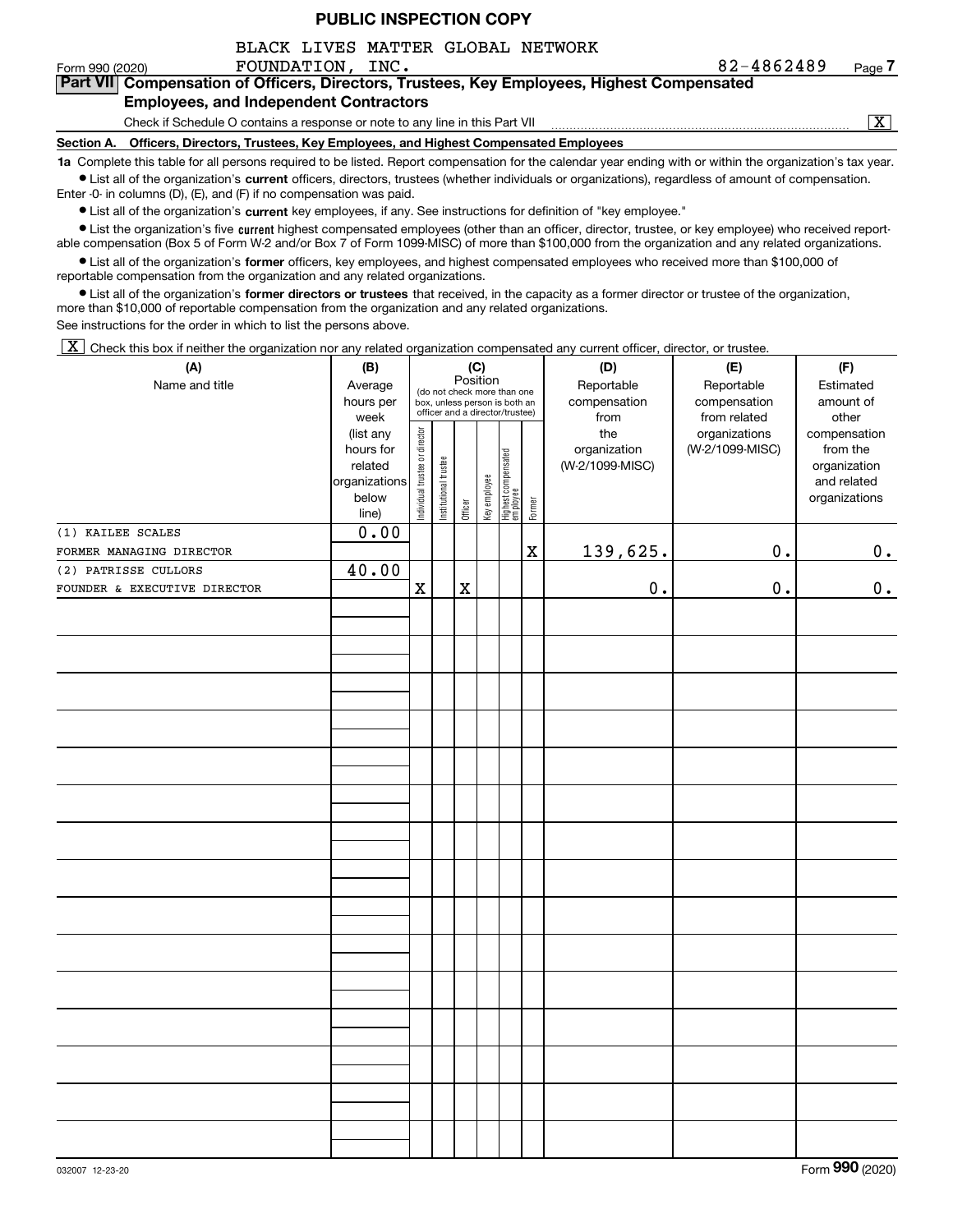**PUBLIC INSPECTION COPY**

BLACK LIVES MATTER GLOBAL NETWORK FOUNDATION, INC. 82-4862489

Form 990 (2020) Page 7

## Part VII Compensation of Officers, Directors, Trustees, Key Employees, Highest Compensated Employees, and Independent Contractors

Check if Schedule O contains a response or note to any line in this Part VII .......... [X]

**Section A. Officers, Directors, Trustees, Key Employees, and Highest Compensated Employees**

**1a** Complete this table for all persons required to be listed. Report compensation for the calendar year ending with or within the organization's tax year.

- List all of the organization's **current** officers, directors, trustees (whether individuals or organizations), regardless of amount of compensation. Enter -0- in columns (D), (E), and (F) if no compensation was paid.
- List all of the organization's **current** key employees, if any. See instructions for definition of "key employee."
- List the organization's five **current** highest compensated employees (other than an officer, director, trustee, or key employee) who received reportable compensation (Box 5 of Form W-2 and/or Box 7 of Form 1099-MISC) of more than $100,000 from the organization and any related organizations.
- List all of the organization's **former** officers, key employees, and highest compensated employees who received more than $100,000 of reportable compensation from the organization and any related organizations.
- List all of the organization's **former directors or trustees** that received, in the capacity as a former director or trustee of the organization, more than $10,000 of reportable compensation from the organization and any related organizations.

See instructions for the order in which to list the persons above.

[X] Check this box if neither the organization nor any related organization compensated any current officer, director, or trustee.

| (A) Name and title | (B) Average hours per week (list any hours for related organizations below line) | (C) Position: Individual trustee or director | Institutional trustee | Officer | Key employee | Highest compensated employee | Former | (D) Reportable compensation from the organization (W-2/1099-MISC) | (E) Reportable compensation from related organizations (W-2/1099-MISC) | (F) Estimated amount of other compensation from the organization and related organizations |
|---|---|---|---|---|---|---|---|---|---|---|
| (1) KAILEE SCALES<br>FORMER MANAGING DIRECTOR | 0.00 | | | | | | X | 139,625. | 0. | 0. |
| (2) PATRISSE CULLORS<br>FOUNDER & EXECUTIVE DIRECTOR | 40.00 | X | | X | | | | 0. | 0. | 0. |

032007 12-23-20 Form **990** (2020)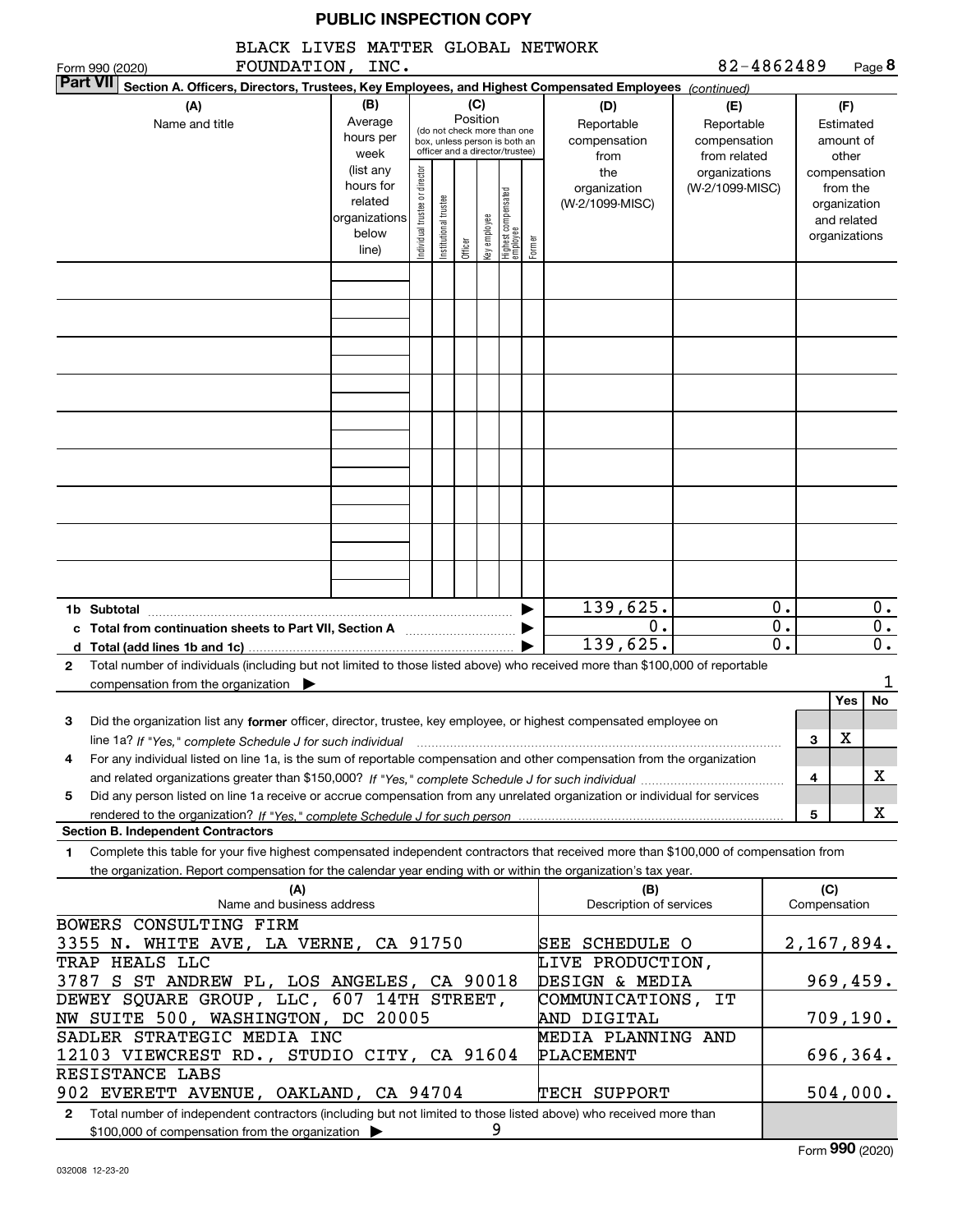**PUBLIC INSPECTION COPY**

BLACK LIVES MATTER GLOBAL NETWORK FOUNDATION, INC. — 82-4862489

Form 990 (2020) Page **8**

**Part VII** Section A. Officers, Directors, Trustees, Key Employees, and Highest Compensated Employees *(continued)*

| (A) Name and title | (B) Average hours per week (list any hours for related organizations below line) | (C) Position: Individual trustee or director | Institutional trustee | Officer | Key employee | Highest compensated employee | Former | (D) Reportable compensation from the organization (W-2/1099-MISC) | (E) Reportable compensation from related organizations (W-2/1099-MISC) | (F) Estimated amount of other compensation from the organization and related organizations |
|---|---|---|---|---|---|---|---|---|---|---|
| | | | | | | | | | | |

| | | (D) | (E) | (F) |
|---|---|---|---|---|
| **1b Subtotal** | ▶ | 139,625. | 0. | 0. |
| **c Total from continuation sheets to Part VII, Section A** | ▶ | 0. | 0. | 0. |
| **d Total (add lines 1b and 1c)** | ▶ | 139,625. | 0. | 0. |

**2** Total number of individuals (including but not limited to those listed above) who received more than $100,000 of reportable compensation from the organization ▶ 1

| | | | Yes | No |
|---|---|---|---|---|
| **3** | Did the organization list any **former** officer, director, trustee, key employee, or highest compensated employee on line 1a? *If "Yes," complete Schedule J for such individual* | 3 | X | |
| **4** | For any individual listed on line 1a, is the sum of reportable compensation and other compensation from the organization and related organizations greater than $150,000? *If "Yes," complete Schedule J for such individual* | 4 | | X |
| **5** | Did any person listed on line 1a receive or accrue compensation from any unrelated organization or individual for services rendered to the organization? *If "Yes," complete Schedule J for such person* | 5 | | X |

**Section B. Independent Contractors**

**1** Complete this table for your five highest compensated independent contractors that received more than $100,000 of compensation from the organization. Report compensation for the calendar year ending with or within the organization's tax year.

| (A) Name and business address | (B) Description of services | (C) Compensation |
|---|---|---|
| BOWERS CONSULTING FIRM, 3355 N. WHITE AVE, LA VERNE, CA 91750 | SEE SCHEDULE O | 2,167,894. |
| TRAP HEALS LLC, 3787 S ST ANDREW PL, LOS ANGELES, CA 90018 | LIVE PRODUCTION, DESIGN & MEDIA | 969,459. |
| DEWEY SQUARE GROUP, LLC, 607 14TH STREET, NW SUITE 500, WASHINGTON, DC 20005 | COMMUNICATIONS, IT AND DIGITAL | 709,190. |
| SADLER STRATEGIC MEDIA INC, 12103 VIEWCREST RD., STUDIO CITY, CA 91604 | MEDIA PLANNING AND PLACEMENT | 696,364. |
| RESISTANCE LABS, 902 EVERETT AVENUE, OAKLAND, CA 94704 | TECH SUPPORT | 504,000. |

**2** Total number of independent contractors (including but not limited to those listed above) who received more than $100,000 of compensation from the organization ▶ 9

032008 12-23-20 Form **990** (2020)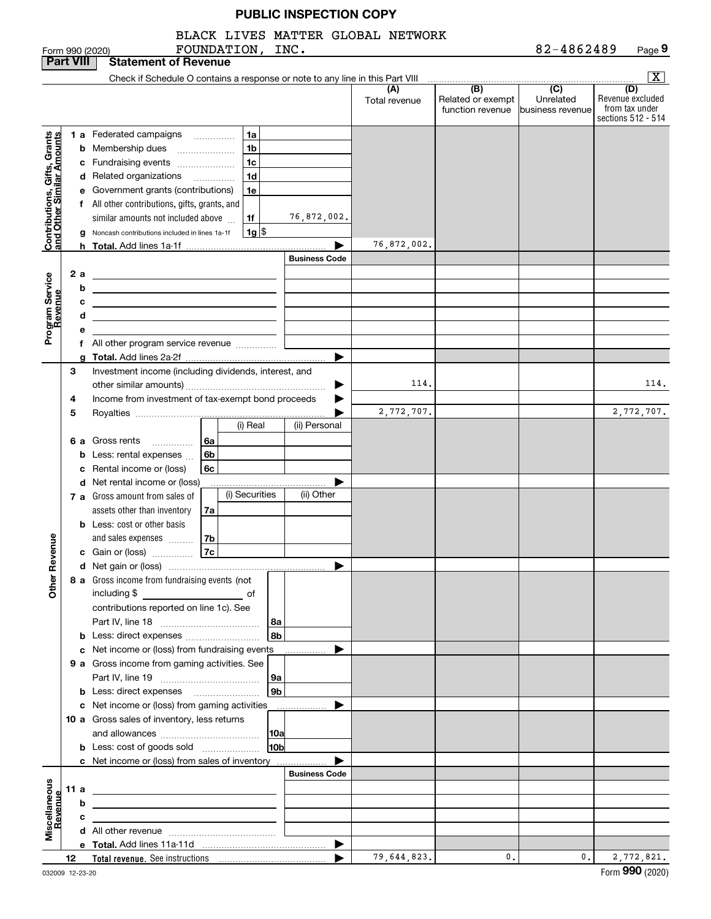**PUBLIC INSPECTION COPY**

Form 990 (2020) BLACK LIVES MATTER GLOBAL NETWORK FOUNDATION, INC. 82-4862489 Page **9**

## Part VIII Statement of Revenue

Check if Schedule O contains a response or note to any line in this Part VIII [X]

| | | | | (A) Total revenue | (B) Related or exempt function revenue | (C) Unrelated business revenue | (D) Revenue excluded from tax under sections 512 - 514 |
|---|---|---|---|---|---|---|---|
| **Contributions, Gifts, Grants and Other Similar Amounts** | 1 a Federated campaigns | 1a | | | | | |
| | b Membership dues | 1b | | | | | |
| | c Fundraising events | 1c | | | | | |
| | d Related organizations | 1d | | | | | |
| | e Government grants (contributions) | 1e | | | | | |
| | f All other contributions, gifts, grants, and similar amounts not included above | 1f | 76,872,002. | | | | |
| | g Noncash contributions included in lines 1a-1f | 1g | $ | | | | |
| | h **Total.** Add lines 1a-1f | | | 76,872,002. | | | |
| **Program Service Revenue** | | | Business Code | | | | |
| | 2 a | | | | | | |
| | b | | | | | | |
| | c | | | | | | |
| | d | | | | | | |
| | e | | | | | | |
| | f All other program service revenue | | | | | | |
| | g **Total.** Add lines 2a-2f | | | | | | |
| **Other Revenue** | 3 Investment income (including dividends, interest, and other similar amounts) | | | 114. | | | 114. |
| | 4 Income from investment of tax-exempt bond proceeds | | | | | | |
| | 5 Royalties | | | 2,772,707. | | | 2,772,707. |
| | | (i) Real | (ii) Personal | | | | |
| | 6 a Gross rents | 6a | | | | | |
| | b Less: rental expenses | 6b | | | | | |
| | c Rental income or (loss) | 6c | | | | | |
| | d Net rental income or (loss) | | | | | | |
| | | (i) Securities | (ii) Other | | | | |
| | 7 a Gross amount from sales of assets other than inventory | 7a | | | | | |
| | b Less: cost or other basis and sales expenses | 7b | | | | | |
| | c Gain or (loss) | 7c | | | | | |
| | d Net gain or (loss) | | | | | | |
| | 8 a Gross income from fundraising events (not including $ ___ of contributions reported on line 1c). See Part IV, line 18 | 8a | | | | | |
| | b Less: direct expenses | 8b | | | | | |
| | c Net income or (loss) from fundraising events | | | | | | |
| | 9 a Gross income from gaming activities. See Part IV, line 19 | 9a | | | | | |
| | b Less: direct expenses | 9b | | | | | |
| | c Net income or (loss) from gaming activities | | | | | | |
| | 10 a Gross sales of inventory, less returns and allowances | 10a | | | | | |
| | b Less: cost of goods sold | 10b | | | | | |
| | c Net income or (loss) from sales of inventory | | | | | | |
| **Miscellaneous Revenue** | | | Business Code | | | | |
| | 11 a | | | | | | |
| | b | | | | | | |
| | c | | | | | | |
| | d All other revenue | | | | | | |
| | e **Total.** Add lines 11a-11d | | | | | | |
| | 12 **Total revenue.** See instructions | | | 79,644,823. | 0. | 0. | 2,772,821. |

032009 12-23-20 Form **990** (2020)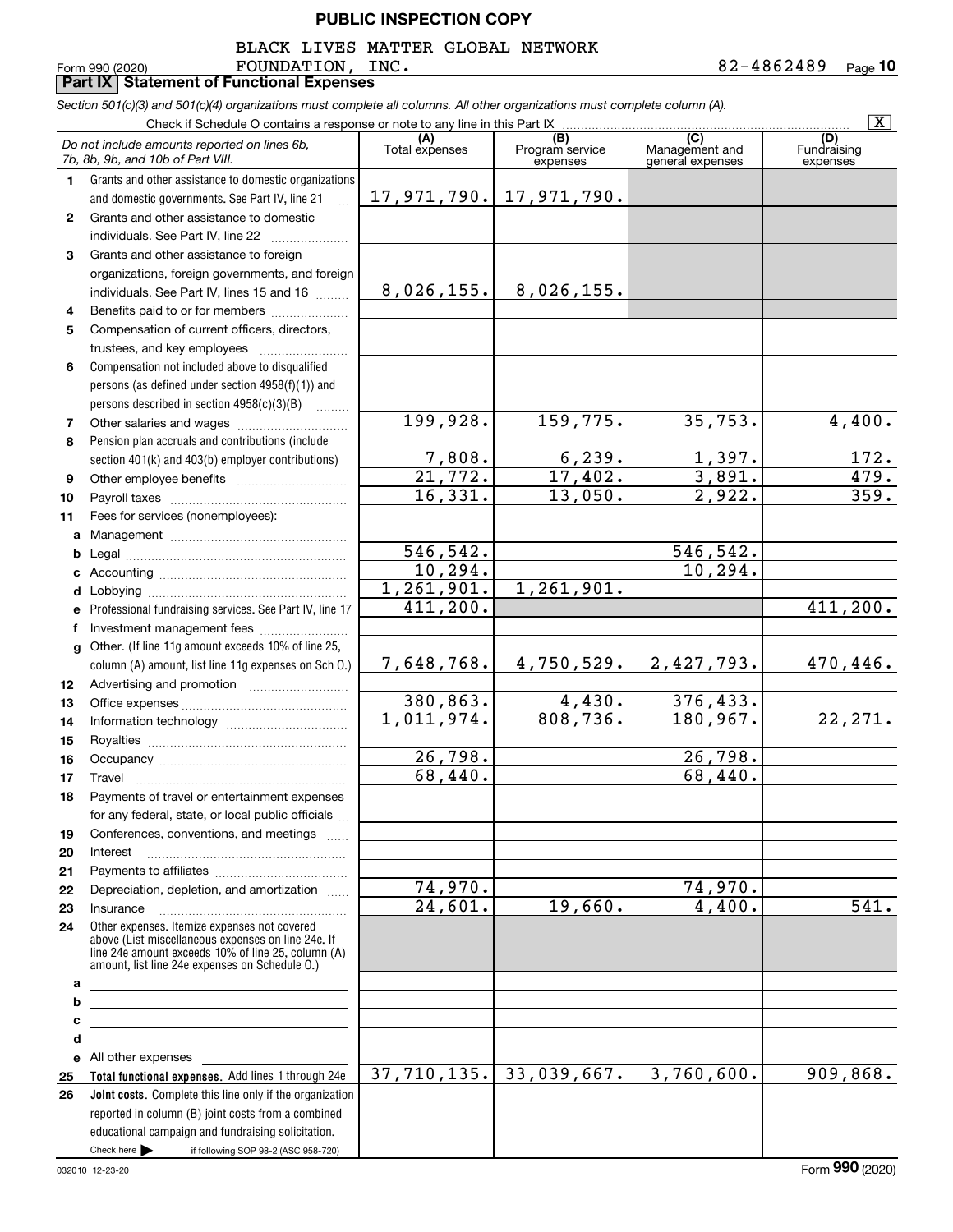**PUBLIC INSPECTION COPY**

Form 990 (2020) BLACK LIVES MATTER GLOBAL NETWORK FOUNDATION, INC. 82-4862489 Page **10**

## Part IX Statement of Functional Expenses

*Section 501(c)(3) and 501(c)(4) organizations must complete all columns. All other organizations must complete column (A).*

Check if Schedule O contains a response or note to any line in this Part IX [X]

| | *Do not include amounts reported on lines 6b, 7b, 8b, 9b, and 10b of Part VIII.* | (A) Total expenses | (B) Program service expenses | (C) Management and general expenses | (D) Fundraising expenses |
|---|---|---|---|---|---|
| 1 | Grants and other assistance to domestic organizations and domestic governments. See Part IV, line 21 | 17,971,790. | 17,971,790. | | |
| 2 | Grants and other assistance to domestic individuals. See Part IV, line 22 | | | | |
| 3 | Grants and other assistance to foreign organizations, foreign governments, and foreign individuals. See Part IV, lines 15 and 16 | 8,026,155. | 8,026,155. | | |
| 4 | Benefits paid to or for members | | | | |
| 5 | Compensation of current officers, directors, trustees, and key employees | | | | |
| 6 | Compensation not included above to disqualified persons (as defined under section 4958(f)(1)) and persons described in section 4958(c)(3)(B) | | | | |
| 7 | Other salaries and wages | 199,928. | 159,775. | 35,753. | 4,400. |
| 8 | Pension plan accruals and contributions (include section 401(k) and 403(b) employer contributions) | 7,808. | 6,239. | 1,397. | 172. |
| 9 | Other employee benefits | 21,772. | 17,402. | 3,891. | 479. |
| 10 | Payroll taxes | 16,331. | 13,050. | 2,922. | 359. |
| 11 | Fees for services (nonemployees): | | | | |
| a | Management | | | | |
| b | Legal | 546,542. | | 546,542. | |
| c | Accounting | 10,294. | | 10,294. | |
| d | Lobbying | 1,261,901. | 1,261,901. | | |
| e | Professional fundraising services. See Part IV, line 17 | 411,200. | | | 411,200. |
| f | Investment management fees | | | | |
| g | Other. (If line 11g amount exceeds 10% of line 25, column (A) amount, list line 11g expenses on Sch O.) | 7,648,768. | 4,750,529. | 2,427,793. | 470,446. |
| 12 | Advertising and promotion | | | | |
| 13 | Office expenses | 380,863. | 4,430. | 376,433. | |
| 14 | Information technology | 1,011,974. | 808,736. | 180,967. | 22,271. |
| 15 | Royalties | | | | |
| 16 | Occupancy | 26,798. | | 26,798. | |
| 17 | Travel | 68,440. | | 68,440. | |
| 18 | Payments of travel or entertainment expenses for any federal, state, or local public officials | | | | |
| 19 | Conferences, conventions, and meetings | | | | |
| 20 | Interest | | | | |
| 21 | Payments to affiliates | | | | |
| 22 | Depreciation, depletion, and amortization | 74,970. | | 74,970. | |
| 23 | Insurance | 24,601. | 19,660. | 4,400. | 541. |
| 24 | Other expenses. Itemize expenses not covered above (List miscellaneous expenses on line 24e. If line 24e amount exceeds 10% of line 25, column (A) amount, list line 24e expenses on Schedule O.) | | | | |
| a | | | | | |
| b | | | | | |
| c | | | | | |
| d | | | | | |
| e | All other expenses | | | | |
| 25 | **Total functional expenses.** Add lines 1 through 24e | 37,710,135. | 33,039,667. | 3,760,600. | 909,868. |
| 26 | **Joint costs.** Complete this line only if the organization reported in column (B) joint costs from a combined educational campaign and fundraising solicitation. Check here ▶ [ ] if following SOP 98-2 (ASC 958-720) | | | | |

032010 12-23-20 Form **990** (2020)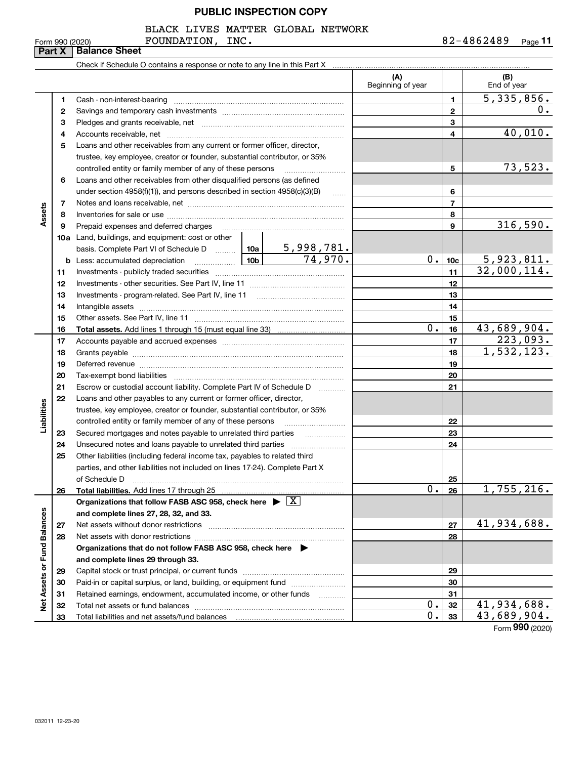PUBLIC INSPECTION COPY

BLACK LIVES MATTER GLOBAL NETWORK FOUNDATION, INC.

Form 990 (2020) 82-4862489 Page 11

## Part X Balance Sheet

Check if Schedule O contains a response or note to any line in this Part X

| | | | | (A) Beginning of year | | (B) End of year |
|---|---|---|---|---|---|---|
| **Assets** | 1 | Cash - non-interest-bearing | | | 1 | 5,335,856. |
| | 2 | Savings and temporary cash investments | | | 2 | 0. |
| | 3 | Pledges and grants receivable, net | | | 3 | |
| | 4 | Accounts receivable, net | | | 4 | 40,010. |
| | 5 | Loans and other receivables from any current or former officer, director, trustee, key employee, creator or founder, substantial contributor, or 35% controlled entity or family member of any of these persons | | | 5 | 73,523. |
| | 6 | Loans and other receivables from other disqualified persons (as defined under section 4958(f)(1)), and persons described in section 4958(c)(3)(B) | | | 6 | |
| | 7 | Notes and loans receivable, net | | | 7 | |
| | 8 | Inventories for sale or use | | | 8 | |
| | 9 | Prepaid expenses and deferred charges | | | 9 | 316,590. |
| | 10a | Land, buildings, and equipment: cost or other basis. Complete Part VI of Schedule D | 10a: 5,998,781. | | | |
| | b | Less: accumulated depreciation | 10b: 74,970. | 0. | 10c | 5,923,811. |
| | 11 | Investments - publicly traded securities | | | 11 | 32,000,114. |
| | 12 | Investments - other securities. See Part IV, line 11 | | | 12 | |
| | 13 | Investments - program-related. See Part IV, line 11 | | | 13 | |
| | 14 | Intangible assets | | | 14 | |
| | 15 | Other assets. See Part IV, line 11 | | | 15 | |
| | 16 | **Total assets.** Add lines 1 through 15 (must equal line 33) | | 0. | 16 | 43,689,904. |
| **Liabilities** | 17 | Accounts payable and accrued expenses | | | 17 | 223,093. |
| | 18 | Grants payable | | | 18 | 1,532,123. |
| | 19 | Deferred revenue | | | 19 | |
| | 20 | Tax-exempt bond liabilities | | | 20 | |
| | 21 | Escrow or custodial account liability. Complete Part IV of Schedule D | | | 21 | |
| | 22 | Loans and other payables to any current or former officer, director, trustee, key employee, creator or founder, substantial contributor, or 35% controlled entity or family member of any of these persons | | | 22 | |
| | 23 | Secured mortgages and notes payable to unrelated third parties | | | 23 | |
| | 24 | Unsecured notes and loans payable to unrelated third parties | | | 24 | |
| | 25 | Other liabilities (including federal income tax, payables to related third parties, and other liabilities not included on lines 17-24). Complete Part X of Schedule D | | | 25 | |
| | 26 | **Total liabilities.** Add lines 17 through 25 | | 0. | 26 | 1,755,216. |
| **Net Assets or Fund Balances** | | **Organizations that follow FASB ASC 958, check here ▶ [X] and complete lines 27, 28, 32, and 33.** | | | | |
| | 27 | Net assets without donor restrictions | | | 27 | 41,934,688. |
| | 28 | Net assets with donor restrictions | | | 28 | |
| | | **Organizations that do not follow FASB ASC 958, check here ▶ and complete lines 29 through 33.** | | | | |
| | 29 | Capital stock or trust principal, or current funds | | | 29 | |
| | 30 | Paid-in or capital surplus, or land, building, or equipment fund | | | 30 | |
| | 31 | Retained earnings, endowment, accumulated income, or other funds | | | 31 | |
| | 32 | Total net assets or fund balances | | 0. | 32 | 41,934,688. |
| | 33 | Total liabilities and net assets/fund balances | | 0. | 33 | 43,689,904. |

Form **990** (2020)

032011 12-23-20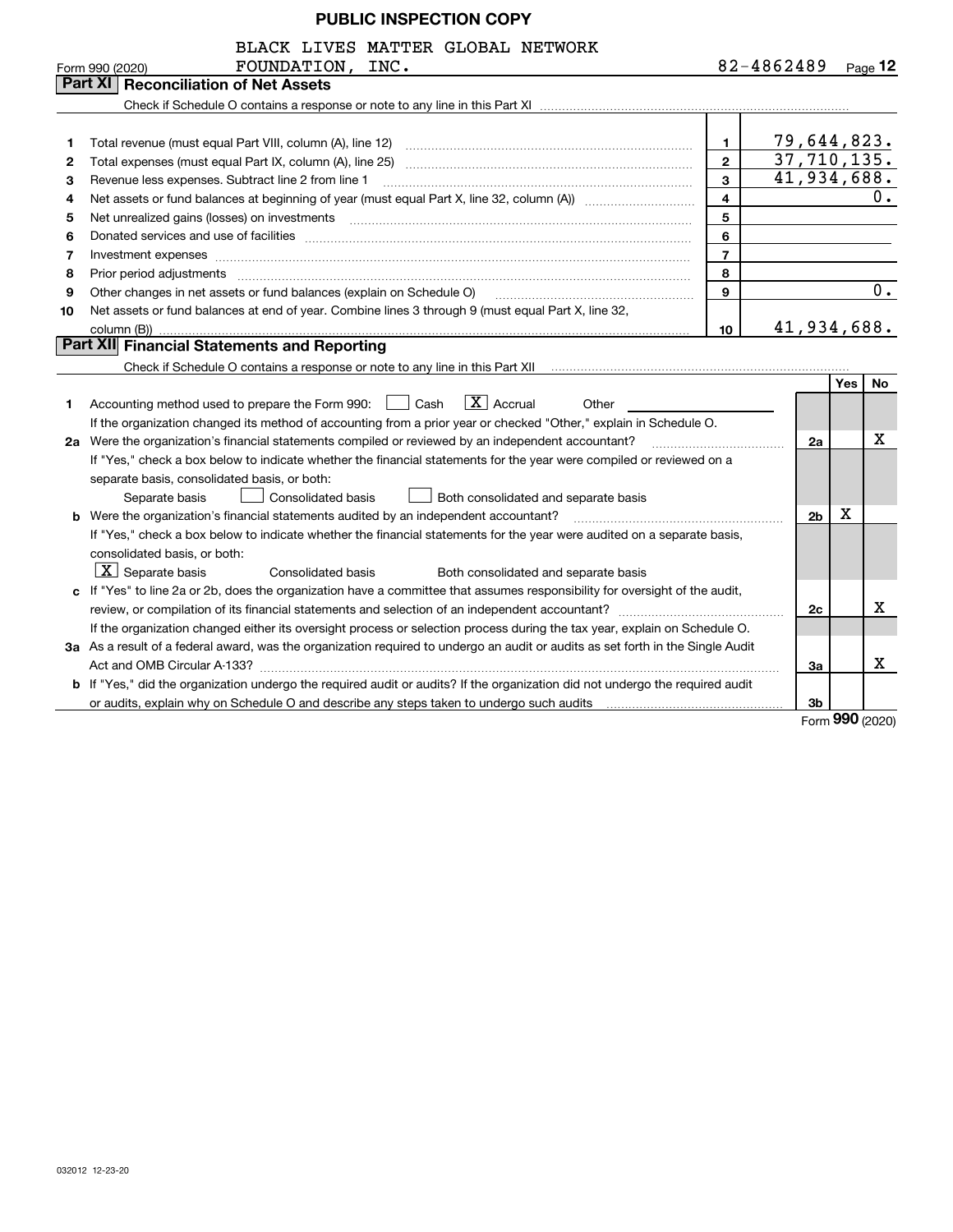PUBLIC INSPECTION COPY

BLACK LIVES MATTER GLOBAL NETWORK FOUNDATION, INC. — 82-4862489

Form 990 (2020) Page 12

## Part XI Reconciliation of Net Assets

Check if Schedule O contains a response or note to any line in this Part XI

| | | | |
|---|---|---|---|
| 1 | Total revenue (must equal Part VIII, column (A), line 12) | 1 | 79,644,823. |
| 2 | Total expenses (must equal Part IX, column (A), line 25) | 2 | 37,710,135. |
| 3 | Revenue less expenses. Subtract line 2 from line 1 | 3 | 41,934,688. |
| 4 | Net assets or fund balances at beginning of year (must equal Part X, line 32, column (A)) | 4 | 0. |
| 5 | Net unrealized gains (losses) on investments | 5 | |
| 6 | Donated services and use of facilities | 6 | |
| 7 | Investment expenses | 7 | |
| 8 | Prior period adjustments | 8 | |
| 9 | Other changes in net assets or fund balances (explain on Schedule O) | 9 | 0. |
| 10 | Net assets or fund balances at end of year. Combine lines 3 through 9 (must equal Part X, line 32, column (B)) | 10 | 41,934,688. |

## Part XII Financial Statements and Reporting

Check if Schedule O contains a response or note to any line in this Part XII

| | | | Yes | No |
|---|---|---|---|---|
| 1 | Accounting method used to prepare the Form 990: [ ] Cash [X] Accrual [ ] Other<br>If the organization changed its method of accounting from a prior year or checked "Other," explain in Schedule O. | | | |
| 2a | Were the organization's financial statements compiled or reviewed by an independent accountant?<br>If "Yes," check a box below to indicate whether the financial statements for the year were compiled or reviewed on a separate basis, consolidated basis, or both:<br>[ ] Separate basis [ ] Consolidated basis [ ] Both consolidated and separate basis | 2a | | X |
| b | Were the organization's financial statements audited by an independent accountant?<br>If "Yes," check a box below to indicate whether the financial statements for the year were audited on a separate basis, consolidated basis, or both:<br>[X] Separate basis [ ] Consolidated basis [ ] Both consolidated and separate basis | 2b | X | |
| c | If "Yes" to line 2a or 2b, does the organization have a committee that assumes responsibility for oversight of the audit, review, or compilation of its financial statements and selection of an independent accountant?<br>If the organization changed either its oversight process or selection process during the tax year, explain on Schedule O. | 2c | | X |
| 3a | As a result of a federal award, was the organization required to undergo an audit or audits as set forth in the Single Audit Act and OMB Circular A-133? | 3a | | X |
| b | If "Yes," did the organization undergo the required audit or audits? If the organization did not undergo the required audit or audits, explain why on Schedule O and describe any steps taken to undergo such audits | 3b | | |

Form 990 (2020)

032012 12-23-20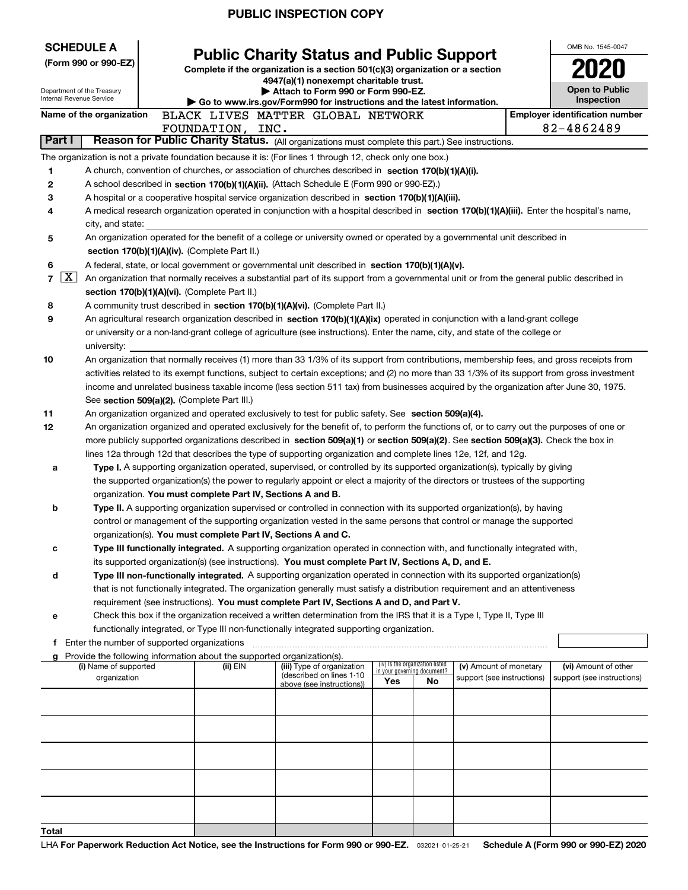PUBLIC INSPECTION COPY

**SCHEDULE A**
**(Form 990 or 990-EZ)**

Department of the Treasury
Internal Revenue Service

# Public Charity Status and Public Support

**Complete if the organization is a section 501(c)(3) organization or a section 4947(a)(1) nonexempt charitable trust.**
**▶ Attach to Form 990 or Form 990-EZ.**
**▶ Go to www.irs.gov/Form990 for instructions and the latest information.**

OMB No. 1545-0047
**2020**
**Open to Public Inspection**

**Name of the organization** BLACK LIVES MATTER GLOBAL NETWORK FOUNDATION, INC.
**Employer identification number** 82-4862489

**Part I** **Reason for Public Charity Status.** (All organizations must complete this part.) See instructions.

The organization is not a private foundation because it is: (For lines 1 through 12, check only one box.)

1. A church, convention of churches, or association of churches described in **section 170(b)(1)(A)(i).**
2. A school described in **section 170(b)(1)(A)(ii).** (Attach Schedule E (Form 990 or 990-EZ).)
3. A hospital or a cooperative hospital service organization described in **section 170(b)(1)(A)(iii).**
4. A medical research organization operated in conjunction with a hospital described in **section 170(b)(1)(A)(iii).** Enter the hospital's name, city, and state:
5. An organization operated for the benefit of a college or university owned or operated by a governmental unit described in **section 170(b)(1)(A)(iv).** (Complete Part II.)
6. A federal, state, or local government or governmental unit described in **section 170(b)(1)(A)(v).**
7. [X] An organization that normally receives a substantial part of its support from a governmental unit or from the general public described in **section 170(b)(1)(A)(vi).** (Complete Part II.)
8. A community trust described in **section 170(b)(1)(A)(vi).** (Complete Part II.)
9. An agricultural research organization described in **section 170(b)(1)(A)(ix)** operated in conjunction with a land-grant college or university or a non-land-grant college of agriculture (see instructions). Enter the name, city, and state of the college or university:
10. An organization that normally receives (1) more than 33 1/3% of its support from contributions, membership fees, and gross receipts from activities related to its exempt functions, subject to certain exceptions; and (2) no more than 33 1/3% of its support from gross investment income and unrelated business taxable income (less section 511 tax) from businesses acquired by the organization after June 30, 1975. See **section 509(a)(2).** (Complete Part III.)
11. An organization organized and operated exclusively to test for public safety. See **section 509(a)(4).**
12. An organization organized and operated exclusively for the benefit of, to perform the functions of, or to carry out the purposes of one or more publicly supported organizations described in **section 509(a)(1)** or **section 509(a)(2)**. See **section 509(a)(3).** Check the box in lines 12a through 12d that describes the type of supporting organization and complete lines 12e, 12f, and 12g.
   - **a** **Type I.** A supporting organization operated, supervised, or controlled by its supported organization(s), typically by giving the supported organization(s) the power to regularly appoint or elect a majority of the directors or trustees of the supporting organization. **You must complete Part IV, Sections A and B.**
   - **b** **Type II.** A supporting organization supervised or controlled in connection with its supported organization(s), by having control or management of the supporting organization vested in the same persons that control or manage the supported organization(s). **You must complete Part IV, Sections A and C.**
   - **c** **Type III functionally integrated.** A supporting organization operated in connection with, and functionally integrated with, its supported organization(s) (see instructions). **You must complete Part IV, Sections A, D, and E.**
   - **d** **Type III non-functionally integrated.** A supporting organization operated in connection with its supported organization(s) that is not functionally integrated. The organization generally must satisfy a distribution requirement and an attentiveness requirement (see instructions). **You must complete Part IV, Sections A and D, and Part V.**
   - **e** Check this box if the organization received a written determination from the IRS that it is a Type I, Type II, Type III functionally integrated, or Type III non-functionally integrated supporting organization.
   - **f** Enter the number of supported organizations
   - **g** Provide the following information about the supported organization(s).

| (i) Name of supported organization | (ii) EIN | (iii) Type of organization (described on lines 1-10 above (see instructions)) | (iv) Is the organization listed in your governing document? Yes | No | (v) Amount of monetary support (see instructions) | (vi) Amount of other support (see instructions) |
|---|---|---|---|---|---|---|
| | | | | | | |
| | | | | | | |
| | | | | | | |
| | | | | | | |
| | | | | | | |
| **Total** | | | | | | |

LHA **For Paperwork Reduction Act Notice, see the Instructions for Form 990 or 990-EZ.** 032021 01-25-21 **Schedule A (Form 990 or 990-EZ) 2020**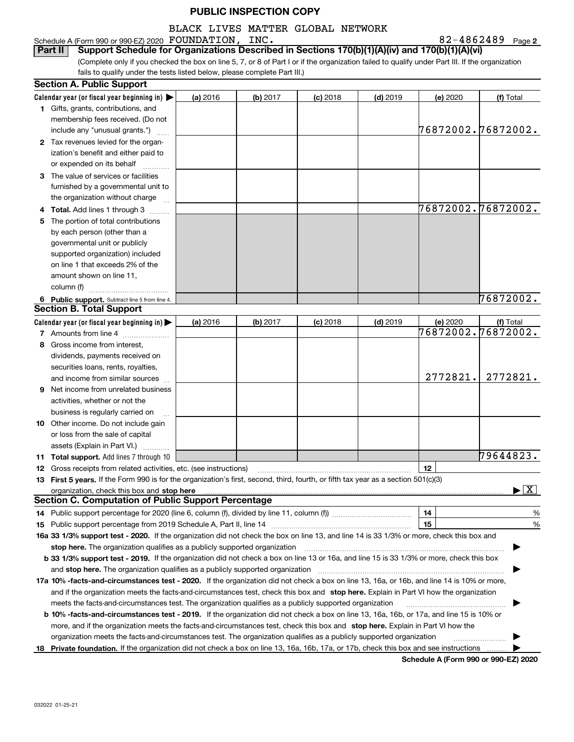PUBLIC INSPECTION COPY

Schedule A (Form 990 or 990-EZ) 2020 BLACK LIVES MATTER GLOBAL NETWORK FOUNDATION, INC. 82-4862489 Page 2

**Part II Support Schedule for Organizations Described in Sections 170(b)(1)(A)(iv) and 170(b)(1)(A)(vi)**

(Complete only if you checked the box on line 5, 7, or 8 of Part I or if the organization failed to qualify under Part III. If the organization fails to qualify under the tests listed below, please complete Part III.)

**Section A. Public Support**

| Calendar year (or fiscal year beginning in) ▶ | (a) 2016 | (b) 2017 | (c) 2018 | (d) 2019 | (e) 2020 | (f) Total |
|---|---|---|---|---|---|---|
| 1 Gifts, grants, contributions, and membership fees received. (Do not include any "unusual grants.") | | | | | 76872002. | 76872002. |
| 2 Tax revenues levied for the organization's benefit and either paid to or expended on its behalf | | | | | | |
| 3 The value of services or facilities furnished by a governmental unit to the organization without charge | | | | | | |
| 4 **Total.** Add lines 1 through 3 | | | | | 76872002. | 76872002. |
| 5 The portion of total contributions by each person (other than a governmental unit or publicly supported organization) included on line 1 that exceeds 2% of the amount shown on line 11, column (f) | | | | | | |
| 6 **Public support.** Subtract line 5 from line 4. | | | | | | 76872002. |

**Section B. Total Support**

| Calendar year (or fiscal year beginning in) ▶ | (a) 2016 | (b) 2017 | (c) 2018 | (d) 2019 | (e) 2020 | (f) Total |
|---|---|---|---|---|---|---|
| 7 Amounts from line 4 | | | | | 76872002. | 76872002. |
| 8 Gross income from interest, dividends, payments received on securities loans, rents, royalties, and income from similar sources | | | | | 2772821. | 2772821. |
| 9 Net income from unrelated business activities, whether or not the business is regularly carried on | | | | | | |
| 10 Other income. Do not include gain or loss from the sale of capital assets (Explain in Part VI.) | | | | | | |
| 11 **Total support.** Add lines 7 through 10 | | | | | | 79644823. |

12 Gross receipts from related activities, etc. (see instructions) | 12 |

13 **First 5 years.** If the Form 990 is for the organization's first, second, third, fourth, or fifth tax year as a section 501(c)(3) organization, check this box and **stop here** ▶ [X]

**Section C. Computation of Public Support Percentage**

14 Public support percentage for 2020 (line 6, column (f), divided by line 11, column (f)) | 14 | %

15 Public support percentage from 2019 Schedule A, Part II, line 14 | 15 | %

**16a 33 1/3% support test - 2020.** If the organization did not check the box on line 13, and line 14 is 33 1/3% or more, check this box and **stop here.** The organization qualifies as a publicly supported organization ▶

**b 33 1/3% support test - 2019.** If the organization did not check a box on line 13 or 16a, and line 15 is 33 1/3% or more, check this box and **stop here.** The organization qualifies as a publicly supported organization ▶

**17a 10% -facts-and-circumstances test - 2020.** If the organization did not check a box on line 13, 16a, or 16b, and line 14 is 10% or more, and if the organization meets the facts-and-circumstances test, check this box and **stop here.** Explain in Part VI how the organization meets the facts-and-circumstances test. The organization qualifies as a publicly supported organization ▶

**b 10% -facts-and-circumstances test - 2019.** If the organization did not check a box on line 13, 16a, 16b, or 17a, and line 15 is 10% or more, and if the organization meets the facts-and-circumstances test, check this box and **stop here.** Explain in Part VI how the organization meets the facts-and-circumstances test. The organization qualifies as a publicly supported organization ▶

**18 Private foundation.** If the organization did not check a box on line 13, 16a, 16b, 17a, or 17b, check this box and see instructions ▶

**Schedule A (Form 990 or 990-EZ) 2020**

032022 01-25-21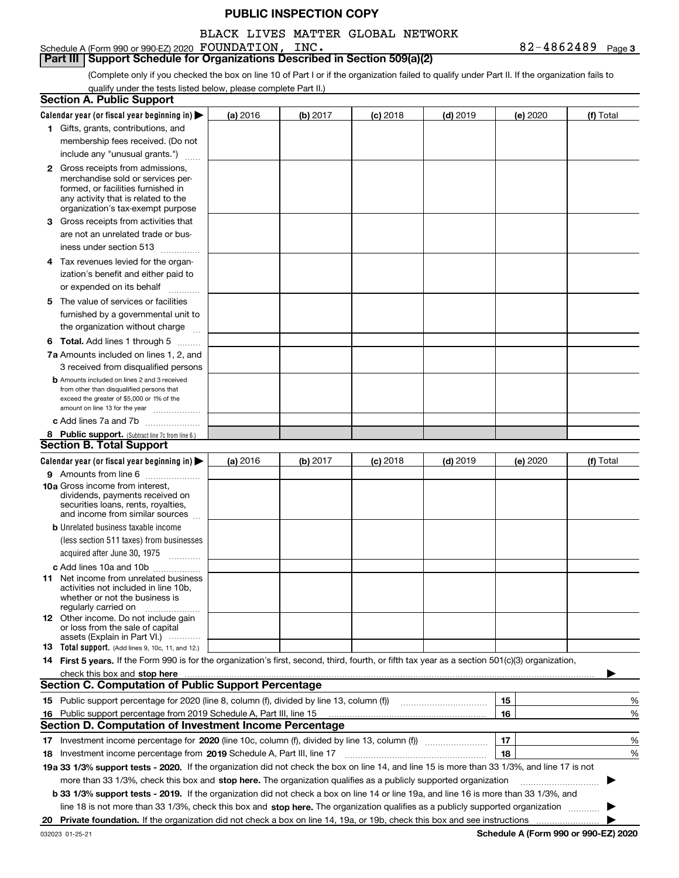PUBLIC INSPECTION COPY

Schedule A (Form 990 or 990-EZ) 2020 BLACK LIVES MATTER GLOBAL NETWORK FOUNDATION, INC. 82-4862489 Page 3

## Part III Support Schedule for Organizations Described in Section 509(a)(2)

(Complete only if you checked the box on line 10 of Part I or if the organization failed to qualify under Part II. If the organization fails to qualify under the tests listed below, please complete Part II.)

### Section A. Public Support

| Calendar year (or fiscal year beginning in) ▶ | (a) 2016 | (b) 2017 | (c) 2018 | (d) 2019 | (e) 2020 | (f) Total |
|---|---|---|---|---|---|---|
| 1 Gifts, grants, contributions, and membership fees received. (Do not include any "unusual grants.") | | | | | | |
| 2 Gross receipts from admissions, merchandise sold or services performed, or facilities furnished in any activity that is related to the organization's tax-exempt purpose | | | | | | |
| 3 Gross receipts from activities that are not an unrelated trade or business under section 513 | | | | | | |
| 4 Tax revenues levied for the organization's benefit and either paid to or expended on its behalf | | | | | | |
| 5 The value of services or facilities furnished by a governmental unit to the organization without charge | | | | | | |
| 6 **Total.** Add lines 1 through 5 | | | | | | |
| 7a Amounts included on lines 1, 2, and 3 received from disqualified persons | | | | | | |
| b Amounts included on lines 2 and 3 received from other than disqualified persons that exceed the greater of $5,000 or 1% of the amount on line 13 for the year | | | | | | |
| c Add lines 7a and 7b | | | | | | |
| 8 **Public support.** (Subtract line 7c from line 6.) | | | | | | |

### Section B. Total Support

| Calendar year (or fiscal year beginning in) ▶ | (a) 2016 | (b) 2017 | (c) 2018 | (d) 2019 | (e) 2020 | (f) Total |
|---|---|---|---|---|---|---|
| 9 Amounts from line 6 | | | | | | |
| 10a Gross income from interest, dividends, payments received on securities loans, rents, royalties, and income from similar sources | | | | | | |
| b Unrelated business taxable income (less section 511 taxes) from businesses acquired after June 30, 1975 | | | | | | |
| c Add lines 10a and 10b | | | | | | |
| 11 Net income from unrelated business activities not included in line 10b, whether or not the business is regularly carried on | | | | | | |
| 12 Other income. Do not include gain or loss from the sale of capital assets (Explain in Part VI.) | | | | | | |
| 13 **Total support.** (Add lines 9, 10c, 11, and 12.) | | | | | | |

14 **First 5 years.** If the Form 990 is for the organization's first, second, third, fourth, or fifth tax year as a section 501(c)(3) organization, check this box and **stop here** ▶

### Section C. Computation of Public Support Percentage

| | | | |
|---|---|---|---|
| 15 | Public support percentage for 2020 (line 8, column (f), divided by line 13, column (f)) | 15 | % |
| 16 | Public support percentage from 2019 Schedule A, Part III, line 15 | 16 | % |

### Section D. Computation of Investment Income Percentage

| | | | |
|---|---|---|---|
| 17 | Investment income percentage for **2020** (line 10c, column (f), divided by line 13, column (f)) | 17 | % |
| 18 | Investment income percentage from **2019** Schedule A, Part III, line 17 | 18 | % |

**19a 33 1/3% support tests - 2020.** If the organization did not check the box on line 14, and line 15 is more than 33 1/3%, and line 17 is not more than 33 1/3%, check this box and **stop here.** The organization qualifies as a publicly supported organization ▶

**b 33 1/3% support tests - 2019.** If the organization did not check a box on line 14 or line 19a, and line 16 is more than 33 1/3%, and line 18 is not more than 33 1/3%, check this box and **stop here.** The organization qualifies as a publicly supported organization ▶

**20 Private foundation.** If the organization did not check a box on line 14, 19a, or 19b, check this box and see instructions ▶

032023 01-25-21 **Schedule A (Form 990 or 990-EZ) 2020**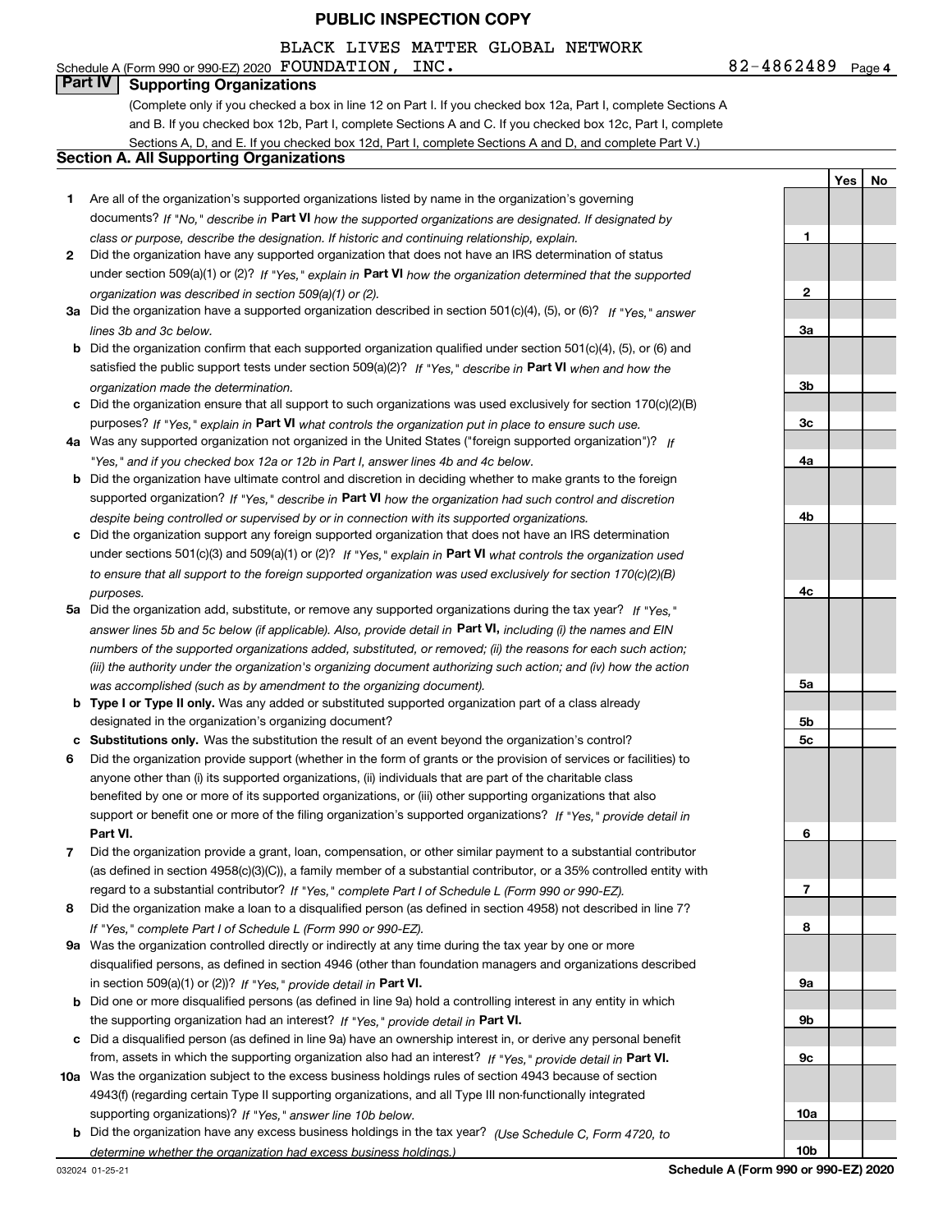**PUBLIC INSPECTION COPY**

BLACK LIVES MATTER GLOBAL NETWORK

Schedule A (Form 990 or 990-EZ) 2020 FOUNDATION, INC. 82-4862489 Page 4

## Part IV Supporting Organizations

(Complete only if you checked a box in line 12 on Part I. If you checked box 12a, Part I, complete Sections A and B. If you checked box 12b, Part I, complete Sections A and C. If you checked box 12c, Part I, complete Sections A, D, and E. If you checked box 12d, Part I, complete Sections A and D, and complete Part V.)

### Section A. All Supporting Organizations

| | | | Yes | No |
|---|---|---|---|---|
| **1** | Are all of the organization's supported organizations listed by name in the organization's governing documents? *If "No," describe in* **Part VI** *how the supported organizations are designated. If designated by class or purpose, describe the designation. If historic and continuing relationship, explain.* | 1 | | |
| **2** | Did the organization have any supported organization that does not have an IRS determination of status under section 509(a)(1) or (2)? *If "Yes," explain in* **Part VI** *how the organization determined that the supported organization was described in section 509(a)(1) or (2).* | 2 | | |
| **3a** | Did the organization have a supported organization described in section 501(c)(4), (5), or (6)? *If "Yes," answer lines 3b and 3c below.* | 3a | | |
| **b** | Did the organization confirm that each supported organization qualified under section 501(c)(4), (5), or (6) and satisfied the public support tests under section 509(a)(2)? *If "Yes," describe in* **Part VI** *when and how the organization made the determination.* | 3b | | |
| **c** | Did the organization ensure that all support to such organizations was used exclusively for section 170(c)(2)(B) purposes? *If "Yes," explain in* **Part VI** *what controls the organization put in place to ensure such use.* | 3c | | |
| **4a** | Was any supported organization not organized in the United States ("foreign supported organization")? *If "Yes," and if you checked box 12a or 12b in Part I, answer lines 4b and 4c below.* | 4a | | |
| **b** | Did the organization have ultimate control and discretion in deciding whether to make grants to the foreign supported organization? *If "Yes," describe in* **Part VI** *how the organization had such control and discretion despite being controlled or supervised by or in connection with its supported organizations.* | 4b | | |
| **c** | Did the organization support any foreign supported organization that does not have an IRS determination under sections 501(c)(3) and 509(a)(1) or (2)? *If "Yes," explain in* **Part VI** *what controls the organization used to ensure that all support to the foreign supported organization was used exclusively for section 170(c)(2)(B) purposes.* | 4c | | |
| **5a** | Did the organization add, substitute, or remove any supported organizations during the tax year? *If "Yes," answer lines 5b and 5c below (if applicable). Also, provide detail in* **Part VI,** *including (i) the names and EIN numbers of the supported organizations added, substituted, or removed; (ii) the reasons for each such action; (iii) the authority under the organization's organizing document authorizing such action; and (iv) how the action was accomplished (such as by amendment to the organizing document).* | 5a | | |
| **b** | **Type I or Type II only.** Was any added or substituted supported organization part of a class already designated in the organization's organizing document? | 5b | | |
| **c** | **Substitutions only.** Was the substitution the result of an event beyond the organization's control? | 5c | | |
| **6** | Did the organization provide support (whether in the form of grants or the provision of services or facilities) to anyone other than (i) its supported organizations, (ii) individuals that are part of the charitable class benefited by one or more of its supported organizations, or (iii) other supporting organizations that also support or benefit one or more of the filing organization's supported organizations? *If "Yes," provide detail in* **Part VI.** | 6 | | |
| **7** | Did the organization provide a grant, loan, compensation, or other similar payment to a substantial contributor (as defined in section 4958(c)(3)(C)), a family member of a substantial contributor, or a 35% controlled entity with regard to a substantial contributor? *If "Yes," complete Part I of Schedule L (Form 990 or 990-EZ).* | 7 | | |
| **8** | Did the organization make a loan to a disqualified person (as defined in section 4958) not described in line 7? *If "Yes," complete Part I of Schedule L (Form 990 or 990-EZ).* | 8 | | |
| **9a** | Was the organization controlled directly or indirectly at any time during the tax year by one or more disqualified persons, as defined in section 4946 (other than foundation managers and organizations described in section 509(a)(1) or (2))? *If "Yes," provide detail in* **Part VI.** | 9a | | |
| **b** | Did one or more disqualified persons (as defined in line 9a) hold a controlling interest in any entity in which the supporting organization had an interest? *If "Yes," provide detail in* **Part VI.** | 9b | | |
| **c** | Did a disqualified person (as defined in line 9a) have an ownership interest in, or derive any personal benefit from, assets in which the supporting organization also had an interest? *If "Yes," provide detail in* **Part VI.** | 9c | | |
| **10a** | Was the organization subject to the excess business holdings rules of section 4943 because of section 4943(f) (regarding certain Type II supporting organizations, and all Type III non-functionally integrated supporting organizations)? *If "Yes," answer line 10b below.* | 10a | | |
| **b** | Did the organization have any excess business holdings in the tax year? *(Use Schedule C, Form 4720, to determine whether the organization had excess business holdings.)* | 10b | | |

032024 01-25-21 **Schedule A (Form 990 or 990-EZ) 2020**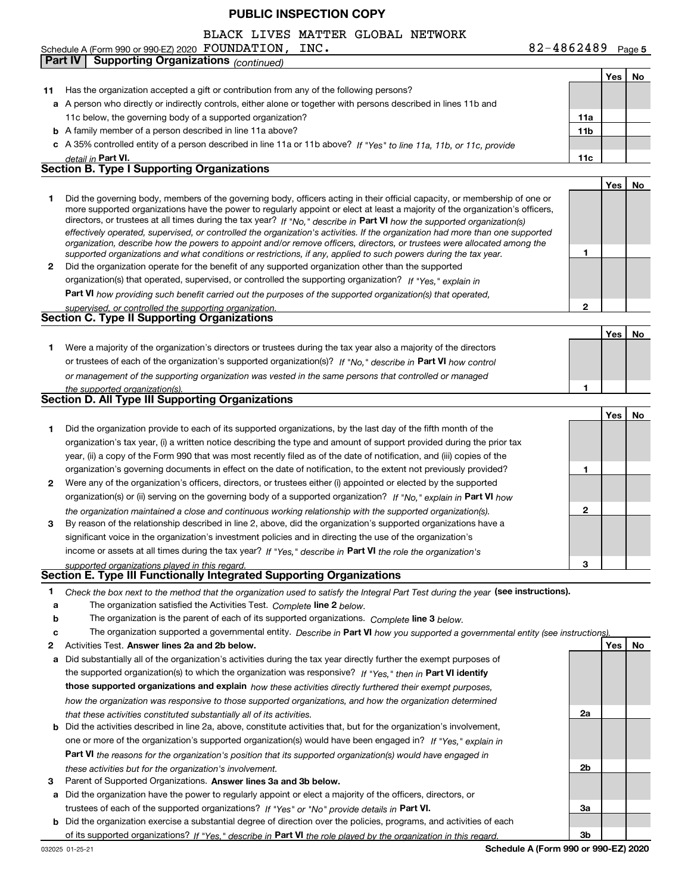**PUBLIC INSPECTION COPY**

BLACK LIVES MATTER GLOBAL NETWORK
Schedule A (Form 990 or 990-EZ) 2020 FOUNDATION, INC. 82-4862489 Page **5**

## Part IV Supporting Organizations *(continued)*

| | | | Yes | No |
|---|---|---|---|---|
| **11** | Has the organization accepted a gift or contribution from any of the following persons? | | | |
| **a** | A person who directly or indirectly controls, either alone or together with persons described in lines 11b and 11c below, the governing body of a supported organization? | **11a** | | |
| **b** | A family member of a person described in line 11a above? | **11b** | | |
| **c** | A 35% controlled entity of a person described in line 11a or 11b above? *If "Yes" to line 11a, 11b, or 11c, provide detail in* **Part VI.** | **11c** | | |

### Section B. Type I Supporting Organizations

| | | | Yes | No |
|---|---|---|---|---|
| **1** | Did the governing body, members of the governing body, officers acting in their official capacity, or membership of one or more supported organizations have the power to regularly appoint or elect at least a majority of the organization's officers, directors, or trustees at all times during the tax year? *If "No," describe in* **Part VI** *how the supported organization(s) effectively operated, supervised, or controlled the organization's activities. If the organization had more than one supported organization, describe how the powers to appoint and/or remove officers, directors, or trustees were allocated among the supported organizations and what conditions or restrictions, if any, applied to such powers during the tax year.* | **1** | | |
| **2** | Did the organization operate for the benefit of any supported organization other than the supported organization(s) that operated, supervised, or controlled the supporting organization? *If "Yes," explain in* **Part VI** *how providing such benefit carried out the purposes of the supported organization(s) that operated, supervised, or controlled the supporting organization.* | **2** | | |

### Section C. Type II Supporting Organizations

| | | | Yes | No |
|---|---|---|---|---|
| **1** | Were a majority of the organization's directors or trustees during the tax year also a majority of the directors or trustees of each of the organization's supported organization(s)? *If "No," describe in* **Part VI** *how control or management of the supporting organization was vested in the same persons that controlled or managed the supported organization(s).* | **1** | | |

### Section D. All Type III Supporting Organizations

| | | | Yes | No |
|---|---|---|---|---|
| **1** | Did the organization provide to each of its supported organizations, by the last day of the fifth month of the organization's tax year, (i) a written notice describing the type and amount of support provided during the prior tax year, (ii) a copy of the Form 990 that was most recently filed as of the date of notification, and (iii) copies of the organization's governing documents in effect on the date of notification, to the extent not previously provided? | **1** | | |
| **2** | Were any of the organization's officers, directors, or trustees either (i) appointed or elected by the supported organization(s) or (ii) serving on the governing body of a supported organization? *If "No," explain in* **Part VI** *how the organization maintained a close and continuous working relationship with the supported organization(s).* | **2** | | |
| **3** | By reason of the relationship described in line 2, above, did the organization's supported organizations have a significant voice in the organization's investment policies and in directing the use of the organization's income or assets at all times during the tax year? *If "Yes," describe in* **Part VI** *the role the organization's supported organizations played in this regard.* | **3** | | |

### Section E. Type III Functionally Integrated Supporting Organizations

**1** *Check the box next to the method that the organization used to satisfy the Integral Part Test during the year* **(see instructions).**

- **a** The organization satisfied the Activities Test. *Complete* **line 2** *below.*
- **b** The organization is the parent of each of its supported organizations. *Complete* **line 3** *below.*
- **c** The organization supported a governmental entity. *Describe in* **Part VI** *how you supported a governmental entity (see instructions).*

| | | | Yes | No |
|---|---|---|---|---|
| **2** | Activities Test. **Answer lines 2a and 2b below.** | | | |
| **a** | Did substantially all of the organization's activities during the tax year directly further the exempt purposes of the supported organization(s) to which the organization was responsive? *If "Yes," then in* **Part VI identify those supported organizations and explain** *how these activities directly furthered their exempt purposes, how the organization was responsive to those supported organizations, and how the organization determined that these activities constituted substantially all of its activities.* | **2a** | | |
| **b** | Did the activities described in line 2a, above, constitute activities that, but for the organization's involvement, one or more of the organization's supported organization(s) would have been engaged in? *If "Yes," explain in* **Part VI** *the reasons for the organization's position that its supported organization(s) would have engaged in these activities but for the organization's involvement.* | **2b** | | |
| **3** | Parent of Supported Organizations. **Answer lines 3a and 3b below.** | | | |
| **a** | Did the organization have the power to regularly appoint or elect a majority of the officers, directors, or trustees of each of the supported organizations? *If "Yes" or "No" provide details in* **Part VI.** | **3a** | | |
| **b** | Did the organization exercise a substantial degree of direction over the policies, programs, and activities of each of its supported organizations? *If "Yes," describe in* **Part VI** *the role played by the organization in this regard.* | **3b** | | |

032025 01-25-21 **Schedule A (Form 990 or 990-EZ) 2020**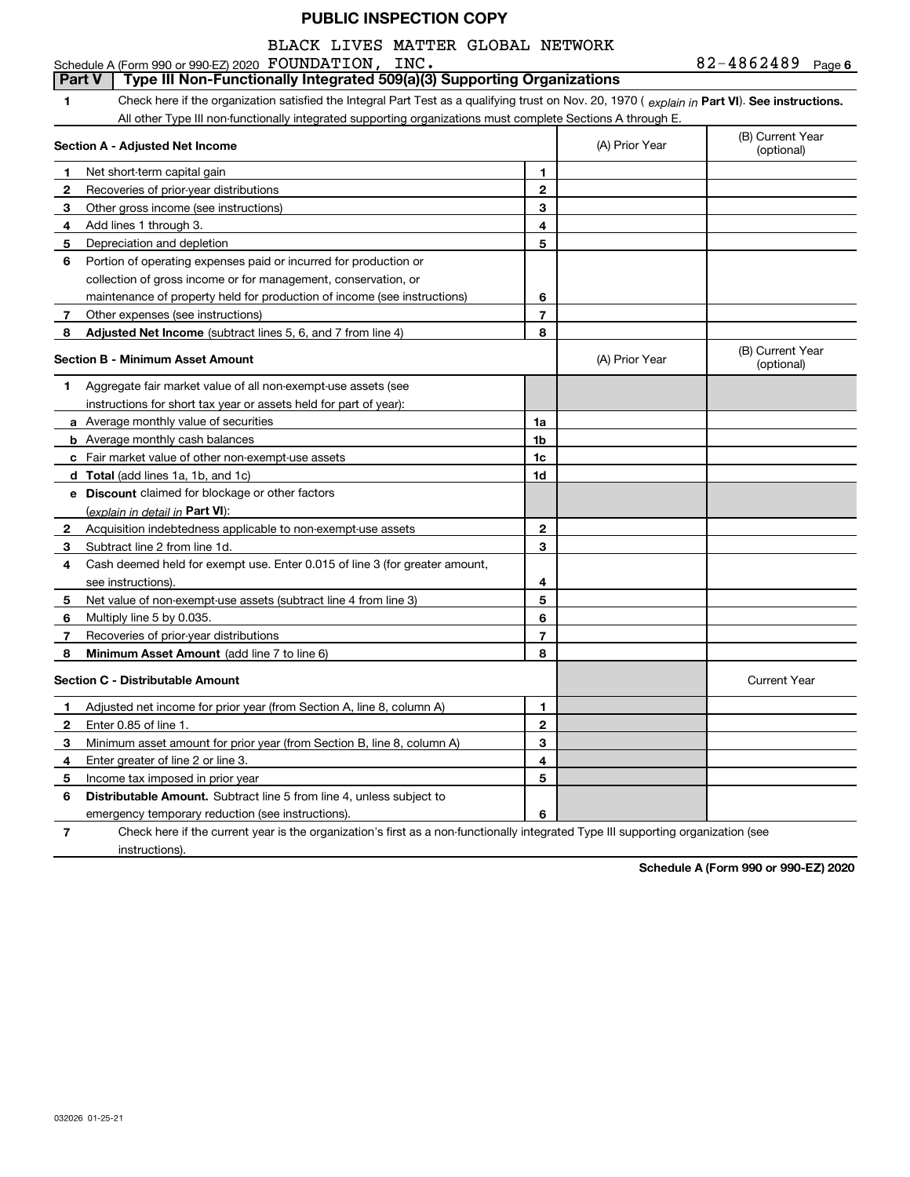PUBLIC INSPECTION COPY

Schedule A (Form 990 or 990-EZ) 2020 BLACK LIVES MATTER GLOBAL NETWORK FOUNDATION, INC. 82-4862489 Page 6

**Part V Type III Non-Functionally Integrated 509(a)(3) Supporting Organizations**

**1** Check here if the organization satisfied the Integral Part Test as a qualifying trust on Nov. 20, 1970 ( *explain in* **Part VI**). **See instructions.** All other Type III non-functionally integrated supporting organizations must complete Sections A through E.

| **Section A - Adjusted Net Income** | | | (A) Prior Year | (B) Current Year (optional) |
|---|---|---|---|---|
| **1** | Net short-term capital gain | 1 | | |
| **2** | Recoveries of prior-year distributions | 2 | | |
| **3** | Other gross income (see instructions) | 3 | | |
| **4** | Add lines 1 through 3. | 4 | | |
| **5** | Depreciation and depletion | 5 | | |
| **6** | Portion of operating expenses paid or incurred for production or collection of gross income or for management, conservation, or maintenance of property held for production of income (see instructions) | 6 | | |
| **7** | Other expenses (see instructions) | 7 | | |
| **8** | **Adjusted Net Income** (subtract lines 5, 6, and 7 from line 4) | 8 | | |

| **Section B - Minimum Asset Amount** | | | (A) Prior Year | (B) Current Year (optional) |
|---|---|---|---|---|
| **1** | Aggregate fair market value of all non-exempt-use assets (see instructions for short tax year or assets held for part of year): | | | |
| **a** | Average monthly value of securities | 1a | | |
| **b** | Average monthly cash balances | 1b | | |
| **c** | Fair market value of other non-exempt-use assets | 1c | | |
| **d** | **Total** (add lines 1a, 1b, and 1c) | 1d | | |
| **e** | **Discount** claimed for blockage or other factors (*explain in detail in* **Part VI**): | | | |
| **2** | Acquisition indebtedness applicable to non-exempt-use assets | 2 | | |
| **3** | Subtract line 2 from line 1d. | 3 | | |
| **4** | Cash deemed held for exempt use. Enter 0.015 of line 3 (for greater amount, see instructions). | 4 | | |
| **5** | Net value of non-exempt-use assets (subtract line 4 from line 3) | 5 | | |
| **6** | Multiply line 5 by 0.035. | 6 | | |
| **7** | Recoveries of prior-year distributions | 7 | | |
| **8** | **Minimum Asset Amount** (add line 7 to line 6) | 8 | | |

| **Section C - Distributable Amount** | | | | Current Year |
|---|---|---|---|---|
| **1** | Adjusted net income for prior year (from Section A, line 8, column A) | 1 | | |
| **2** | Enter 0.85 of line 1. | 2 | | |
| **3** | Minimum asset amount for prior year (from Section B, line 8, column A) | 3 | | |
| **4** | Enter greater of line 2 or line 3. | 4 | | |
| **5** | Income tax imposed in prior year | 5 | | |
| **6** | **Distributable Amount.** Subtract line 5 from line 4, unless subject to emergency temporary reduction (see instructions). | 6 | | |

**7** Check here if the current year is the organization's first as a non-functionally integrated Type III supporting organization (see instructions).

**Schedule A (Form 990 or 990-EZ) 2020**

032026 01-25-21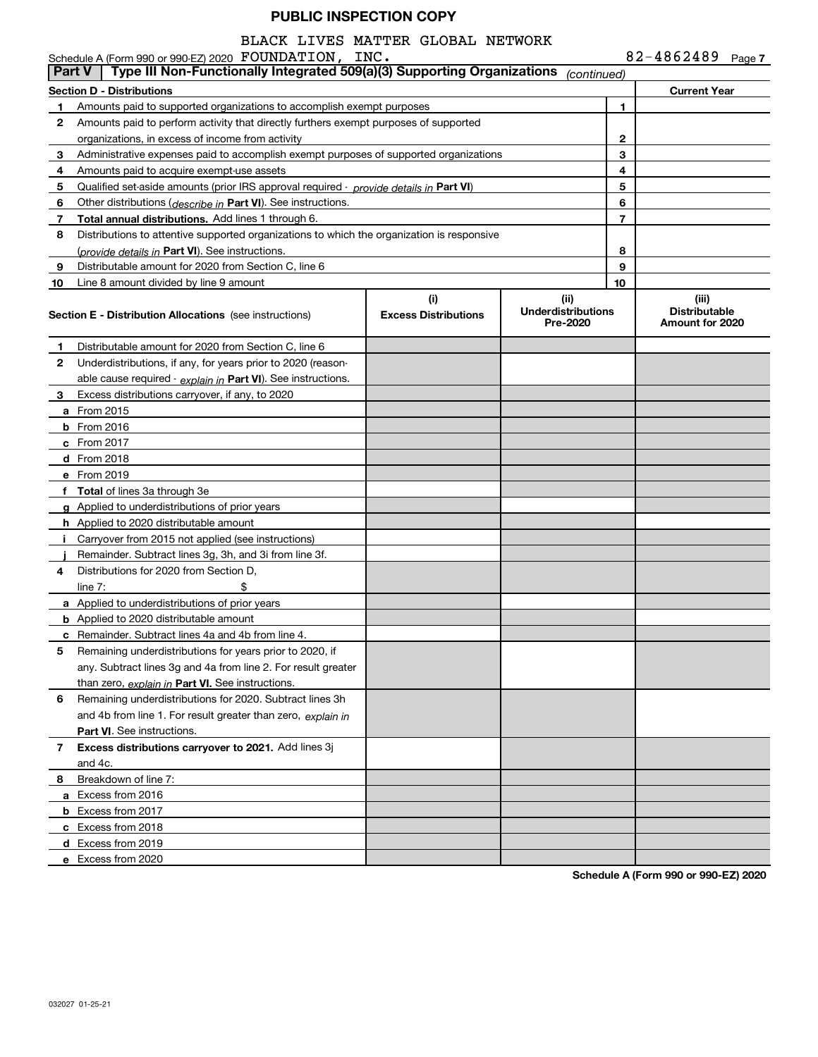**PUBLIC INSPECTION COPY**

BLACK LIVES MATTER GLOBAL NETWORK

Schedule A (Form 990 or 990-EZ) 2020 FOUNDATION, INC. 82-4862489 Page 7

## Part V — Type III Non-Functionally Integrated 509(a)(3) Supporting Organizations *(continued)*

| Section D - Distributions | | | Current Year |
|---|---|---|---|
| 1 | Amounts paid to supported organizations to accomplish exempt purposes | 1 | |
| 2 | Amounts paid to perform activity that directly furthers exempt purposes of supported organizations, in excess of income from activity | 2 | |
| 3 | Administrative expenses paid to accomplish exempt purposes of supported organizations | 3 | |
| 4 | Amounts paid to acquire exempt-use assets | 4 | |
| 5 | Qualified set-aside amounts (prior IRS approval required - *provide details in* **Part VI**) | 5 | |
| 6 | Other distributions (*describe in* **Part VI**). See instructions. | 6 | |
| 7 | **Total annual distributions.** Add lines 1 through 6. | 7 | |
| 8 | Distributions to attentive supported organizations to which the organization is responsive (*provide details in* **Part VI**). See instructions. | 8 | |
| 9 | Distributable amount for 2020 from Section C, line 6 | 9 | |
| 10 | Line 8 amount divided by line 9 amount | 10 | |

| Section E - Distribution Allocations (see instructions) | (i) Excess Distributions | (ii) Underdistributions Pre-2020 | (iii) Distributable Amount for 2020 |
|---|---|---|---|
| **1** Distributable amount for 2020 from Section C, line 6 | | | |
| **2** Underdistributions, if any, for years prior to 2020 (reasonable cause required - *explain in* **Part VI**). See instructions. | | | |
| **3** Excess distributions carryover, if any, to 2020 | | | |
| **a** From 2015 | | | |
| **b** From 2016 | | | |
| **c** From 2017 | | | |
| **d** From 2018 | | | |
| **e** From 2019 | | | |
| **f** **Total** of lines 3a through 3e | | | |
| **g** Applied to underdistributions of prior years | | | |
| **h** Applied to 2020 distributable amount | | | |
| **i** Carryover from 2015 not applied (see instructions) | | | |
| **j** Remainder. Subtract lines 3g, 3h, and 3i from line 3f. | | | |
| **4** Distributions for 2020 from Section D, line 7: $ | | | |
| **a** Applied to underdistributions of prior years | | | |
| **b** Applied to 2020 distributable amount | | | |
| **c** Remainder. Subtract lines 4a and 4b from line 4. | | | |
| **5** Remaining underdistributions for years prior to 2020, if any. Subtract lines 3g and 4a from line 2. For result greater than zero, *explain in* **Part VI.** See instructions. | | | |
| **6** Remaining underdistributions for 2020. Subtract lines 3h and 4b from line 1. For result greater than zero, *explain in* **Part VI**. See instructions. | | | |
| **7** **Excess distributions carryover to 2021.** Add lines 3j and 4c. | | | |
| **8** Breakdown of line 7: | | | |
| **a** Excess from 2016 | | | |
| **b** Excess from 2017 | | | |
| **c** Excess from 2018 | | | |
| **d** Excess from 2019 | | | |
| **e** Excess from 2020 | | | |

**Schedule A (Form 990 or 990-EZ) 2020**

032027 01-25-21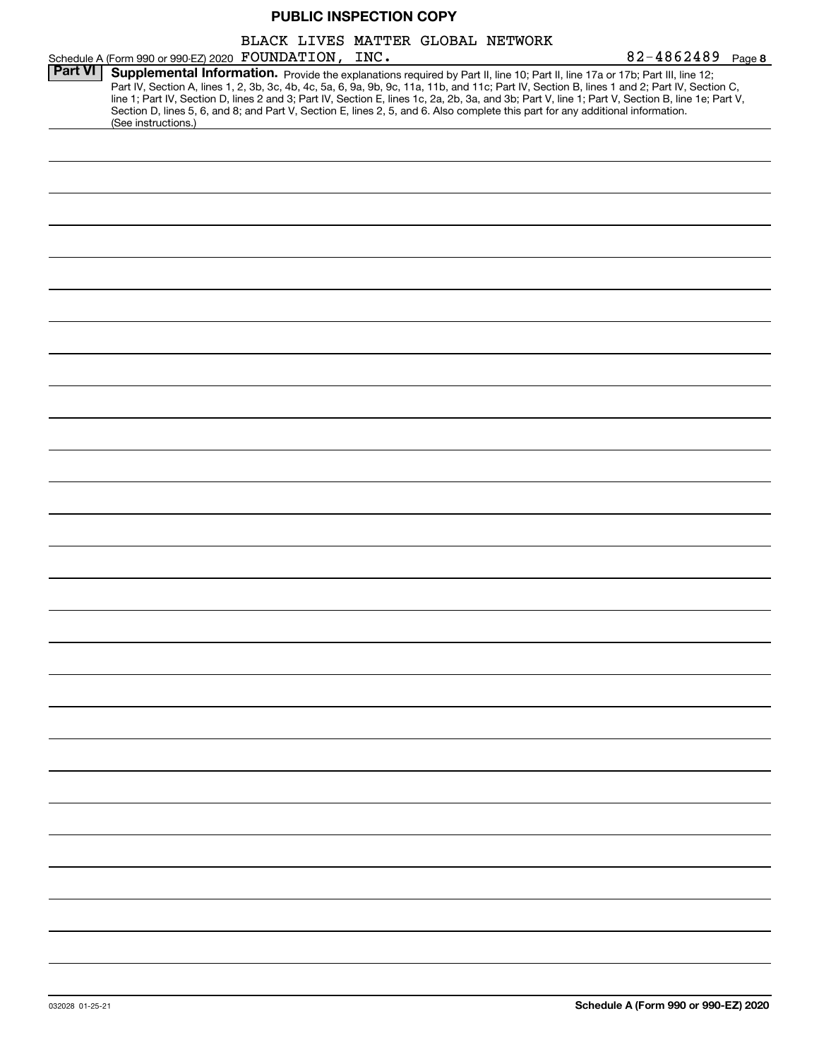PUBLIC INSPECTION COPY

Schedule A (Form 990 or 990-EZ) 2020 BLACK LIVES MATTER GLOBAL NETWORK FOUNDATION, INC. 82-4862489 Page 8

**Part VI** **Supplemental Information.** Provide the explanations required by Part II, line 10; Part II, line 17a or 17b; Part III, line 12; Part IV, Section A, lines 1, 2, 3b, 3c, 4b, 4c, 5a, 6, 9a, 9b, 9c, 11a, 11b, and 11c; Part IV, Section B, lines 1 and 2; Part IV, Section C, line 1; Part IV, Section D, lines 2 and 3; Part IV, Section E, lines 1c, 2a, 2b, 3a, and 3b; Part V, line 1; Part V, Section B, line 1e; Part V, Section D, lines 5, 6, and 8; and Part V, Section E, lines 2, 5, and 6. Also complete this part for any additional information. (See instructions.)

032028 01-25-21 **Schedule A (Form 990 or 990-EZ) 2020**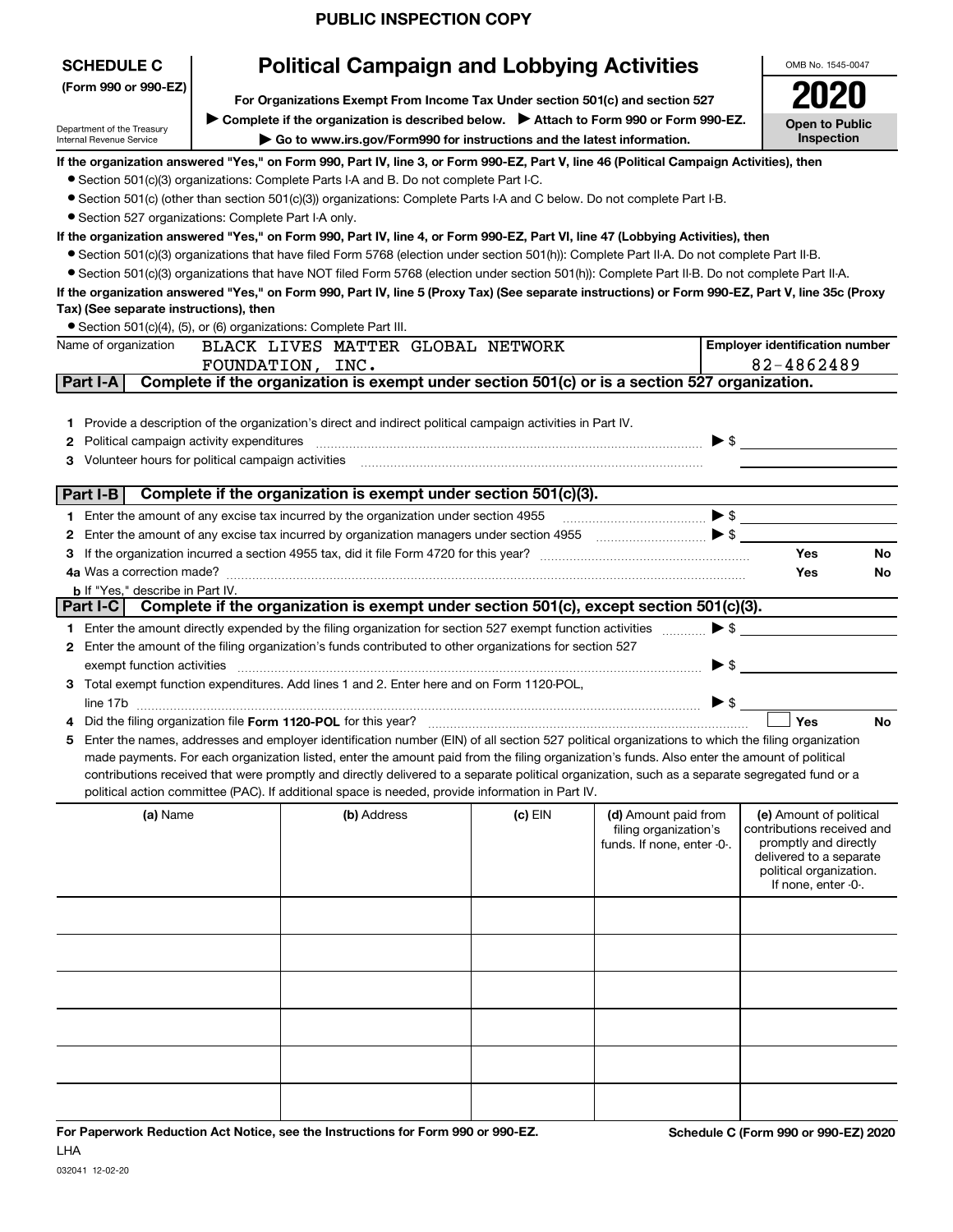PUBLIC INSPECTION COPY

**SCHEDULE C**
**(Form 990 or 990-EZ)**

Department of the Treasury
Internal Revenue Service

# Political Campaign and Lobbying Activities

**For Organizations Exempt From Income Tax Under section 501(c) and section 527**

▶ **Complete if the organization is described below.** ▶ **Attach to Form 990 or Form 990-EZ.**

▶ **Go to www.irs.gov/Form990 for instructions and the latest information.**

OMB No. 1545-0047

**2020**

**Open to Public Inspection**

**If the organization answered "Yes," on Form 990, Part IV, line 3, or Form 990-EZ, Part V, line 46 (Political Campaign Activities), then**

- Section 501(c)(3) organizations: Complete Parts I-A and B. Do not complete Part I-C.
- Section 501(c) (other than section 501(c)(3)) organizations: Complete Parts I-A and C below. Do not complete Part I-B.
- Section 527 organizations: Complete Part I-A only.

**If the organization answered "Yes," on Form 990, Part IV, line 4, or Form 990-EZ, Part VI, line 47 (Lobbying Activities), then**

- Section 501(c)(3) organizations that have filed Form 5768 (election under section 501(h)): Complete Part II-A. Do not complete Part II-B.
- Section 501(c)(3) organizations that have NOT filed Form 5768 (election under section 501(h)): Complete Part II-B. Do not complete Part II-A.

**If the organization answered "Yes," on Form 990, Part IV, line 5 (Proxy Tax) (See separate instructions) or Form 990-EZ, Part V, line 35c (Proxy Tax) (See separate instructions), then**

- Section 501(c)(4), (5), or (6) organizations: Complete Part III.

| Name of organization | Employer identification number |
|---|---|
| BLACK LIVES MATTER GLOBAL NETWORK FOUNDATION, INC. | 82-4862489 |

**Part I-A** **Complete if the organization is exempt under section 501(c) or is a section 527 organization.**

1 Provide a description of the organization's direct and indirect political campaign activities in Part IV.
2 Political campaign activity expenditures ▶ $
3 Volunteer hours for political campaign activities

**Part I-B** **Complete if the organization is exempt under section 501(c)(3).**

1 Enter the amount of any excise tax incurred by the organization under section 4955 ▶ $
2 Enter the amount of any excise tax incurred by organization managers under section 4955 ▶ $
3 If the organization incurred a section 4955 tax, did it file Form 4720 for this year? Yes No
4a Was a correction made? Yes No
b If "Yes," describe in Part IV.

**Part I-C** **Complete if the organization is exempt under section 501(c), except section 501(c)(3).**

1 Enter the amount directly expended by the filing organization for section 527 exempt function activities ▶ $
2 Enter the amount of the filing organization's funds contributed to other organizations for section 527 exempt function activities ▶ $
3 Total exempt function expenditures. Add lines 1 and 2. Enter here and on Form 1120-POL, line 17b ▶ $
4 Did the filing organization file **Form 1120-POL** for this year? ☐ Yes No
5 Enter the names, addresses and employer identification number (EIN) of all section 527 political organizations to which the filing organization made payments. For each organization listed, enter the amount paid from the filing organization's funds. Also enter the amount of political contributions received that were promptly and directly delivered to a separate political organization, such as a separate segregated fund or a political action committee (PAC). If additional space is needed, provide information in Part IV.

| (a) Name | (b) Address | (c) EIN | (d) Amount paid from filing organization's funds. If none, enter -0-. | (e) Amount of political contributions received and promptly and directly delivered to a separate political organization. If none, enter -0-. |
|---|---|---|---|---|
| | | | | |
| | | | | |
| | | | | |
| | | | | |
| | | | | |
| | | | | |

**For Paperwork Reduction Act Notice, see the Instructions for Form 990 or 990-EZ.** **Schedule C (Form 990 or 990-EZ) 2020**
LHA
032041 12-02-20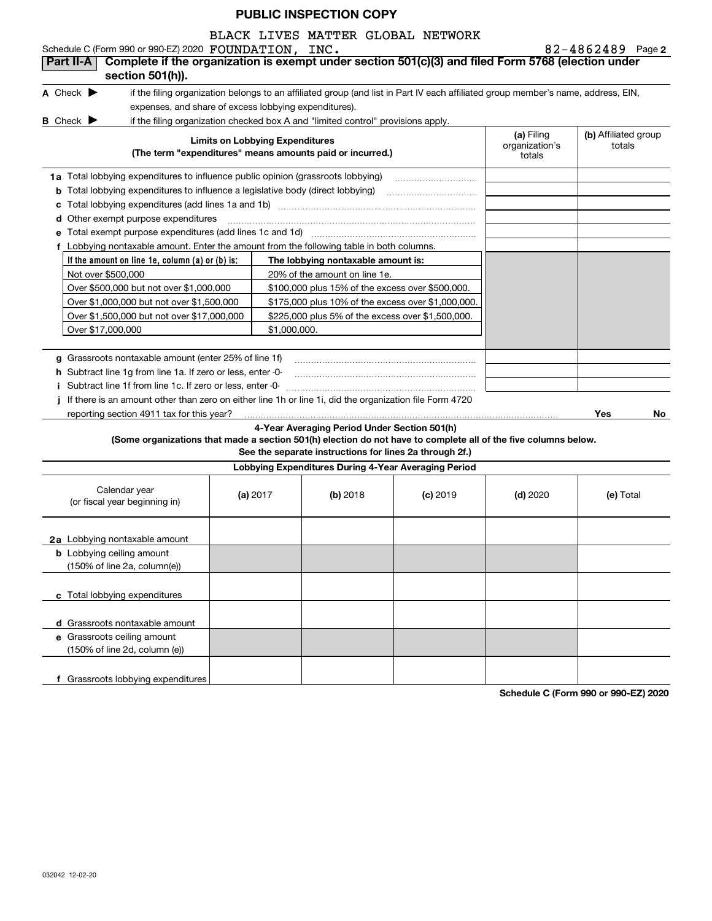**PUBLIC INSPECTION COPY**

Schedule C (Form 990 or 990-EZ) 2020 BLACK LIVES MATTER GLOBAL NETWORK FOUNDATION, INC. 82-4862489 Page **2**

## Part II-A Complete if the organization is exempt under section 501(c)(3) and filed Form 5768 (election under section 501(h)).

**A** Check ▶ if the filing organization belongs to an affiliated group (and list in Part IV each affiliated group member's name, address, EIN, expenses, and share of excess lobbying expenditures).

**B** Check ▶ if the filing organization checked box A and "limited control" provisions apply.

| Limits on Lobbying Expenditures (The term "expenditures" means amounts paid or incurred.) | (a) Filing organization's totals | (b) Affiliated group totals |
|---|---|---|
| **1a** Total lobbying expenditures to influence public opinion (grassroots lobbying) | | |
| **b** Total lobbying expenditures to influence a legislative body (direct lobbying) | | |
| **c** Total lobbying expenditures (add lines 1a and 1b) | | |
| **d** Other exempt purpose expenditures | | |
| **e** Total exempt purpose expenditures (add lines 1c and 1d) | | |
| **f** Lobbying nontaxable amount. Enter the amount from the following table in both columns. | | |

| If the amount on line 1e, column (a) or (b) is: | The lobbying nontaxable amount is: |
|---|---|
| Not over $500,000 | 20% of the amount on line 1e. |
| Over $500,000 but not over $1,000,000 | $100,000 plus 15% of the excess over $500,000. |
| Over $1,000,000 but not over $1,500,000 | $175,000 plus 10% of the excess over $1,000,000. |
| Over $1,500,000 but not over $17,000,000 | $225,000 plus 5% of the excess over $1,500,000. |
| Over $17,000,000 | $1,000,000. |

| | (a) | (b) |
|---|---|---|
| **g** Grassroots nontaxable amount (enter 25% of line 1f) | | |
| **h** Subtract line 1g from line 1a. If zero or less, enter -0- | | |
| **i** Subtract line 1f from line 1c. If zero or less, enter -0- | | |
| **j** If there is an amount other than zero on either line 1h or line 1i, did the organization file Form 4720 reporting section 4911 tax for this year? | Yes | No |

### 4-Year Averaging Period Under Section 501(h)

**(Some organizations that made a section 501(h) election do not have to complete all of the five columns below. See the separate instructions for lines 2a through 2f.)**

**Lobbying Expenditures During 4-Year Averaging Period**

| Calendar year (or fiscal year beginning in) | (a) 2017 | (b) 2018 | (c) 2019 | (d) 2020 | (e) Total |
|---|---|---|---|---|---|
| **2a** Lobbying nontaxable amount | | | | | |
| **b** Lobbying ceiling amount (150% of line 2a, column(e)) | | | | | |
| **c** Total lobbying expenditures | | | | | |
| **d** Grassroots nontaxable amount | | | | | |
| **e** Grassroots ceiling amount (150% of line 2d, column (e)) | | | | | |
| **f** Grassroots lobbying expenditures | | | | | |

**Schedule C (Form 990 or 990-EZ) 2020**

032042 12-02-20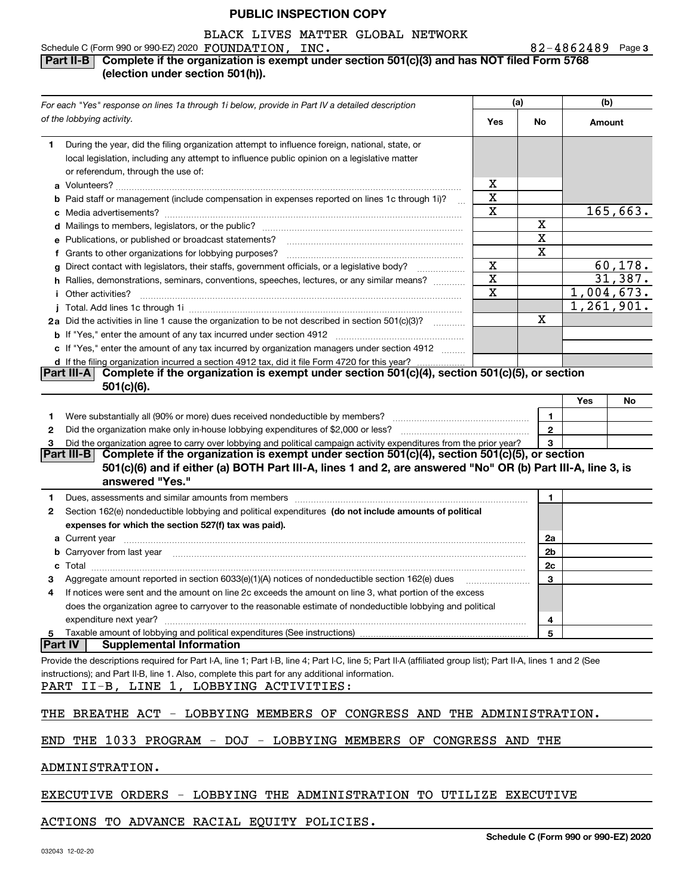**PUBLIC INSPECTION COPY**

BLACK LIVES MATTER GLOBAL NETWORK

Schedule C (Form 990 or 990-EZ) 2020 FOUNDATION, INC. 82-4862489 Page **3**

## Part II-B Complete if the organization is exempt under section 501(c)(3) and has NOT filed Form 5768 (election under section 501(h)).

| *For each "Yes" response on lines 1a through 1i below, provide in Part IV a detailed description of the lobbying activity.* | (a) Yes | (a) No | (b) Amount |
|---|---|---|---|
| **1** During the year, did the filing organization attempt to influence foreign, national, state, or local legislation, including any attempt to influence public opinion on a legislative matter or referendum, through the use of: | | | |
| **a** Volunteers? | X | | |
| **b** Paid staff or management (include compensation in expenses reported on lines 1c through 1i)? | X | | |
| **c** Media advertisements? | X | | 165,663. |
| **d** Mailings to members, legislators, or the public? | | X | |
| **e** Publications, or published or broadcast statements? | | X | |
| **f** Grants to other organizations for lobbying purposes? | | X | |
| **g** Direct contact with legislators, their staffs, government officials, or a legislative body? | X | | 60,178. |
| **h** Rallies, demonstrations, seminars, conventions, speeches, lectures, or any similar means? | X | | 31,387. |
| **i** Other activities? | X | | 1,004,673. |
| **j** Total. Add lines 1c through 1i | | | 1,261,901. |
| **2a** Did the activities in line 1 cause the organization to be not described in section 501(c)(3)? | | X | |
| **b** If "Yes," enter the amount of any tax incurred under section 4912 | | | |
| **c** If "Yes," enter the amount of any tax incurred by organization managers under section 4912 | | | |
| **d** If the filing organization incurred a section 4912 tax, did it file Form 4720 for this year? | | | |

## Part III-A Complete if the organization is exempt under section 501(c)(4), section 501(c)(5), or section 501(c)(6).

| | | Yes | No |
|---|---|---|---|
| **1** Were substantially all (90% or more) dues received nondeductible by members? | 1 | | |
| **2** Did the organization make only in-house lobbying expenditures of $2,000 or less? | 2 | | |
| **3** Did the organization agree to carry over lobbying and political campaign activity expenditures from the prior year? | 3 | | |

## Part III-B Complete if the organization is exempt under section 501(c)(4), section 501(c)(5), or section 501(c)(6) and if either (a) BOTH Part III-A, lines 1 and 2, are answered "No" OR (b) Part III-A, line 3, is answered "Yes."

| | | |
|---|---|---|
| **1** Dues, assessments and similar amounts from members | 1 | |
| **2** Section 162(e) nondeductible lobbying and political expenditures **(do not include amounts of political expenses for which the section 527(f) tax was paid).** | | |
| **a** Current year | 2a | |
| **b** Carryover from last year | 2b | |
| **c** Total | 2c | |
| **3** Aggregate amount reported in section 6033(e)(1)(A) notices of nondeductible section 162(e) dues | 3 | |
| **4** If notices were sent and the amount on line 2c exceeds the amount on line 3, what portion of the excess does the organization agree to carryover to the reasonable estimate of nondeductible lobbying and political expenditure next year? | 4 | |
| **5** Taxable amount of lobbying and political expenditures (See instructions) | 5 | |

## Part IV Supplemental Information

Provide the descriptions required for Part I-A, line 1; Part I-B, line 4; Part I-C, line 5; Part II-A (affiliated group list); Part II-A, lines 1 and 2 (See instructions); and Part II-B, line 1. Also, complete this part for any additional information.

PART II-B, LINE 1, LOBBYING ACTIVITIES:

THE BREATHE ACT - LOBBYING MEMBERS OF CONGRESS AND THE ADMINISTRATION.

END THE 1033 PROGRAM - DOJ - LOBBYING MEMBERS OF CONGRESS AND THE ADMINISTRATION.

EXECUTIVE ORDERS - LOBBYING THE ADMINISTRATION TO UTILIZE EXECUTIVE ACTIONS TO ADVANCE RACIAL EQUITY POLICIES.

**Schedule C (Form 990 or 990-EZ) 2020**

032043 12-02-20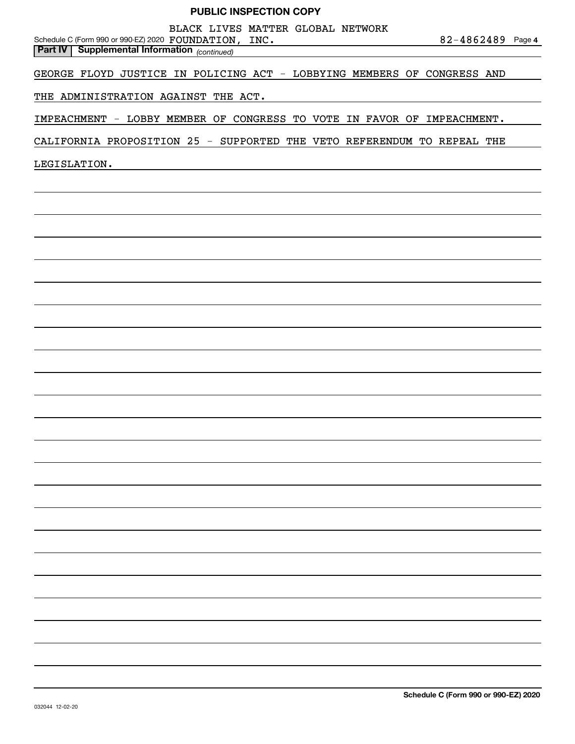**PUBLIC INSPECTION COPY**

Schedule C (Form 990 or 990-EZ) 2020 BLACK LIVES MATTER GLOBAL NETWORK FOUNDATION, INC. 82-4862489 Page 4

**Part IV | Supplemental Information** *(continued)*

GEORGE FLOYD JUSTICE IN POLICING ACT - LOBBYING MEMBERS OF CONGRESS AND THE ADMINISTRATION AGAINST THE ACT.

IMPEACHMENT - LOBBY MEMBER OF CONGRESS TO VOTE IN FAVOR OF IMPEACHMENT.

CALIFORNIA PROPOSITION 25 - SUPPORTED THE VETO REFERENDUM TO REPEAL THE LEGISLATION.

**Schedule C (Form 990 or 990-EZ) 2020**

032044 12-02-20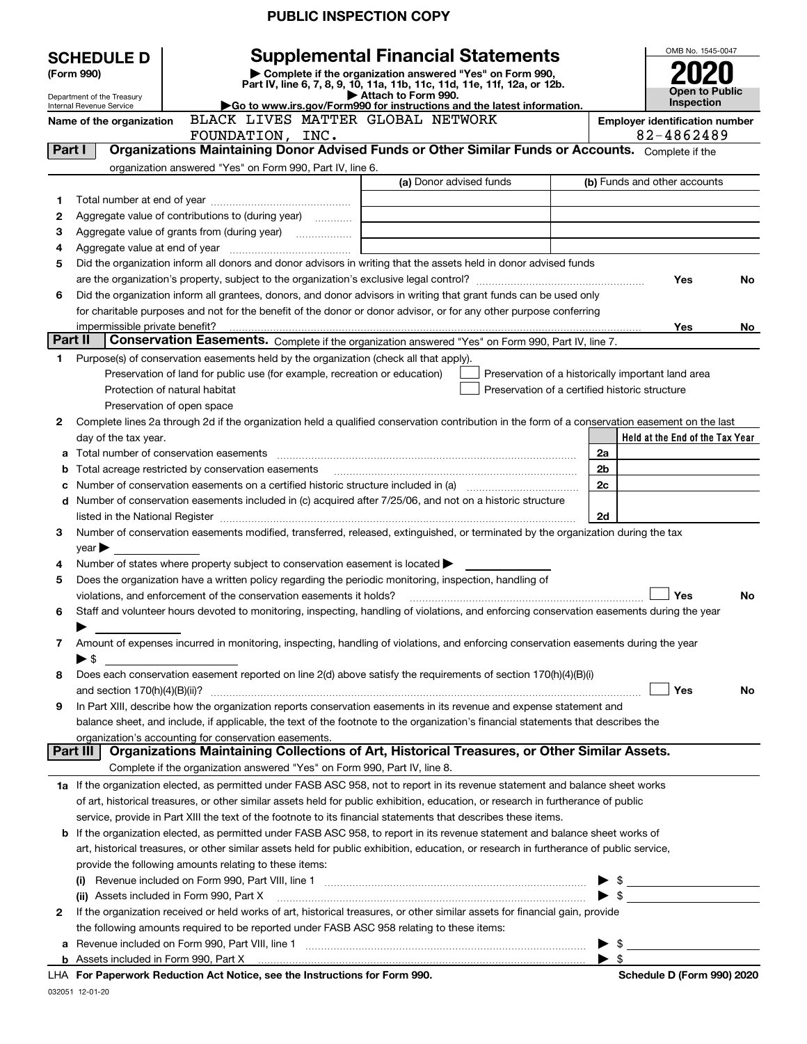PUBLIC INSPECTION COPY

# SCHEDULE D (Form 990)

Department of the Treasury
Internal Revenue Service

## Supplemental Financial Statements

▶ Complete if the organization answered "Yes" on Form 990, Part IV, line 6, 7, 8, 9, 10, 11a, 11b, 11c, 11d, 11e, 11f, 12a, or 12b.
▶ Attach to Form 990.
▶Go to www.irs.gov/Form990 for instructions and the latest information.

OMB No. 1545-0047
**2020**
**Open to Public Inspection**

**Name of the organization** BLACK LIVES MATTER GLOBAL NETWORK FOUNDATION, INC.

**Employer identification number** 82-4862489

### Part I — Organizations Maintaining Donor Advised Funds or Other Similar Funds or Accounts. Complete if the organization answered "Yes" on Form 990, Part IV, line 6.

| | | (a) Donor advised funds | (b) Funds and other accounts |
|---|---|---|---|
| 1 | Total number at end of year | | |
| 2 | Aggregate value of contributions to (during year) | | |
| 3 | Aggregate value of grants from (during year) | | |
| 4 | Aggregate value at end of year | | |

5 Did the organization inform all donors and donor advisors in writing that the assets held in donor advised funds are the organization's property, subject to the organization's exclusive legal control? Yes No

6 Did the organization inform all grantees, donors, and donor advisors in writing that grant funds can be used only for charitable purposes and not for the benefit of the donor or donor advisor, or for any other purpose conferring impermissible private benefit? Yes No

### Part II — Conservation Easements. Complete if the organization answered "Yes" on Form 990, Part IV, line 7.

1 Purpose(s) of conservation easements held by the organization (check all that apply).
- ☐ Preservation of land for public use (for example, recreation or education)
- ☐ Protection of natural habitat
- ☐ Preservation of open space
- ☐ Preservation of a historically important land area
- ☐ Preservation of a certified historic structure

2 Complete lines 2a through 2d if the organization held a qualified conservation contribution in the form of a conservation easement on the last day of the tax year.

| | | | Held at the End of the Tax Year |
|---|---|---|---|
| a | Total number of conservation easements | 2a | |
| b | Total acreage restricted by conservation easements | 2b | |
| c | Number of conservation easements on a certified historic structure included in (a) | 2c | |
| d | Number of conservation easements included in (c) acquired after 7/25/06, and not on a historic structure listed in the National Register | 2d | |

3 Number of conservation easements modified, transferred, released, extinguished, or terminated by the organization during the tax year ▶

4 Number of states where property subject to conservation easement is located ▶

5 Does the organization have a written policy regarding the periodic monitoring, inspection, handling of violations, and enforcement of the conservation easements it holds? ☐ Yes No

6 Staff and volunteer hours devoted to monitoring, inspecting, handling of violations, and enforcing conservation easements during the year ▶

7 Amount of expenses incurred in monitoring, inspecting, handling of violations, and enforcing conservation easements during the year ▶ $

8 Does each conservation easement reported on line 2(d) above satisfy the requirements of section 170(h)(4)(B)(i) and section 170(h)(4)(B)(ii)? ☐ Yes No

9 In Part XIII, describe how the organization reports conservation easements in its revenue and expense statement and balance sheet, and include, if applicable, the text of the footnote to the organization's financial statements that describes the organization's accounting for conservation easements.

### Part III — Organizations Maintaining Collections of Art, Historical Treasures, or Other Similar Assets. Complete if the organization answered "Yes" on Form 990, Part IV, line 8.

1a If the organization elected, as permitted under FASB ASC 958, not to report in its revenue statement and balance sheet works of art, historical treasures, or other similar assets held for public exhibition, education, or research in furtherance of public service, provide in Part XIII the text of the footnote to its financial statements that describes these items.

b If the organization elected, as permitted under FASB ASC 958, to report in its revenue statement and balance sheet works of art, historical treasures, or other similar assets held for public exhibition, education, or research in furtherance of public service, provide the following amounts relating to these items:

(i) Revenue included on Form 990, Part VIII, line 1 ▶ $

(ii) Assets included in Form 990, Part X ▶ $

2 If the organization received or held works of art, historical treasures, or other similar assets for financial gain, provide the following amounts required to be reported under FASB ASC 958 relating to these items:

a Revenue included on Form 990, Part VIII, line 1 ▶ $

b Assets included in Form 990, Part X ▶ $

LHA **For Paperwork Reduction Act Notice, see the Instructions for Form 990.** **Schedule D (Form 990) 2020**

032051 12-01-20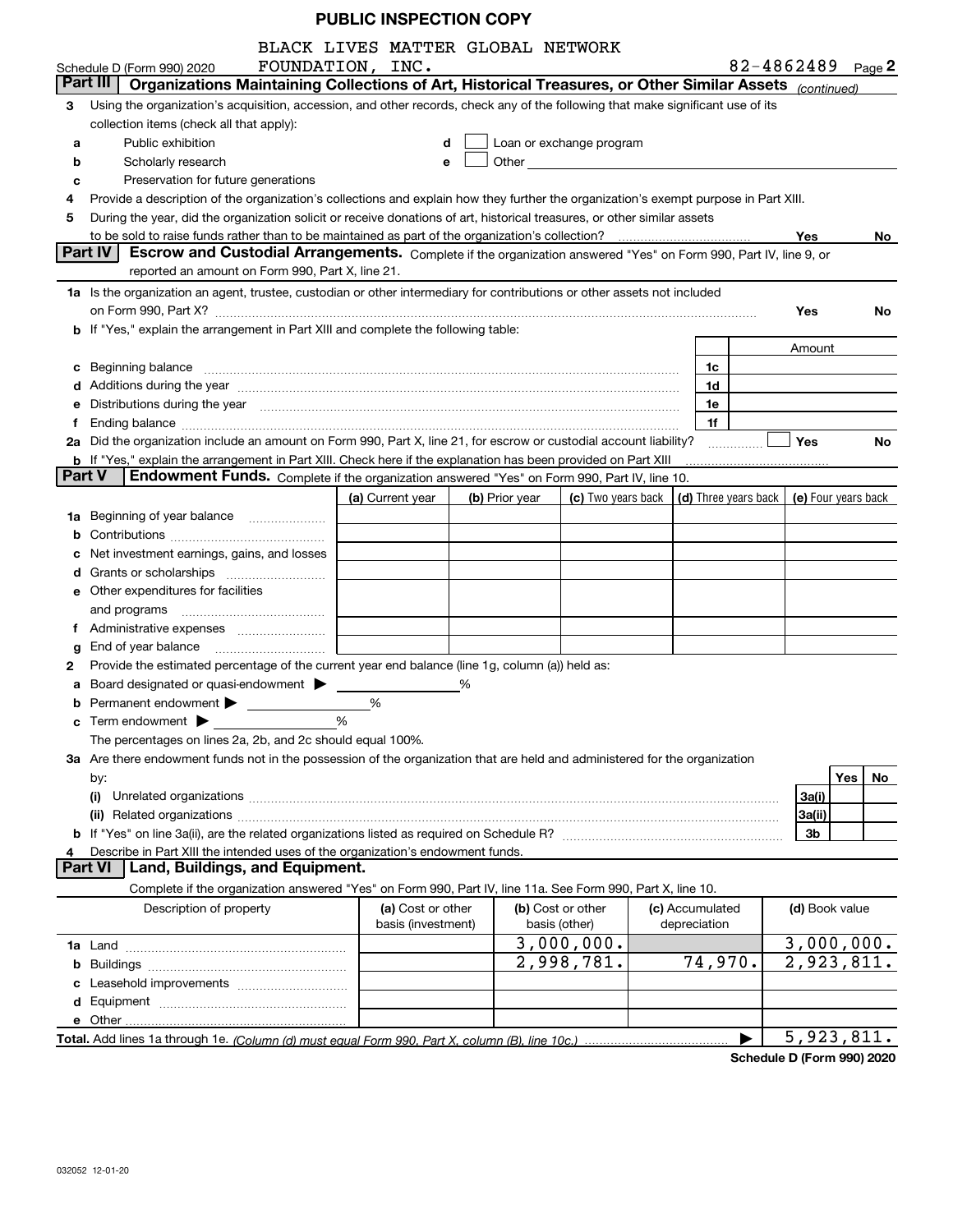PUBLIC INSPECTION COPY

Schedule D (Form 990) 2020 BLACK LIVES MATTER GLOBAL NETWORK FOUNDATION, INC. 82-4862489 Page 2

## Part III Organizations Maintaining Collections of Art, Historical Treasures, or Other Similar Assets *(continued)*

3 Using the organization's acquisition, accession, and other records, check any of the following that make significant use of its collection items (check all that apply):

a Public exhibition
b Scholarly research
c Preservation for future generations
d ☐ Loan or exchange program
e ☐ Other

4 Provide a description of the organization's collections and explain how they further the organization's exempt purpose in Part XIII.

5 During the year, did the organization solicit or receive donations of art, historical treasures, or other similar assets to be sold to raise funds rather than to be maintained as part of the organization's collection? Yes No

## Part IV Escrow and Custodial Arrangements.

Complete if the organization answered "Yes" on Form 990, Part IV, line 9, or reported an amount on Form 990, Part X, line 21.

1a Is the organization an agent, trustee, custodian or other intermediary for contributions or other assets not included on Form 990, Part X? Yes No

b If "Yes," explain the arrangement in Part XIII and complete the following table:

| | | Amount |
|---|---|---|
| c Beginning balance | 1c | |
| d Additions during the year | 1d | |
| e Distributions during the year | 1e | |
| f Ending balance | 1f | |

2a Did the organization include an amount on Form 990, Part X, line 21, for escrow or custodial account liability? ☐ Yes No

b If "Yes," explain the arrangement in Part XIII. Check here if the explanation has been provided on Part XIII

## Part V Endowment Funds.

Complete if the organization answered "Yes" on Form 990, Part IV, line 10.

| | (a) Current year | (b) Prior year | (c) Two years back | (d) Three years back | (e) Four years back |
|---|---|---|---|---|---|
| 1a Beginning of year balance | | | | | |
| b Contributions | | | | | |
| c Net investment earnings, gains, and losses | | | | | |
| d Grants or scholarships | | | | | |
| e Other expenditures for facilities and programs | | | | | |
| f Administrative expenses | | | | | |
| g End of year balance | | | | | |

2 Provide the estimated percentage of the current year end balance (line 1g, column (a)) held as:

a Board designated or quasi-endowment ▶ %
b Permanent endowment ▶ %
c Term endowment ▶ %

The percentages on lines 2a, 2b, and 2c should equal 100%.

3a Are there endowment funds not in the possession of the organization that are held and administered for the organization by:

| | | Yes | No |
|---|---|---|---|
| (i) Unrelated organizations | 3a(i) | | |
| (ii) Related organizations | 3a(ii) | | |
| b If "Yes" on line 3a(ii), are the related organizations listed as required on Schedule R? | 3b | | |

4 Describe in Part XIII the intended uses of the organization's endowment funds.

## Part VI Land, Buildings, and Equipment.

Complete if the organization answered "Yes" on Form 990, Part IV, line 11a. See Form 990, Part X, line 10.

| Description of property | (a) Cost or other basis (investment) | (b) Cost or other basis (other) | (c) Accumulated depreciation | (d) Book value |
|---|---|---|---|---|
| 1a Land | | 3,000,000. | | 3,000,000. |
| b Buildings | | 2,998,781. | 74,970. | 2,923,811. |
| c Leasehold improvements | | | | |
| d Equipment | | | | |
| e Other | | | | |
| **Total.** Add lines 1a through 1e. *(Column (d) must equal Form 990, Part X, column (B), line 10c.)* | | | ▶ | 5,923,811. |

**Schedule D (Form 990) 2020**

032052 12-01-20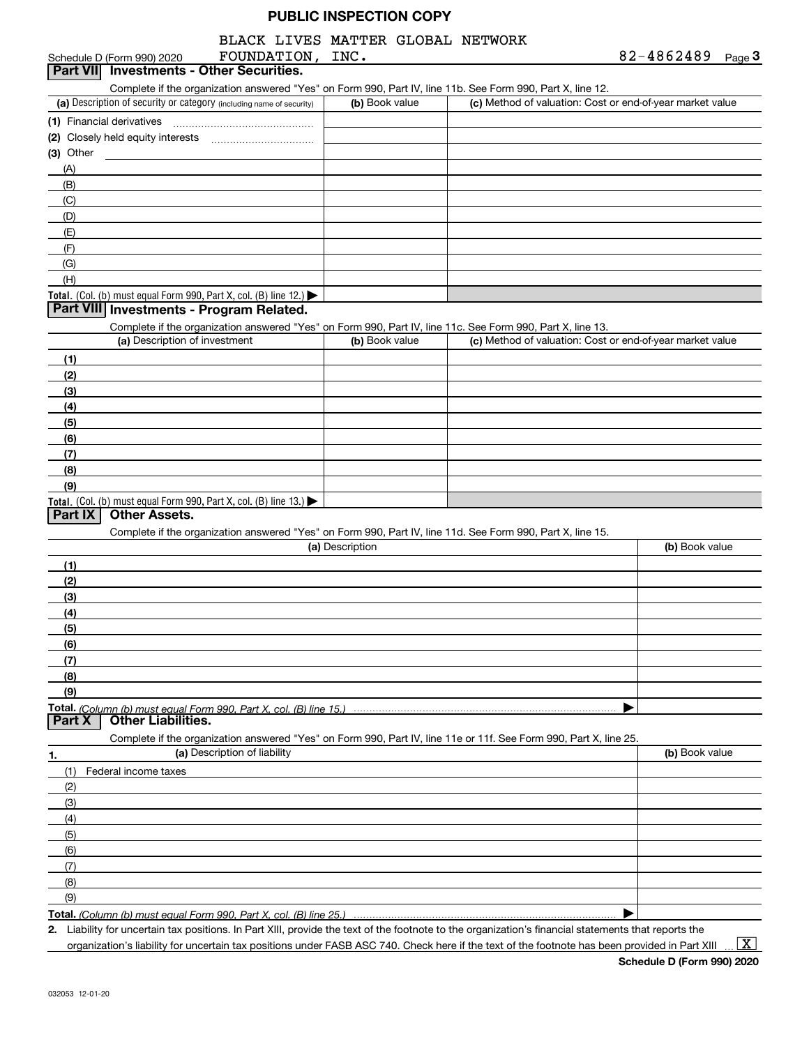PUBLIC INSPECTION COPY

Schedule D (Form 990) 2020 BLACK LIVES MATTER GLOBAL NETWORK FOUNDATION, INC. 82-4862489 Page 3

## Part VII Investments - Other Securities.

Complete if the organization answered "Yes" on Form 990, Part IV, line 11b. See Form 990, Part X, line 12.

| (a) Description of security or category (including name of security) | (b) Book value | (c) Method of valuation: Cost or end-of-year market value |
|---|---|---|
| (1) Financial derivatives | | |
| (2) Closely held equity interests | | |
| (3) Other | | |
| (A) | | |
| (B) | | |
| (C) | | |
| (D) | | |
| (E) | | |
| (F) | | |
| (G) | | |
| (H) | | |
| **Total.** (Col. (b) must equal Form 990, Part X, col. (B) line 12.) ▶ | | |

## Part VIII Investments - Program Related.

Complete if the organization answered "Yes" on Form 990, Part IV, line 11c. See Form 990, Part X, line 13.

| (a) Description of investment | (b) Book value | (c) Method of valuation: Cost or end-of-year market value |
|---|---|---|
| (1) | | |
| (2) | | |
| (3) | | |
| (4) | | |
| (5) | | |
| (6) | | |
| (7) | | |
| (8) | | |
| (9) | | |
| **Total.** (Col. (b) must equal Form 990, Part X, col. (B) line 13.) ▶ | | |

## Part IX Other Assets.

Complete if the organization answered "Yes" on Form 990, Part IV, line 11d. See Form 990, Part X, line 15.

| (a) Description | (b) Book value |
|---|---|
| (1) | |
| (2) | |
| (3) | |
| (4) | |
| (5) | |
| (6) | |
| (7) | |
| (8) | |
| (9) | |
| **Total.** *(Column (b) must equal Form 990, Part X, col. (B) line 15.)* ▶ | |

## Part X Other Liabilities.

Complete if the organization answered "Yes" on Form 990, Part IV, line 11e or 11f. See Form 990, Part X, line 25.

| 1. (a) Description of liability | (b) Book value |
|---|---|
| (1) Federal income taxes | |
| (2) | |
| (3) | |
| (4) | |
| (5) | |
| (6) | |
| (7) | |
| (8) | |
| (9) | |
| **Total.** *(Column (b) must equal Form 990, Part X, col. (B) line 25.)* ▶ | |

2. Liability for uncertain tax positions. In Part XIII, provide the text of the footnote to the organization's financial statements that reports the organization's liability for uncertain tax positions under FASB ASC 740. Check here if the text of the footnote has been provided in Part XIII ... [X]

Schedule D (Form 990) 2020

032053 12-01-20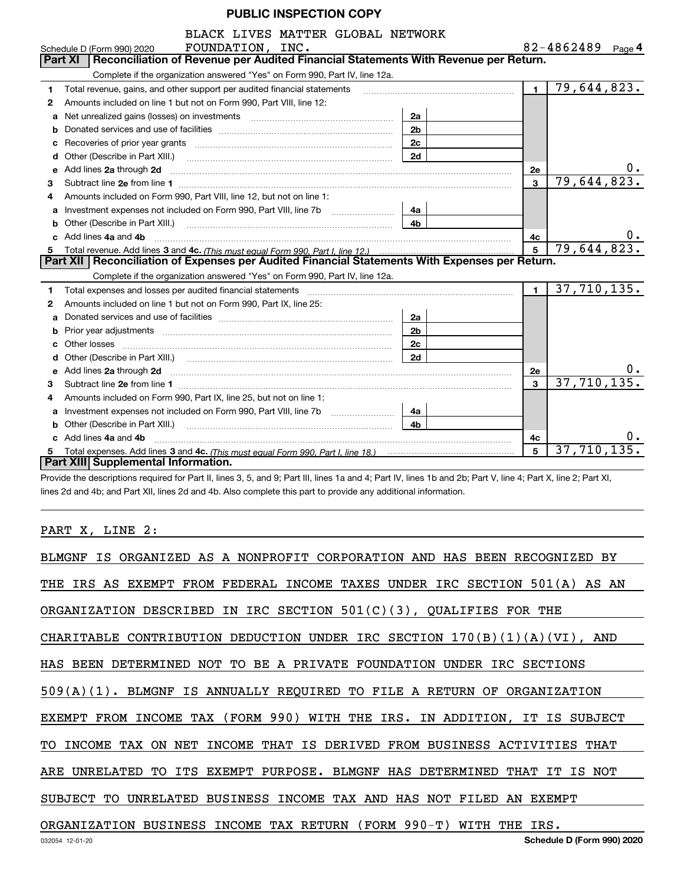PUBLIC INSPECTION COPY

Schedule D (Form 990) 2020 BLACK LIVES MATTER GLOBAL NETWORK FOUNDATION, INC. 82-4862489 Page 4

## Part XI Reconciliation of Revenue per Audited Financial Statements With Revenue per Return.

Complete if the organization answered "Yes" on Form 990, Part IV, line 12a.

| | | | | | |
|---|---|---|---|---|---|
| 1 | Total revenue, gains, and other support per audited financial statements | | | 1 | 79,644,823. |
| 2 | Amounts included on line 1 but not on Form 990, Part VIII, line 12: | | | | |
| a | Net unrealized gains (losses) on investments | 2a | | | |
| b | Donated services and use of facilities | 2b | | | |
| c | Recoveries of prior year grants | 2c | | | |
| d | Other (Describe in Part XIII.) | 2d | | | |
| e | Add lines 2a through 2d | | | 2e | 0. |
| 3 | Subtract line 2e from line 1 | | | 3 | 79,644,823. |
| 4 | Amounts included on Form 990, Part VIII, line 12, but not on line 1: | | | | |
| a | Investment expenses not included on Form 990, Part VIII, line 7b | 4a | | | |
| b | Other (Describe in Part XIII.) | 4b | | | |
| c | Add lines 4a and 4b | | | 4c | 0. |
| 5 | Total revenue. Add lines 3 and 4c. *(This must equal Form 990, Part I, line 12.)* | | | 5 | 79,644,823. |

## Part XII Reconciliation of Expenses per Audited Financial Statements With Expenses per Return.

Complete if the organization answered "Yes" on Form 990, Part IV, line 12a.

| | | | | | |
|---|---|---|---|---|---|
| 1 | Total expenses and losses per audited financial statements | | | 1 | 37,710,135. |
| 2 | Amounts included on line 1 but not on Form 990, Part IX, line 25: | | | | |
| a | Donated services and use of facilities | 2a | | | |
| b | Prior year adjustments | 2b | | | |
| c | Other losses | 2c | | | |
| d | Other (Describe in Part XIII.) | 2d | | | |
| e | Add lines 2a through 2d | | | 2e | 0. |
| 3 | Subtract line 2e from line 1 | | | 3 | 37,710,135. |
| 4 | Amounts included on Form 990, Part IX, line 25, but not on line 1: | | | | |
| a | Investment expenses not included on Form 990, Part VIII, line 7b | 4a | | | |
| b | Other (Describe in Part XIII.) | 4b | | | |
| c | Add lines 4a and 4b | | | 4c | 0. |
| 5 | Total expenses. Add lines 3 and 4c. *(This must equal Form 990, Part I, line 18.)* | | | 5 | 37,710,135. |

## Part XIII Supplemental Information.

Provide the descriptions required for Part II, lines 3, 5, and 9; Part III, lines 1a and 4; Part IV, lines 1b and 2b; Part V, line 4; Part X, line 2; Part XI, lines 2d and 4b; and Part XII, lines 2d and 4b. Also complete this part to provide any additional information.

PART X, LINE 2:

BLMGNF IS ORGANIZED AS A NONPROFIT CORPORATION AND HAS BEEN RECOGNIZED BY THE IRS AS EXEMPT FROM FEDERAL INCOME TAXES UNDER IRC SECTION 501(A) AS AN ORGANIZATION DESCRIBED IN IRC SECTION 501(C)(3), QUALIFIES FOR THE CHARITABLE CONTRIBUTION DEDUCTION UNDER IRC SECTION 170(B)(1)(A)(VI), AND HAS BEEN DETERMINED NOT TO BE A PRIVATE FOUNDATION UNDER IRC SECTIONS 509(A)(1). BLMGNF IS ANNUALLY REQUIRED TO FILE A RETURN OF ORGANIZATION EXEMPT FROM INCOME TAX (FORM 990) WITH THE IRS. IN ADDITION, IT IS SUBJECT TO INCOME TAX ON NET INCOME THAT IS DERIVED FROM BUSINESS ACTIVITIES THAT ARE UNRELATED TO ITS EXEMPT PURPOSE. BLMGNF HAS DETERMINED THAT IT IS NOT SUBJECT TO UNRELATED BUSINESS INCOME TAX AND HAS NOT FILED AN EXEMPT ORGANIZATION BUSINESS INCOME TAX RETURN (FORM 990-T) WITH THE IRS.

032054 12-01-20 Schedule D (Form 990) 2020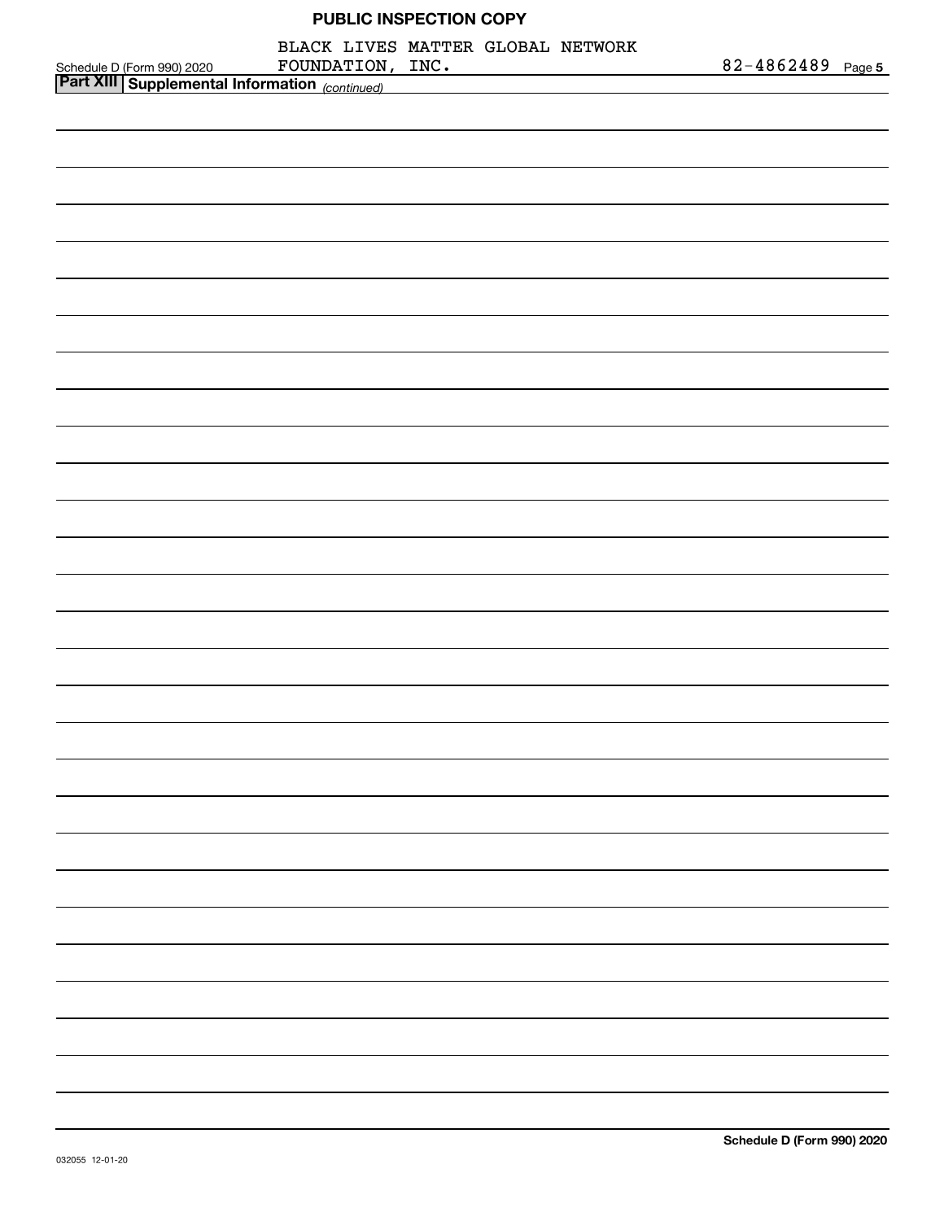PUBLIC INSPECTION COPY

Schedule D (Form 990) 2020 BLACK LIVES MATTER GLOBAL NETWORK FOUNDATION, INC. 82-4862489 Page 5

**Part XIII Supplemental Information** *(continued)*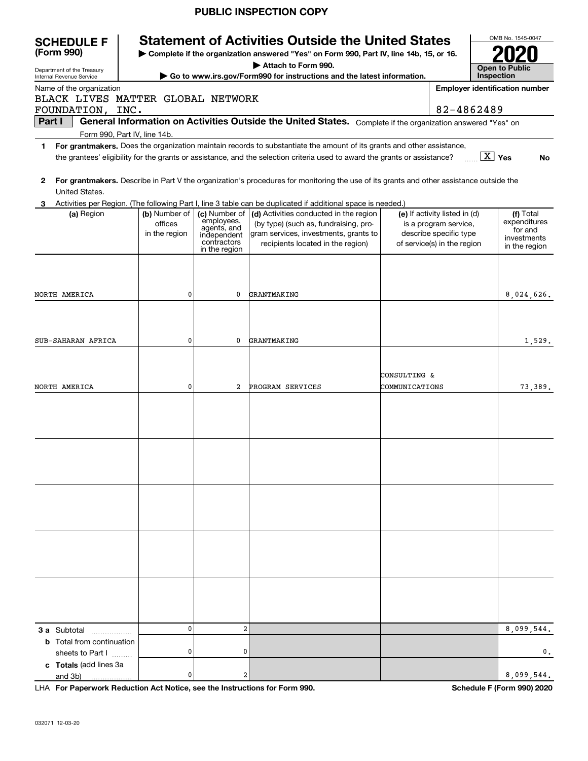PUBLIC INSPECTION COPY

**SCHEDULE F (Form 990)**

Department of the Treasury
Internal Revenue Service

# Statement of Activities Outside the United States

▶ Complete if the organization answered "Yes" on Form 990, Part IV, line 14b, 15, or 16.
▶ Attach to Form 990.
▶ Go to www.irs.gov/Form990 for instructions and the latest information.

OMB No. 1545-0047
**2020**
**Open to Public Inspection**

Name of the organization: BLACK LIVES MATTER GLOBAL NETWORK FOUNDATION, INC.

Employer identification number: 82-4862489

**Part I** **General Information on Activities Outside the United States.** Complete if the organization answered "Yes" on Form 990, Part IV, line 14b.

1 **For grantmakers.** Does the organization maintain records to substantiate the amount of its grants and other assistance, the grantees' eligibility for the grants or assistance, and the selection criteria used to award the grants or assistance? ..... [X] Yes [ ] No

2 **For grantmakers.** Describe in Part V the organization's procedures for monitoring the use of its grants and other assistance outside the United States.

3 Activities per Region. (The following Part I, line 3 table can be duplicated if additional space is needed.)

| (a) Region | (b) Number of offices in the region | (c) Number of employees, agents, and independent contractors in the region | (d) Activities conducted in the region (by type) (such as, fundraising, program services, investments, grants to recipients located in the region) | (e) If activity listed in (d) is a program service, describe specific type of service(s) in the region | (f) Total expenditures for and investments in the region |
|---|---|---|---|---|---|
| NORTH AMERICA | 0 | 0 | GRANTMAKING | | 8,024,626. |
| SUB-SAHARAN AFRICA | 0 | 0 | GRANTMAKING | | 1,529. |
| NORTH AMERICA | 0 | 2 | PROGRAM SERVICES | CONSULTING & COMMUNICATIONS | 73,389. |
| | | | | | |
| | | | | | |
| | | | | | |
| | | | | | |
| | | | | | |
| **3 a** Subtotal | 0 | 2 | | | 8,099,544. |
| **b** Total from continuation sheets to Part I | 0 | 0 | | | 0. |
| **c Totals** (add lines 3a and 3b) | 0 | 2 | | | 8,099,544. |

LHA **For Paperwork Reduction Act Notice, see the Instructions for Form 990.** **Schedule F (Form 990) 2020**

032071 12-03-20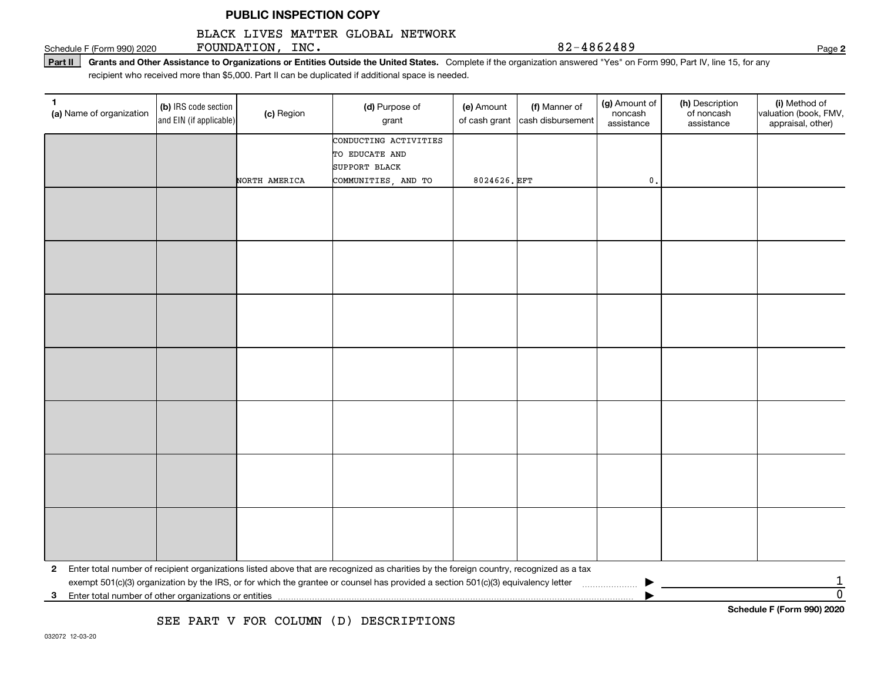**PUBLIC INSPECTION COPY**

Schedule F (Form 990) 2020 BLACK LIVES MATTER GLOBAL NETWORK FOUNDATION, INC. 82-4862489 Page **2**

**Part II** **Grants and Other Assistance to Organizations or Entities Outside the United States.** Complete if the organization answered "Yes" on Form 990, Part IV, line 15, for any recipient who received more than $5,000. Part II can be duplicated if additional space is needed.

| 1 (a) Name of organization | (b) IRS code section and EIN (if applicable) | (c) Region | (d) Purpose of grant | (e) Amount of cash grant | (f) Manner of cash disbursement | (g) Amount of noncash assistance | (h) Description of noncash assistance | (i) Method of valuation (book, FMV, appraisal, other) |
|---|---|---|---|---|---|---|---|---|
| | | NORTH AMERICA | CONDUCTING ACTIVITIES TO EDUCATE AND SUPPORT BLACK COMMUNITIES, AND TO | 8024626. | EFT | 0. | | |
| | | | | | | | | |
| | | | | | | | | |
| | | | | | | | | |
| | | | | | | | | |
| | | | | | | | | |
| | | | | | | | | |
| | | | | | | | | |

**2** Enter total number of recipient organizations listed above that are recognized as charities by the foreign country, recognized as a tax exempt 501(c)(3) organization by the IRS, or for which the grantee or counsel has provided a section 501(c)(3) equivalency letter ▶ 1

**3** Enter total number of other organizations or entities ▶ 0

**Schedule F (Form 990) 2020**

SEE PART V FOR COLUMN (D) DESCRIPTIONS

032072 12-03-20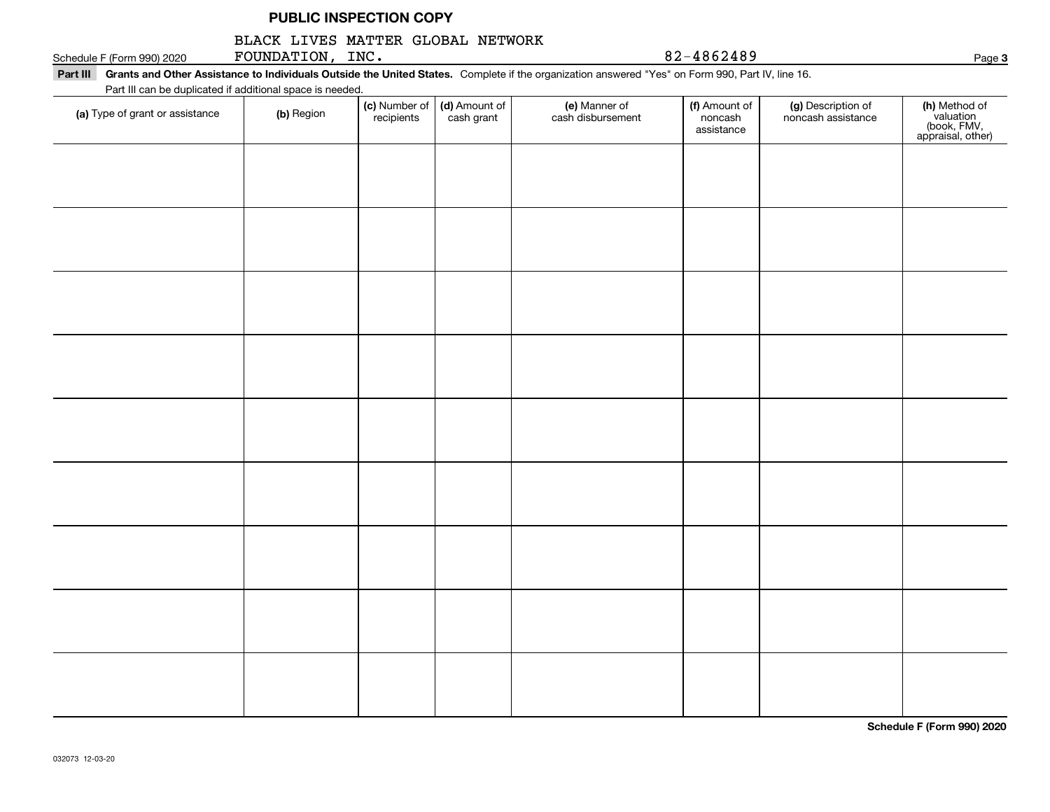**PUBLIC INSPECTION COPY**

Schedule F (Form 990) 2020 BLACK LIVES MATTER GLOBAL NETWORK FOUNDATION, INC. 82-4862489 Page **3**

**Part III Grants and Other Assistance to Individuals Outside the United States.** Complete if the organization answered "Yes" on Form 990, Part IV, line 16.

Part III can be duplicated if additional space is needed.

| (a) Type of grant or assistance | (b) Region | (c) Number of recipients | (d) Amount of cash grant | (e) Manner of cash disbursement | (f) Amount of noncash assistance | (g) Description of noncash assistance | (h) Method of valuation (book, FMV, appraisal, other) |
|---|---|---|---|---|---|---|---|
| | | | | | | | |
| | | | | | | | |
| | | | | | | | |
| | | | | | | | |
| | | | | | | | |
| | | | | | | | |
| | | | | | | | |
| | | | | | | | |
| | | | | | | | |

**Schedule F (Form 990) 2020**

032073 12-03-20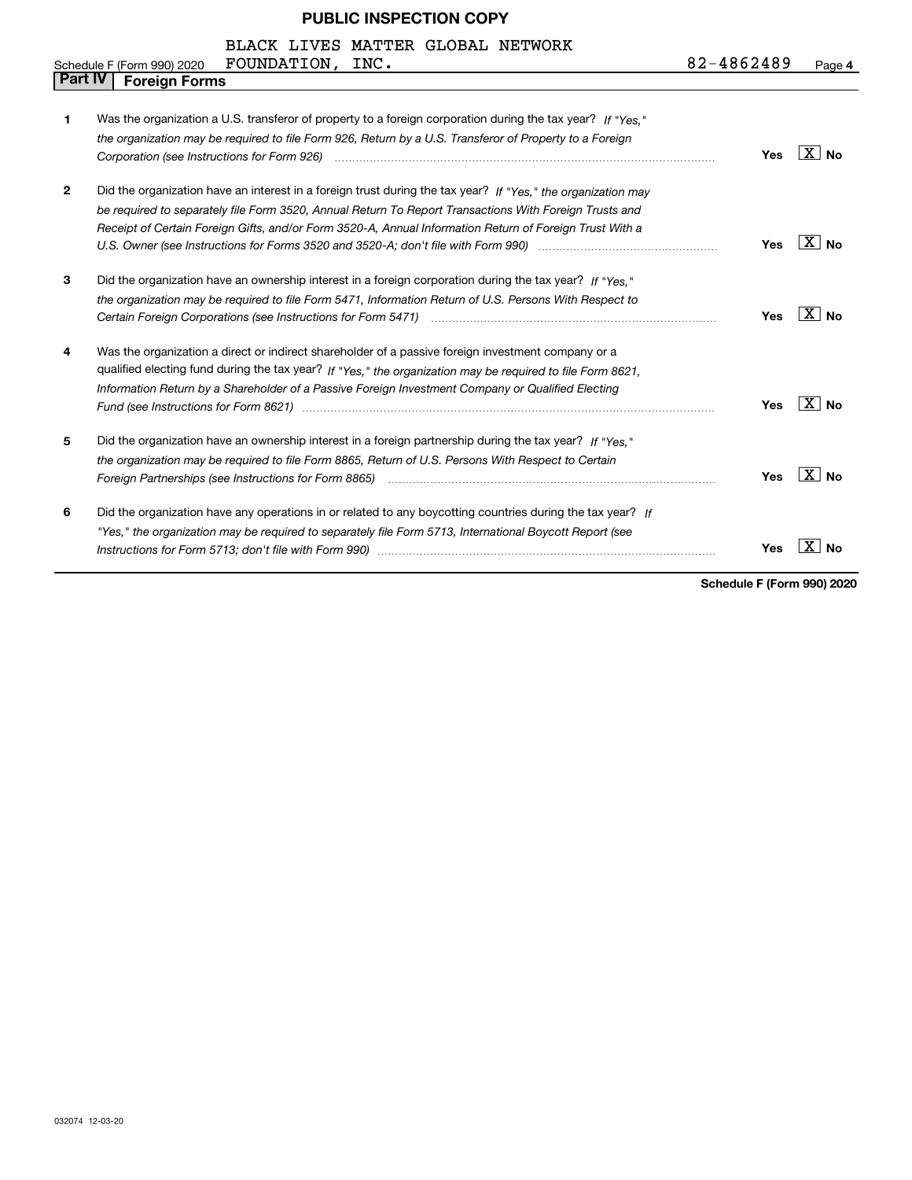**PUBLIC INSPECTION COPY**

Schedule F (Form 990) 2020 BLACK LIVES MATTER GLOBAL NETWORK FOUNDATION, INC. 82-4862489 Page **4**

## Part IV Foreign Forms

| | | Yes | No |
|---|---|---|---|
| **1** | Was the organization a U.S. transferor of property to a foreign corporation during the tax year? *If "Yes," the organization may be required to file Form 926, Return by a U.S. Transferor of Property to a Foreign Corporation (see Instructions for Form 926)* | | X |
| **2** | Did the organization have an interest in a foreign trust during the tax year? *If "Yes," the organization may be required to separately file Form 3520, Annual Return To Report Transactions With Foreign Trusts and Receipt of Certain Foreign Gifts, and/or Form 3520-A, Annual Information Return of Foreign Trust With a U.S. Owner (see Instructions for Forms 3520 and 3520-A; don't file with Form 990)* | | X |
| **3** | Did the organization have an ownership interest in a foreign corporation during the tax year? *If "Yes," the organization may be required to file Form 5471, Information Return of U.S. Persons With Respect to Certain Foreign Corporations (see Instructions for Form 5471)* | | X |
| **4** | Was the organization a direct or indirect shareholder of a passive foreign investment company or a qualified electing fund during the tax year? *If "Yes," the organization may be required to file Form 8621, Information Return by a Shareholder of a Passive Foreign Investment Company or Qualified Electing Fund (see Instructions for Form 8621)* | | X |
| **5** | Did the organization have an ownership interest in a foreign partnership during the tax year? *If "Yes," the organization may be required to file Form 8865, Return of U.S. Persons With Respect to Certain Foreign Partnerships (see Instructions for Form 8865)* | | X |
| **6** | Did the organization have any operations in or related to any boycotting countries during the tax year? *If "Yes," the organization may be required to separately file Form 5713, International Boycott Report (see Instructions for Form 5713; don't file with Form 990)* | | X |

**Schedule F (Form 990) 2020**

032074 12-03-20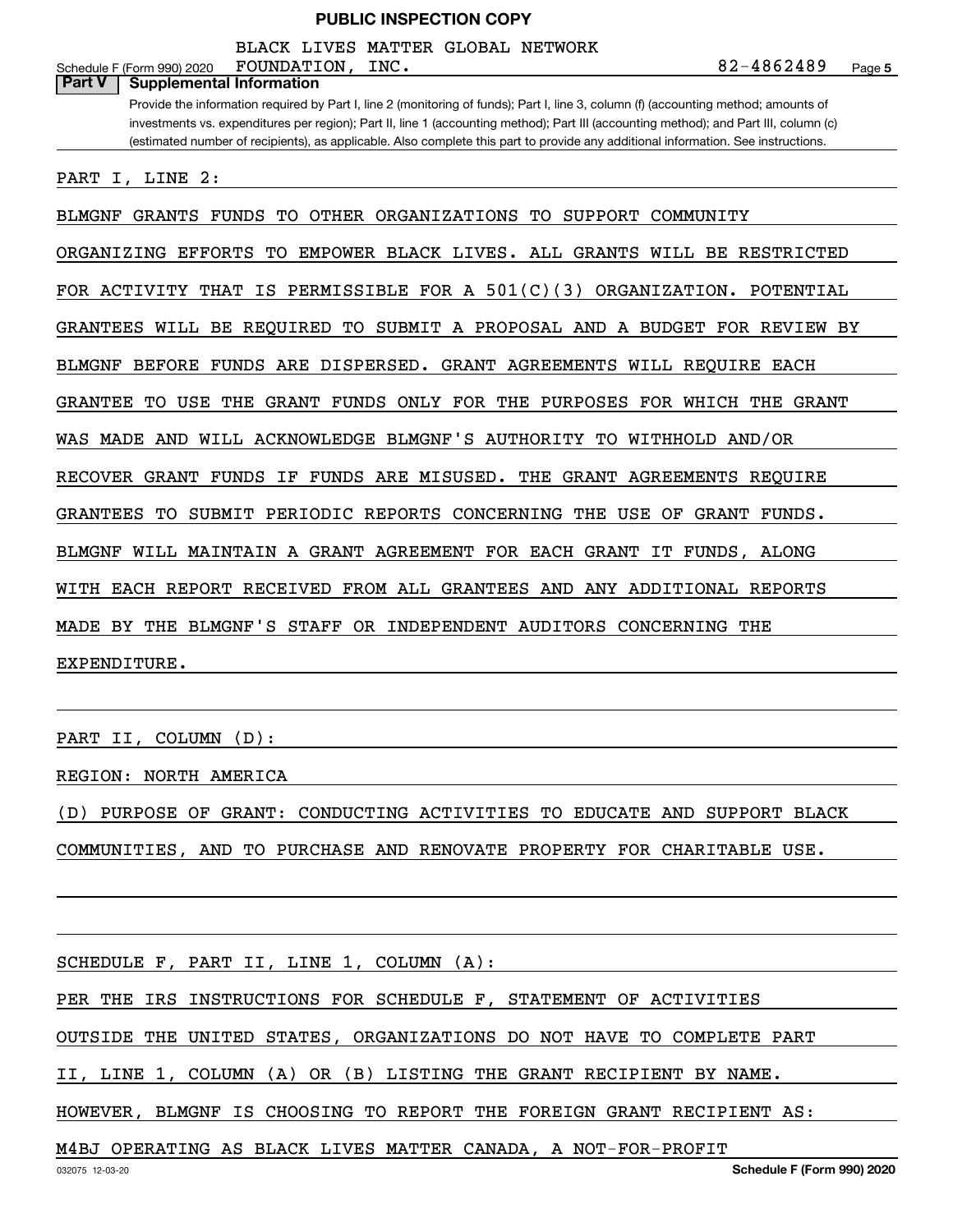**PUBLIC INSPECTION COPY**

Schedule F (Form 990) 2020 BLACK LIVES MATTER GLOBAL NETWORK FOUNDATION, INC. 82-4862489 Page 5

**Part V | Supplemental Information**

Provide the information required by Part I, line 2 (monitoring of funds); Part I, line 3, column (f) (accounting method; amounts of investments vs. expenditures per region); Part II, line 1 (accounting method); Part III (accounting method); and Part III, column (c) (estimated number of recipients), as applicable. Also complete this part to provide any additional information. See instructions.

PART I, LINE 2:

BLMGNF GRANTS FUNDS TO OTHER ORGANIZATIONS TO SUPPORT COMMUNITY ORGANIZING EFFORTS TO EMPOWER BLACK LIVES. ALL GRANTS WILL BE RESTRICTED FOR ACTIVITY THAT IS PERMISSIBLE FOR A 501(C)(3) ORGANIZATION. POTENTIAL GRANTEES WILL BE REQUIRED TO SUBMIT A PROPOSAL AND A BUDGET FOR REVIEW BY BLMGNF BEFORE FUNDS ARE DISPERSED. GRANT AGREEMENTS WILL REQUIRE EACH GRANTEE TO USE THE GRANT FUNDS ONLY FOR THE PURPOSES FOR WHICH THE GRANT WAS MADE AND WILL ACKNOWLEDGE BLMGNF'S AUTHORITY TO WITHHOLD AND/OR RECOVER GRANT FUNDS IF FUNDS ARE MISUSED. THE GRANT AGREEMENTS REQUIRE GRANTEES TO SUBMIT PERIODIC REPORTS CONCERNING THE USE OF GRANT FUNDS. BLMGNF WILL MAINTAIN A GRANT AGREEMENT FOR EACH GRANT IT FUNDS, ALONG WITH EACH REPORT RECEIVED FROM ALL GRANTEES AND ANY ADDITIONAL REPORTS MADE BY THE BLMGNF'S STAFF OR INDEPENDENT AUDITORS CONCERNING THE EXPENDITURE.

PART II, COLUMN (D):

REGION: NORTH AMERICA

(D) PURPOSE OF GRANT: CONDUCTING ACTIVITIES TO EDUCATE AND SUPPORT BLACK COMMUNITIES, AND TO PURCHASE AND RENOVATE PROPERTY FOR CHARITABLE USE.

SCHEDULE F, PART II, LINE 1, COLUMN (A):

PER THE IRS INSTRUCTIONS FOR SCHEDULE F, STATEMENT OF ACTIVITIES OUTSIDE THE UNITED STATES, ORGANIZATIONS DO NOT HAVE TO COMPLETE PART II, LINE 1, COLUMN (A) OR (B) LISTING THE GRANT RECIPIENT BY NAME. HOWEVER, BLMGNF IS CHOOSING TO REPORT THE FOREIGN GRANT RECIPIENT AS: M4BJ OPERATING AS BLACK LIVES MATTER CANADA, A NOT-FOR-PROFIT

032075 12-03-20 **Schedule F (Form 990) 2020**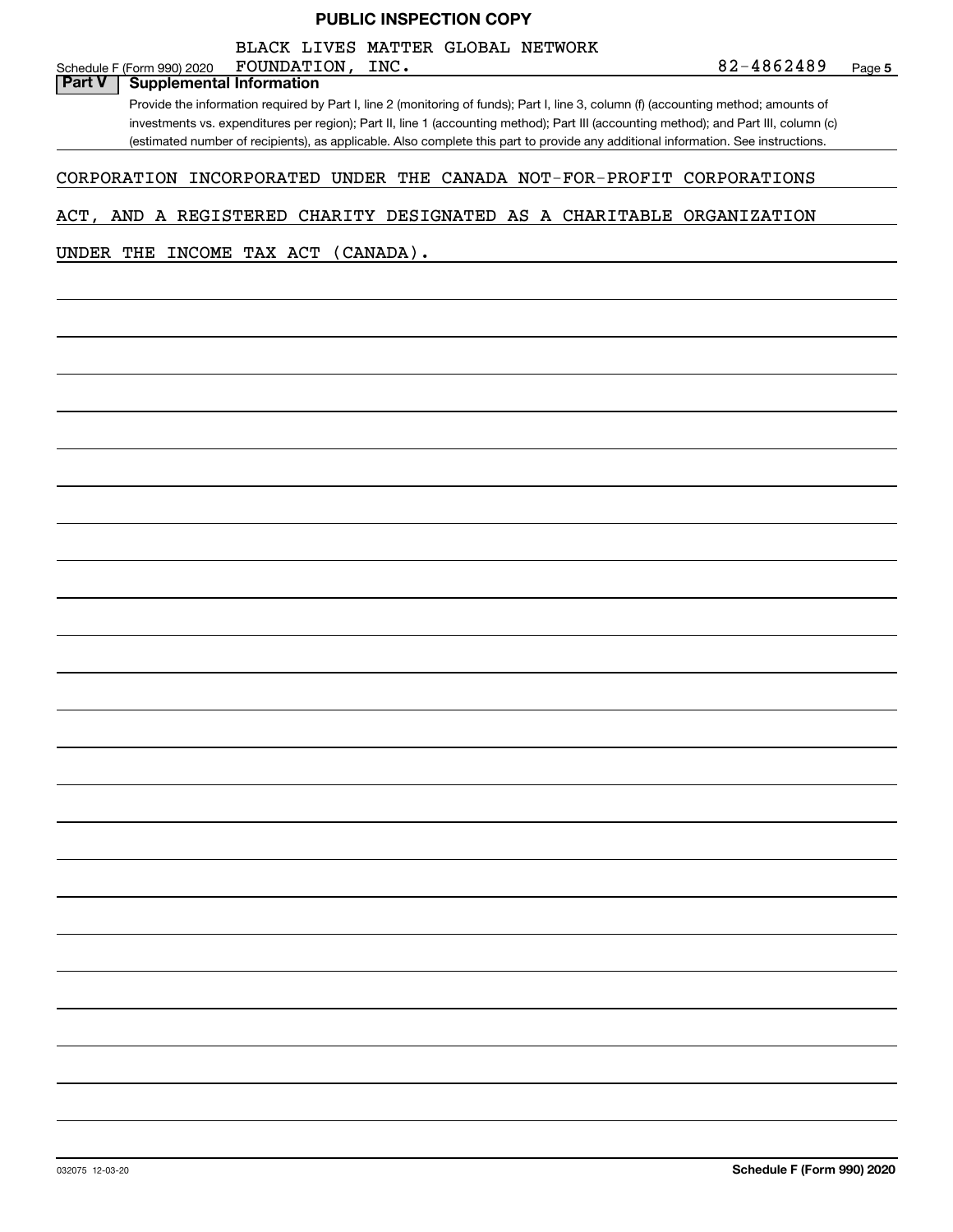**PUBLIC INSPECTION COPY**

Schedule F (Form 990) 2020 BLACK LIVES MATTER GLOBAL NETWORK FOUNDATION, INC. 82-4862489 Page **5**

**Part V | Supplemental Information**

Provide the information required by Part I, line 2 (monitoring of funds); Part I, line 3, column (f) (accounting method; amounts of investments vs. expenditures per region); Part II, line 1 (accounting method); Part III (accounting method); and Part III, column (c) (estimated number of recipients), as applicable. Also complete this part to provide any additional information. See instructions.

CORPORATION INCORPORATED UNDER THE CANADA NOT-FOR-PROFIT CORPORATIONS ACT, AND A REGISTERED CHARITY DESIGNATED AS A CHARITABLE ORGANIZATION UNDER THE INCOME TAX ACT (CANADA).

032075 12-03-20 **Schedule F (Form 990) 2020**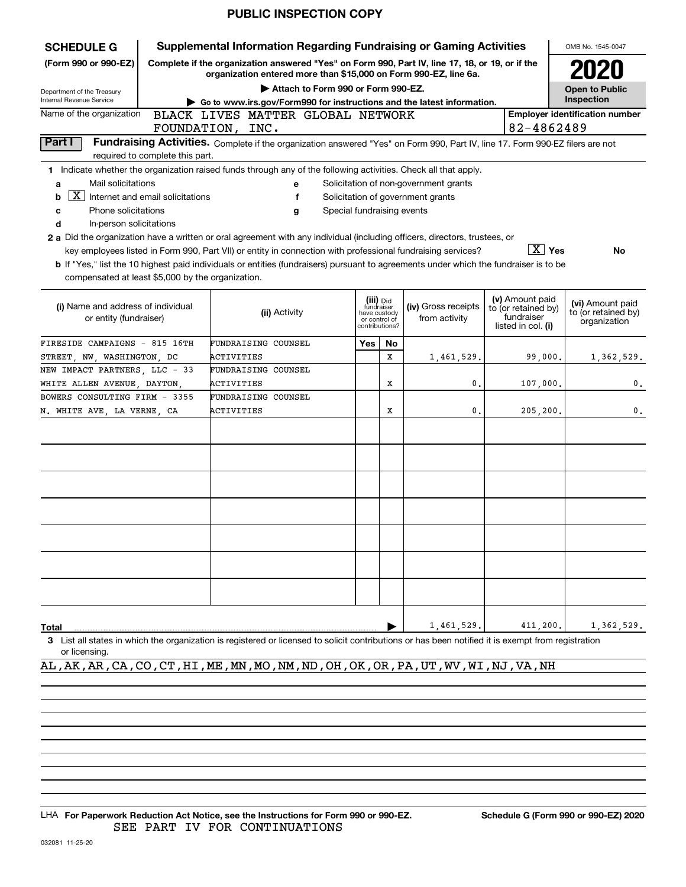PUBLIC INSPECTION COPY

**SCHEDULE G**
**(Form 990 or 990-EZ)**

Department of the Treasury
Internal Revenue Service

# Supplemental Information Regarding Fundraising or Gaming Activities

**Complete if the organization answered "Yes" on Form 990, Part IV, line 17, 18, or 19, or if the organization entered more than $15,000 on Form 990-EZ, line 6a.**

**▶ Attach to Form 990 or Form 990-EZ.**

**▶ Go to www.irs.gov/Form990 for instructions and the latest information.**

OMB No. 1545-0047

**2020**

**Open to Public Inspection**

Name of the organization: BLACK LIVES MATTER GLOBAL NETWORK FOUNDATION, INC.

Employer identification number: 82-4862489

## Part I Fundraising Activities.

Complete if the organization answered "Yes" on Form 990, Part IV, line 17. Form 990-EZ filers are not required to complete this part.

**1** Indicate whether the organization raised funds through any of the following activities. Check all that apply.

- **a** ☐ Mail solicitations
- **b** ☒ Internet and email solicitations
- **c** ☐ Phone solicitations
- **d** ☐ In-person solicitations
- **e** ☐ Solicitation of non-government grants
- **f** ☐ Solicitation of government grants
- **g** ☐ Special fundraising events

**2 a** Did the organization have a written or oral agreement with any individual (including officers, directors, trustees, or key employees listed in Form 990, Part VII) or entity in connection with professional fundraising services? ☒ Yes ☐ No

**b** If "Yes," list the 10 highest paid individuals or entities (fundraisers) pursuant to agreements under which the fundraiser is to be compensated at least $5,000 by the organization.

| (i) Name and address of individual or entity (fundraiser) | (ii) Activity | (iii) Did fundraiser have custody or control of contributions? Yes | No | (iv) Gross receipts from activity | (v) Amount paid to (or retained by) fundraiser listed in col. (i) | (vi) Amount paid to (or retained by) organization |
|---|---|---|---|---|---|---|
| FIRESIDE CAMPAIGNS - 815 16TH STREET, NW, WASHINGTON, DC | FUNDRAISING COUNSEL ACTIVITIES | | X | 1,461,529. | 99,000. | 1,362,529. |
| NEW IMPACT PARTNERS, LLC - 33 WHITE ALLEN AVENUE, DAYTON, | FUNDRAISING COUNSEL ACTIVITIES | | X | 0. | 107,000. | 0. |
| BOWERS CONSULTING FIRM - 3355 N. WHITE AVE, LA VERNE, CA | FUNDRAISING COUNSEL ACTIVITIES | | X | 0. | 205,200. | 0. |
| | | | | | | |
| | | | | | | |
| | | | | | | |
| | | | | | | |
| | | | | | | |
| | | | | | | |
| | | | | | | |
| **Total** | | | ▶ | 1,461,529. | 411,200. | 1,362,529. |

**3** List all states in which the organization is registered or licensed to solicit contributions or has been notified it is exempt from registration or licensing.

AL,AK,AR,CA,CO,CT,HI,ME,MN,MO,NM,ND,OH,OK,OR,PA,UT,WV,WI,NJ,VA,NH

LHA **For Paperwork Reduction Act Notice, see the Instructions for Form 990 or 990-EZ.** **Schedule G (Form 990 or 990-EZ) 2020**

SEE PART IV FOR CONTINUATIONS

032081 11-25-20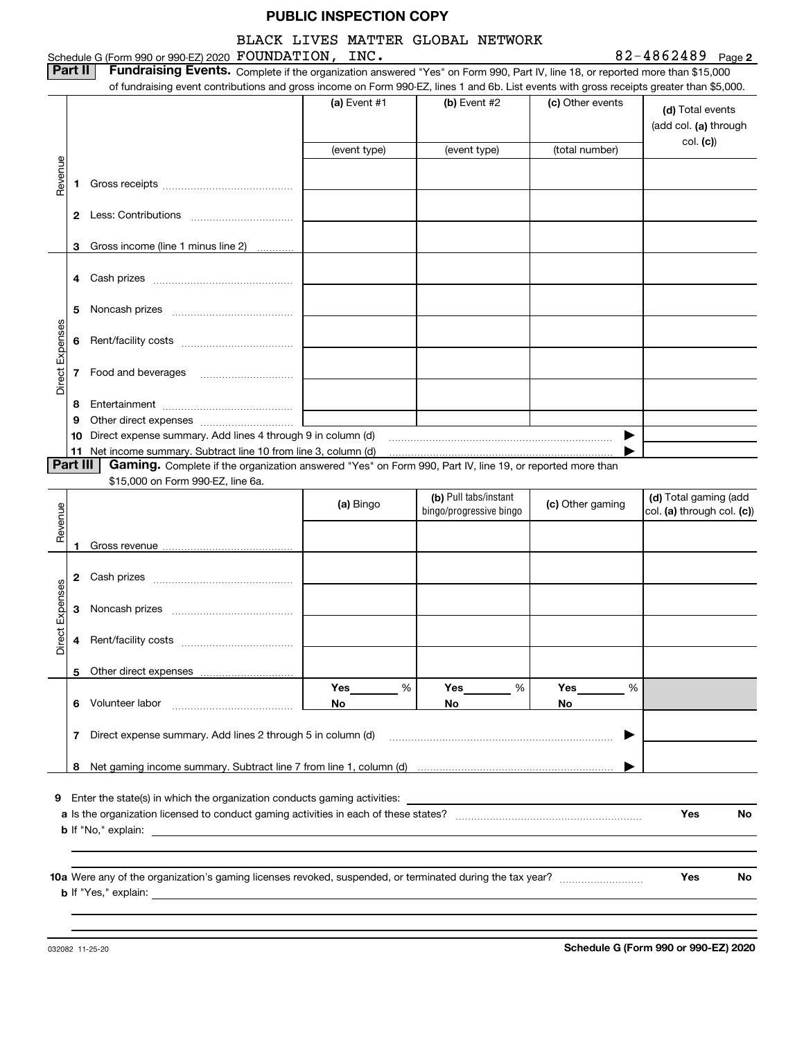**PUBLIC INSPECTION COPY**

Schedule G (Form 990 or 990-EZ) 2020 BLACK LIVES MATTER GLOBAL NETWORK FOUNDATION, INC. 82-4862489 Page **2**

**Part II** **Fundraising Events.** Complete if the organization answered "Yes" on Form 990, Part IV, line 18, or reported more than $15,000 of fundraising event contributions and gross income on Form 990-EZ, lines 1 and 6b. List events with gross receipts greater than $5,000.

| | | (a) Event #1 | (b) Event #2 | (c) Other events | (d) Total events (add col. (a) through col. (c)) |
|---|---|---|---|---|---|
| | | (event type) | (event type) | (total number) | |
| Revenue | 1 Gross receipts | | | | |
| | 2 Less: Contributions | | | | |
| | 3 Gross income (line 1 minus line 2) | | | | |
| Direct Expenses | 4 Cash prizes | | | | |
| | 5 Noncash prizes | | | | |
| | 6 Rent/facility costs | | | | |
| | 7 Food and beverages | | | | |
| | 8 Entertainment | | | | |
| | 9 Other direct expenses | | | | |
| | 10 Direct expense summary. Add lines 4 through 9 in column (d) | | | ▶ | |
| | 11 Net income summary. Subtract line 10 from line 3, column (d) | | | ▶ | |

**Part III** **Gaming.** Complete if the organization answered "Yes" on Form 990, Part IV, line 19, or reported more than $15,000 on Form 990-EZ, line 6a.

| | | (a) Bingo | (b) Pull tabs/instant bingo/progressive bingo | (c) Other gaming | (d) Total gaming (add col. (a) through col. (c)) |
|---|---|---|---|---|---|
| Revenue | 1 Gross revenue | | | | |
| Direct Expenses | 2 Cash prizes | | | | |
| | 3 Noncash prizes | | | | |
| | 4 Rent/facility costs | | | | |
| | 5 Other direct expenses | | | | |
| | 6 Volunteer labor | Yes \_\_\_\_ % No | Yes \_\_\_\_ % No | Yes \_\_\_\_ % No | |
| | 7 Direct expense summary. Add lines 2 through 5 in column (d) | | | ▶ | |
| | 8 Net gaming income summary. Subtract line 7 from line 1, column (d) | | | ▶ | |

**9** Enter the state(s) in which the organization conducts gaming activities:

**a** Is the organization licensed to conduct gaming activities in each of these states? **Yes** **No**

**b** If "No," explain:

**10a** Were any of the organization's gaming licenses revoked, suspended, or terminated during the tax year? **Yes** **No**

**b** If "Yes," explain:

032082 11-25-20 **Schedule G (Form 990 or 990-EZ) 2020**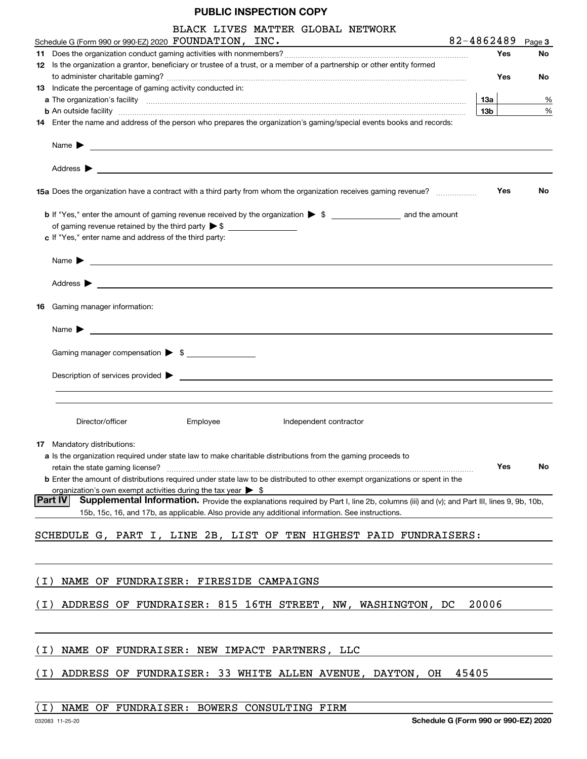PUBLIC INSPECTION COPY

Schedule G (Form 990 or 990-EZ) 2020 BLACK LIVES MATTER GLOBAL NETWORK FOUNDATION, INC. 82-4862489 Page 3

**11** Does the organization conduct gaming activities with nonmembers? Yes No

**12** Is the organization a grantor, beneficiary or trustee of a trust, or a member of a partnership or other entity formed to administer charitable gaming? Yes No

**13** Indicate the percentage of gaming activity conducted in:

**a** The organization's facility **13a** %

**b** An outside facility **13b** %

**14** Enter the name and address of the person who prepares the organization's gaming/special events books and records:

Name ▶

Address ▶

**15a** Does the organization have a contract with a third party from whom the organization receives gaming revenue? Yes No

**b** If "Yes," enter the amount of gaming revenue received by the organization ▶ $ \_\_\_\_\_\_\_\_ and the amount of gaming revenue retained by the third party ▶ $ \_\_\_\_\_\_\_\_

**c** If "Yes," enter name and address of the third party:

Name ▶

Address ▶

**16** Gaming manager information:

Name ▶

Gaming manager compensation ▶ $

Description of services provided ▶

Director/officer Employee Independent contractor

**17** Mandatory distributions:

**a** Is the organization required under state law to make charitable distributions from the gaming proceeds to retain the state gaming license? Yes No

**b** Enter the amount of distributions required under state law to be distributed to other exempt organizations or spent in the organization's own exempt activities during the tax year ▶ $

**Part IV** **Supplemental Information.** Provide the explanations required by Part I, line 2b, columns (iii) and (v); and Part III, lines 9, 9b, 10b, 15b, 15c, 16, and 17b, as applicable. Also provide any additional information. See instructions.

SCHEDULE G, PART I, LINE 2B, LIST OF TEN HIGHEST PAID FUNDRAISERS:

(I) NAME OF FUNDRAISER: FIRESIDE CAMPAIGNS

(I) ADDRESS OF FUNDRAISER: 815 16TH STREET, NW, WASHINGTON, DC 20006

(I) NAME OF FUNDRAISER: NEW IMPACT PARTNERS, LLC

(I) ADDRESS OF FUNDRAISER: 33 WHITE ALLEN AVENUE, DAYTON, OH 45405

(I) NAME OF FUNDRAISER: BOWERS CONSULTING FIRM

032083 11-25-20 **Schedule G (Form 990 or 990-EZ) 2020**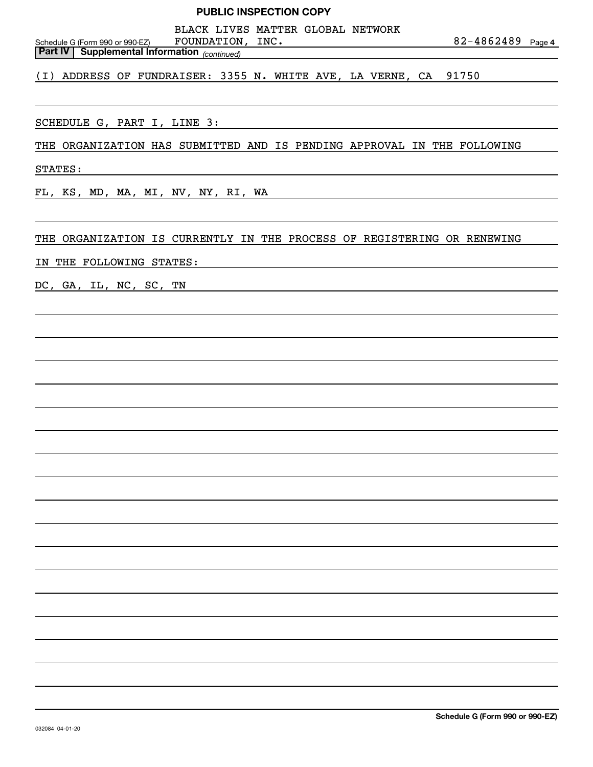PUBLIC INSPECTION COPY

Schedule G (Form 990 or 990-EZ) BLACK LIVES MATTER GLOBAL NETWORK FOUNDATION, INC. 82-4862489 Page **4**

**Part IV | Supplemental Information** *(continued)*

(I) ADDRESS OF FUNDRAISER: 3355 N. WHITE AVE, LA VERNE, CA 91750

SCHEDULE G, PART I, LINE 3:

THE ORGANIZATION HAS SUBMITTED AND IS PENDING APPROVAL IN THE FOLLOWING STATES:

FL, KS, MD, MA, MI, NV, NY, RI, WA

THE ORGANIZATION IS CURRENTLY IN THE PROCESS OF REGISTERING OR RENEWING IN THE FOLLOWING STATES:

DC, GA, IL, NC, SC, TN

**Schedule G (Form 990 or 990-EZ)**

032084 04-01-20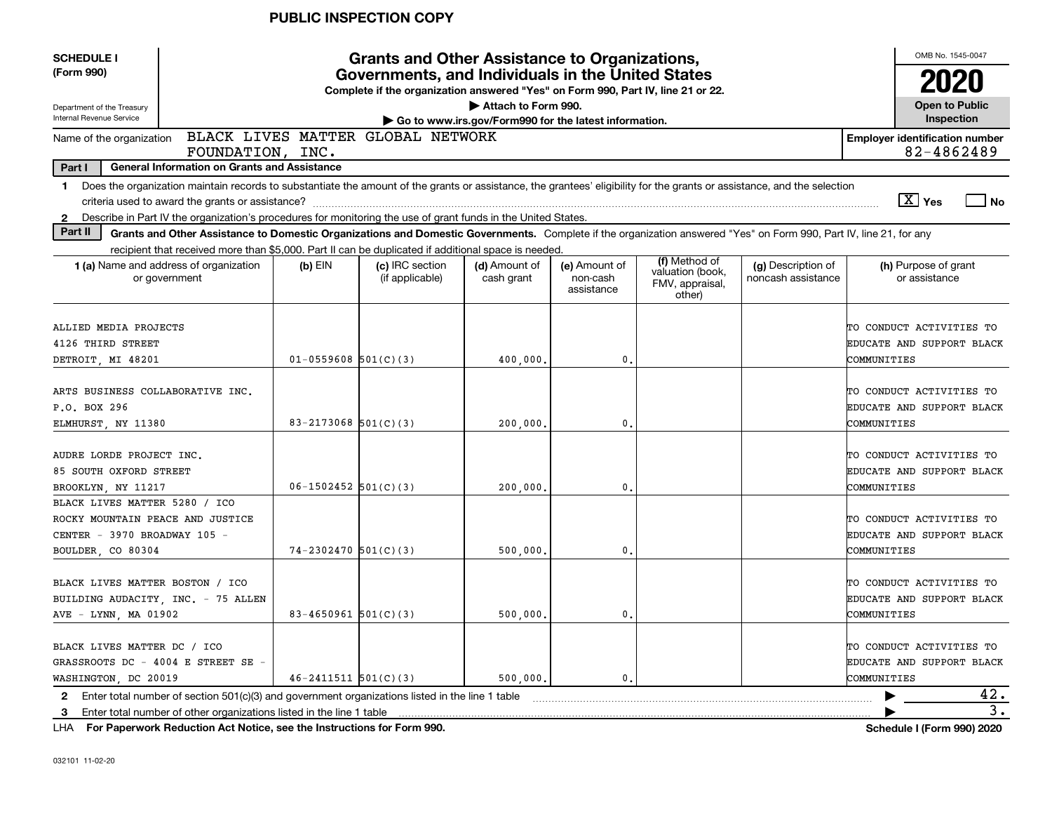PUBLIC INSPECTION COPY

**SCHEDULE I (Form 990)**

Department of the Treasury
Internal Revenue Service

# Grants and Other Assistance to Organizations, Governments, and Individuals in the United States

**Complete if the organization answered "Yes" on Form 990, Part IV, line 21 or 22.**

**▶ Attach to Form 990.**

**▶ Go to www.irs.gov/Form990 for the latest information.**

OMB No. 1545-0047

**2020**

**Open to Public Inspection**

Name of the organization: BLACK LIVES MATTER GLOBAL NETWORK FOUNDATION, INC.

**Employer identification number** 82-4862489

**Part I — General Information on Grants and Assistance**

1 Does the organization maintain records to substantiate the amount of the grants or assistance, the grantees' eligibility for the grants or assistance, and the selection criteria used to award the grants or assistance? [X] Yes [ ] No

2 Describe in Part IV the organization's procedures for monitoring the use of grant funds in the United States.

**Part II — Grants and Other Assistance to Domestic Organizations and Domestic Governments.** Complete if the organization answered "Yes" on Form 990, Part IV, line 21, for any recipient that received more than $5,000. Part II can be duplicated if additional space is needed.

| 1 (a) Name and address of organization or government | (b) EIN | (c) IRC section (if applicable) | (d) Amount of cash grant | (e) Amount of non-cash assistance | (f) Method of valuation (book, FMV, appraisal, other) | (g) Description of noncash assistance | (h) Purpose of grant or assistance |
|---|---|---|---|---|---|---|---|
| ALLIED MEDIA PROJECTS 4126 THIRD STREET DETROIT, MI 48201 | 01-0559608 | 501(C)(3) | 400,000. | 0. | | | TO CONDUCT ACTIVITIES TO EDUCATE AND SUPPORT BLACK COMMUNITIES |
| ARTS BUSINESS COLLABORATIVE INC. P.O. BOX 296 ELMHURST, NY 11380 | 83-2173068 | 501(C)(3) | 200,000. | 0. | | | TO CONDUCT ACTIVITIES TO EDUCATE AND SUPPORT BLACK COMMUNITIES |
| AUDRE LORDE PROJECT INC. 85 SOUTH OXFORD STREET BROOKLYN, NY 11217 | 06-1502452 | 501(C)(3) | 200,000. | 0. | | | TO CONDUCT ACTIVITIES TO EDUCATE AND SUPPORT BLACK COMMUNITIES |
| BLACK LIVES MATTER 5280 / ICO ROCKY MOUNTAIN PEACE AND JUSTICE CENTER - 3970 BROADWAY 105 - BOULDER, CO 80304 | 74-2302470 | 501(C)(3) | 500,000. | 0. | | | TO CONDUCT ACTIVITIES TO EDUCATE AND SUPPORT BLACK COMMUNITIES |
| BLACK LIVES MATTER BOSTON / ICO BUILDING AUDACITY, INC. - 75 ALLEN AVE - LYNN, MA 01902 | 83-4650961 | 501(C)(3) | 500,000. | 0. | | | TO CONDUCT ACTIVITIES TO EDUCATE AND SUPPORT BLACK COMMUNITIES |
| BLACK LIVES MATTER DC / ICO GRASSROOTS DC - 4004 E STREET SE - WASHINGTON, DC 20019 | 46-2411511 | 501(C)(3) | 500,000. | 0. | | | TO CONDUCT ACTIVITIES TO EDUCATE AND SUPPORT BLACK COMMUNITIES |

2 Enter total number of section 501(c)(3) and government organizations listed in the line 1 table ▶ 42.

3 Enter total number of other organizations listed in the line 1 table ▶ 3.

LHA **For Paperwork Reduction Act Notice, see the Instructions for Form 990.** **Schedule I (Form 990) 2020**

032101 11-02-20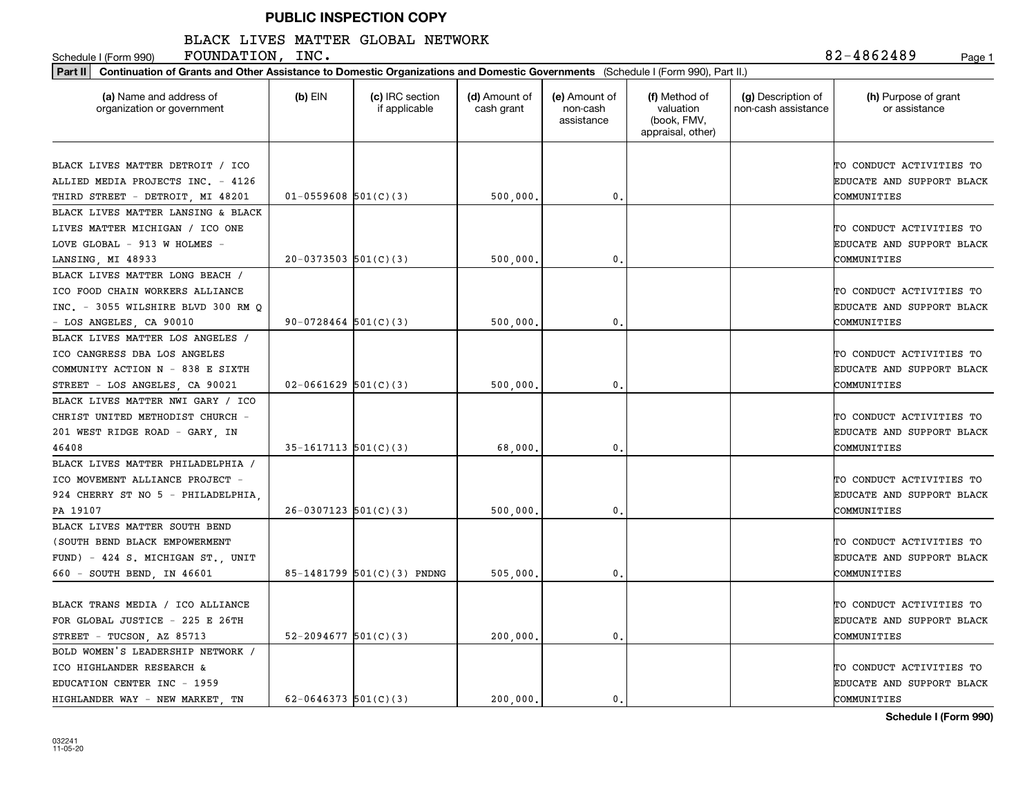**PUBLIC INSPECTION COPY**

Schedule I (Form 990)

BLACK LIVES MATTER GLOBAL NETWORK FOUNDATION, INC.

82-4862489

**Part II** **Continuation of Grants and Other Assistance to Domestic Organizations and Domestic Governments** (Schedule I (Form 990), Part II.)

| (a) Name and address of organization or government | (b) EIN | (c) IRC section if applicable | (d) Amount of cash grant | (e) Amount of non-cash assistance | (f) Method of valuation (book, FMV, appraisal, other) | (g) Description of non-cash assistance | (h) Purpose of grant or assistance |
|---|---|---|---|---|---|---|---|
| BLACK LIVES MATTER DETROIT / ICO ALLIED MEDIA PROJECTS INC. - 4126 THIRD STREET - DETROIT, MI 48201 | 01-0559608 | 501(C)(3) | 500,000. | 0. | | | TO CONDUCT ACTIVITIES TO EDUCATE AND SUPPORT BLACK COMMUNITIES |
| BLACK LIVES MATTER LANSING & BLACK LIVES MATTER MICHIGAN / ICO ONE LOVE GLOBAL - 913 W HOLMES - LANSING, MI 48933 | 20-0373503 | 501(C)(3) | 500,000. | 0. | | | TO CONDUCT ACTIVITIES TO EDUCATE AND SUPPORT BLACK COMMUNITIES |
| BLACK LIVES MATTER LONG BEACH / ICO FOOD CHAIN WORKERS ALLIANCE INC. - 3055 WILSHIRE BLVD 300 RM Q - LOS ANGELES, CA 90010 | 90-0728464 | 501(C)(3) | 500,000. | 0. | | | TO CONDUCT ACTIVITIES TO EDUCATE AND SUPPORT BLACK COMMUNITIES |
| BLACK LIVES MATTER LOS ANGELES / ICO CANGRESS DBA LOS ANGELES COMMUNITY ACTION N - 838 E SIXTH STREET - LOS ANGELES, CA 90021 | 02-0661629 | 501(C)(3) | 500,000. | 0. | | | TO CONDUCT ACTIVITIES TO EDUCATE AND SUPPORT BLACK COMMUNITIES |
| BLACK LIVES MATTER NWI GARY / ICO CHRIST UNITED METHODIST CHURCH - 201 WEST RIDGE ROAD - GARY, IN 46408 | 35-1617113 | 501(C)(3) | 68,000. | 0. | | | TO CONDUCT ACTIVITIES TO EDUCATE AND SUPPORT BLACK COMMUNITIES |
| BLACK LIVES MATTER PHILADELPHIA / ICO MOVEMENT ALLIANCE PROJECT - 924 CHERRY ST NO 5 - PHILADELPHIA, PA 19107 | 26-0307123 | 501(C)(3) | 500,000. | 0. | | | TO CONDUCT ACTIVITIES TO EDUCATE AND SUPPORT BLACK COMMUNITIES |
| BLACK LIVES MATTER SOUTH BEND (SOUTH BEND BLACK EMPOWERMENT FUND) - 424 S. MICHIGAN ST., UNIT 660 - SOUTH BEND, IN 46601 | 85-1481799 | 501(C)(3) PNDNG | 505,000. | 0. | | | TO CONDUCT ACTIVITIES TO EDUCATE AND SUPPORT BLACK COMMUNITIES |
| BLACK TRANS MEDIA / ICO ALLIANCE FOR GLOBAL JUSTICE - 225 E 26TH STREET - TUCSON, AZ 85713 | 52-2094677 | 501(C)(3) | 200,000. | 0. | | | TO CONDUCT ACTIVITIES TO EDUCATE AND SUPPORT BLACK COMMUNITIES |
| BOLD WOMEN'S LEADERSHIP NETWORK / ICO HIGHLANDER RESEARCH & EDUCATION CENTER INC - 1959 HIGHLANDER WAY - NEW MARKET, TN | 62-0646373 | 501(C)(3) | 200,000. | 0. | | | TO CONDUCT ACTIVITIES TO EDUCATE AND SUPPORT BLACK COMMUNITIES |

**Schedule I (Form 990)**

032241
11-05-20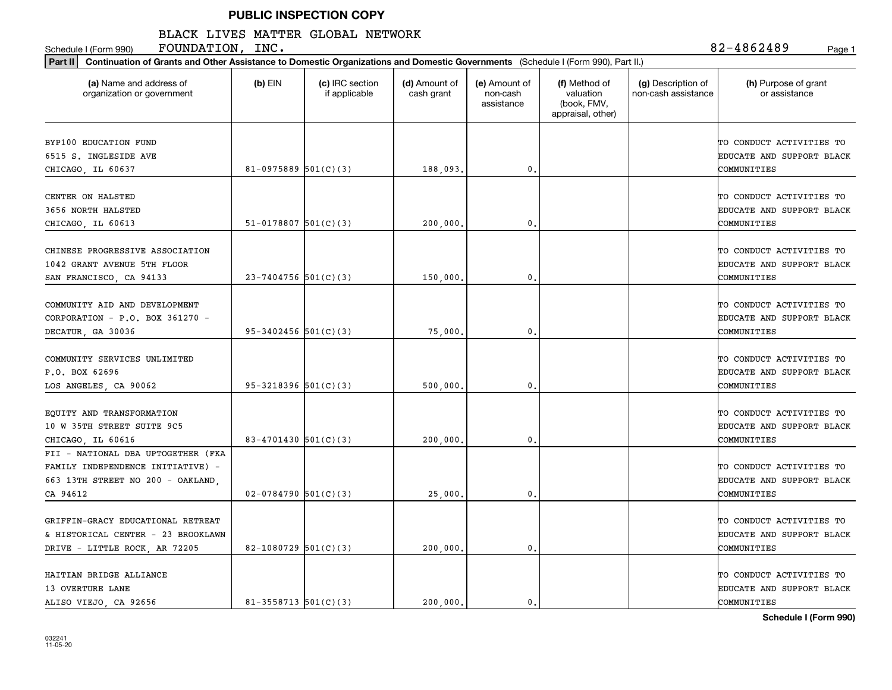**PUBLIC INSPECTION COPY**

Schedule I (Form 990) BLACK LIVES MATTER GLOBAL NETWORK FOUNDATION, INC. 82-4862489 Page 1

**Part II** **Continuation of Grants and Other Assistance to Domestic Organizations and Domestic Governments** (Schedule I (Form 990), Part II.)

| (a) Name and address of organization or government | (b) EIN | (c) IRC section if applicable | (d) Amount of cash grant | (e) Amount of non-cash assistance | (f) Method of valuation (book, FMV, appraisal, other) | (g) Description of non-cash assistance | (h) Purpose of grant or assistance |
|---|---|---|---|---|---|---|---|
| BYP100 EDUCATION FUND 6515 S. INGLESIDE AVE CHICAGO, IL 60637 | 81-0975889 | 501(C)(3) | 188,093. | 0. | | | TO CONDUCT ACTIVITIES TO EDUCATE AND SUPPORT BLACK COMMUNITIES |
| CENTER ON HALSTED 3656 NORTH HALSTED CHICAGO, IL 60613 | 51-0178807 | 501(C)(3) | 200,000. | 0. | | | TO CONDUCT ACTIVITIES TO EDUCATE AND SUPPORT BLACK COMMUNITIES |
| CHINESE PROGRESSIVE ASSOCIATION 1042 GRANT AVENUE 5TH FLOOR SAN FRANCISCO, CA 94133 | 23-7404756 | 501(C)(3) | 150,000. | 0. | | | TO CONDUCT ACTIVITIES TO EDUCATE AND SUPPORT BLACK COMMUNITIES |
| COMMUNITY AID AND DEVELOPMENT CORPORATION - P.O. BOX 361270 - DECATUR, GA 30036 | 95-3402456 | 501(C)(3) | 75,000. | 0. | | | TO CONDUCT ACTIVITIES TO EDUCATE AND SUPPORT BLACK COMMUNITIES |
| COMMUNITY SERVICES UNLIMITED P.O. BOX 62696 LOS ANGELES, CA 90062 | 95-3218396 | 501(C)(3) | 500,000. | 0. | | | TO CONDUCT ACTIVITIES TO EDUCATE AND SUPPORT BLACK COMMUNITIES |
| EQUITY AND TRANSFORMATION 10 W 35TH STREET SUITE 9C5 CHICAGO, IL 60616 | 83-4701430 | 501(C)(3) | 200,000. | 0. | | | TO CONDUCT ACTIVITIES TO EDUCATE AND SUPPORT BLACK COMMUNITIES |
| FII - NATIONAL DBA UPTOGETHER (FKA FAMILY INDEPENDENCE INITIATIVE) - 663 13TH STREET NO 200 - OAKLAND, CA 94612 | 02-0784790 | 501(C)(3) | 25,000. | 0. | | | TO CONDUCT ACTIVITIES TO EDUCATE AND SUPPORT BLACK COMMUNITIES |
| GRIFFIN-GRACY EDUCATIONAL RETREAT & HISTORICAL CENTER - 23 BROOKLAWN DRIVE - LITTLE ROCK, AR 72205 | 82-1080729 | 501(C)(3) | 200,000. | 0. | | | TO CONDUCT ACTIVITIES TO EDUCATE AND SUPPORT BLACK COMMUNITIES |
| HAITIAN BRIDGE ALLIANCE 13 OVERTURE LANE ALISO VIEJO, CA 92656 | 81-3558713 | 501(C)(3) | 200,000. | 0. | | | TO CONDUCT ACTIVITIES TO EDUCATE AND SUPPORT BLACK COMMUNITIES |

**Schedule I (Form 990)**

032241 11-05-20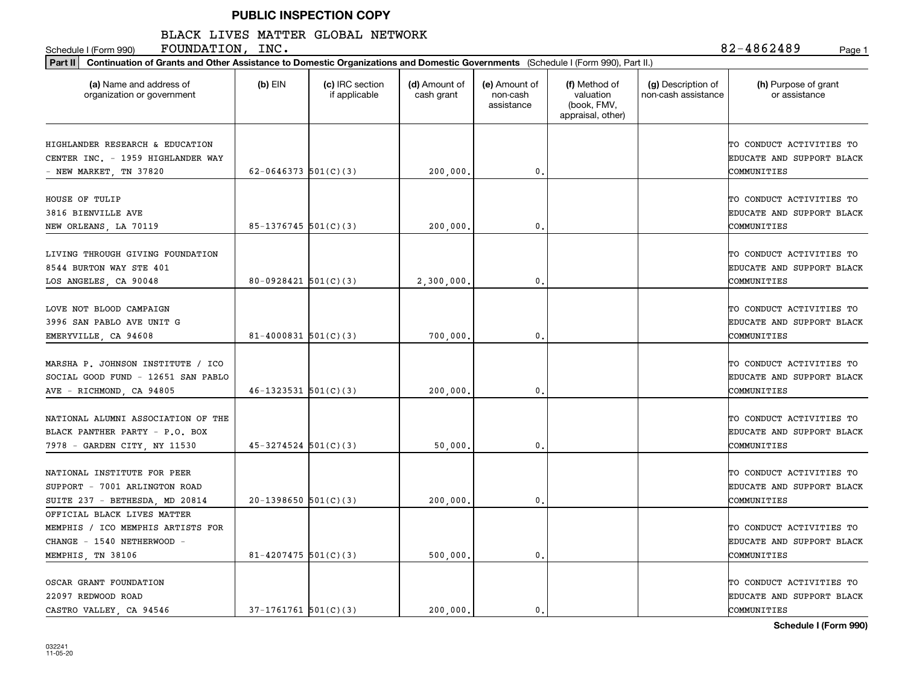**PUBLIC INSPECTION COPY**

BLACK LIVES MATTER GLOBAL NETWORK FOUNDATION, INC.

Schedule I (Form 990) 82-4862489

**Part II** **Continuation of Grants and Other Assistance to Domestic Organizations and Domestic Governments** (Schedule I (Form 990), Part II.)

| (a) Name and address of organization or government | (b) EIN | (c) IRC section if applicable | (d) Amount of cash grant | (e) Amount of non-cash assistance | (f) Method of valuation (book, FMV, appraisal, other) | (g) Description of non-cash assistance | (h) Purpose of grant or assistance |
|---|---|---|---|---|---|---|---|
| HIGHLANDER RESEARCH & EDUCATION CENTER INC. - 1959 HIGHLANDER WAY - NEW MARKET, TN 37820 | 62-0646373 | 501(C)(3) | 200,000. | 0. | | | TO CONDUCT ACTIVITIES TO EDUCATE AND SUPPORT BLACK COMMUNITIES |
| HOUSE OF TULIP 3816 BIENVILLE AVE NEW ORLEANS, LA 70119 | 85-1376745 | 501(C)(3) | 200,000. | 0. | | | TO CONDUCT ACTIVITIES TO EDUCATE AND SUPPORT BLACK COMMUNITIES |
| LIVING THROUGH GIVING FOUNDATION 8544 BURTON WAY STE 401 LOS ANGELES, CA 90048 | 80-0928421 | 501(C)(3) | 2,300,000. | 0. | | | TO CONDUCT ACTIVITIES TO EDUCATE AND SUPPORT BLACK COMMUNITIES |
| LOVE NOT BLOOD CAMPAIGN 3996 SAN PABLO AVE UNIT G EMERYVILLE, CA 94608 | 81-4000831 | 501(C)(3) | 700,000. | 0. | | | TO CONDUCT ACTIVITIES TO EDUCATE AND SUPPORT BLACK COMMUNITIES |
| MARSHA P. JOHNSON INSTITUTE / ICO SOCIAL GOOD FUND - 12651 SAN PABLO AVE - RICHMOND, CA 94805 | 46-1323531 | 501(C)(3) | 200,000. | 0. | | | TO CONDUCT ACTIVITIES TO EDUCATE AND SUPPORT BLACK COMMUNITIES |
| NATIONAL ALUMNI ASSOCIATION OF THE BLACK PANTHER PARTY - P.O. BOX 7978 - GARDEN CITY, NY 11530 | 45-3274524 | 501(C)(3) | 50,000. | 0. | | | TO CONDUCT ACTIVITIES TO EDUCATE AND SUPPORT BLACK COMMUNITIES |
| NATIONAL INSTITUTE FOR PEER SUPPORT - 7001 ARLINGTON ROAD SUITE 237 - BETHESDA, MD 20814 | 20-1398650 | 501(C)(3) | 200,000. | 0. | | | TO CONDUCT ACTIVITIES TO EDUCATE AND SUPPORT BLACK COMMUNITIES |
| OFFICIAL BLACK LIVES MATTER MEMPHIS / ICO MEMPHIS ARTISTS FOR CHANGE - 1540 NETHERWOOD - MEMPHIS, TN 38106 | 81-4207475 | 501(C)(3) | 500,000. | 0. | | | TO CONDUCT ACTIVITIES TO EDUCATE AND SUPPORT BLACK COMMUNITIES |
| OSCAR GRANT FOUNDATION 22097 REDWOOD ROAD CASTRO VALLEY, CA 94546 | 37-1761761 | 501(C)(3) | 200,000. | 0. | | | TO CONDUCT ACTIVITIES TO EDUCATE AND SUPPORT BLACK COMMUNITIES |

**Schedule I (Form 990)**

032241
11-05-20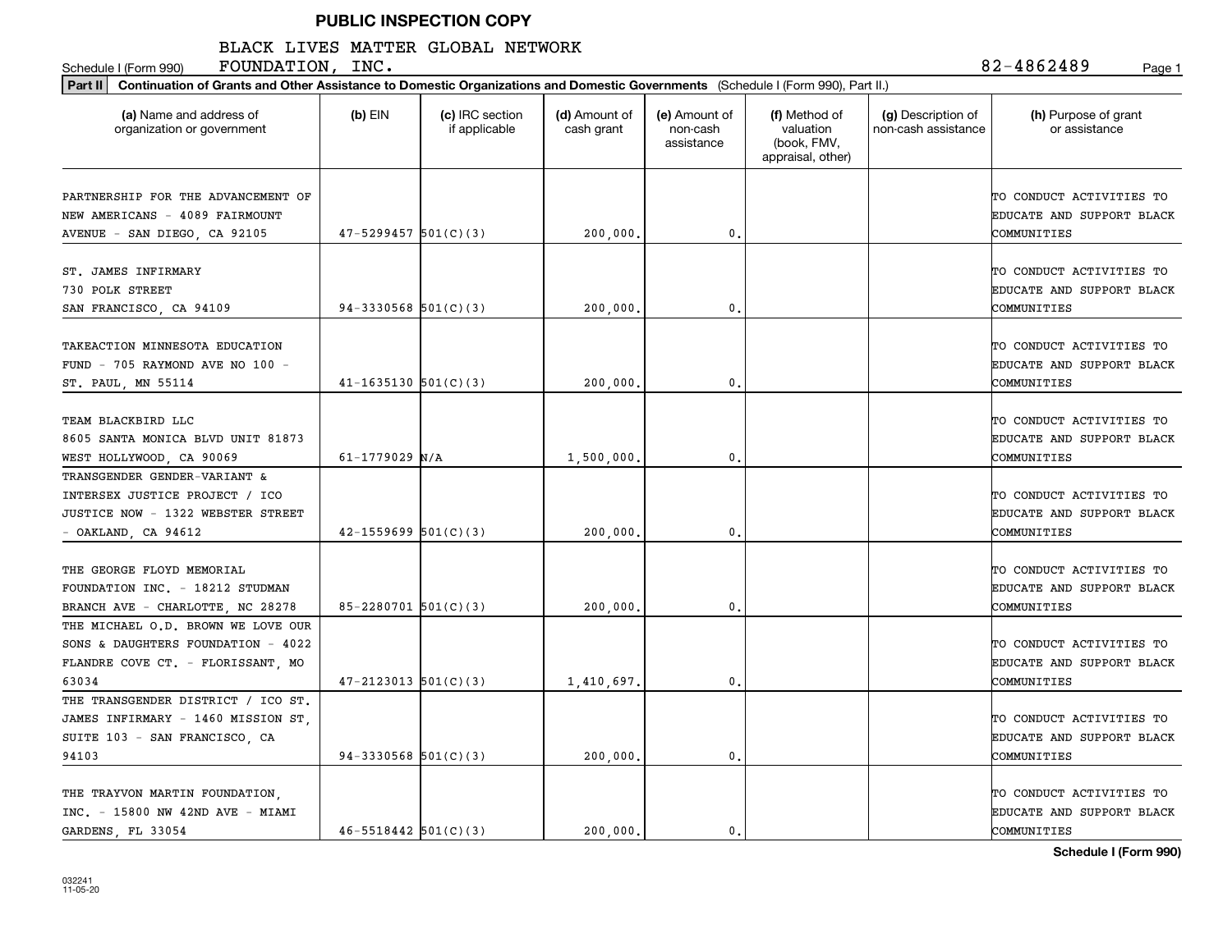**PUBLIC INSPECTION COPY**

Schedule I (Form 990) BLACK LIVES MATTER GLOBAL NETWORK FOUNDATION, INC. 82-4862489 Page 1

**Part II** **Continuation of Grants and Other Assistance to Domestic Organizations and Domestic Governments** (Schedule I (Form 990), Part II.)

| (a) Name and address of organization or government | (b) EIN | (c) IRC section if applicable | (d) Amount of cash grant | (e) Amount of non-cash assistance | (f) Method of valuation (book, FMV, appraisal, other) | (g) Description of non-cash assistance | (h) Purpose of grant or assistance |
|---|---|---|---|---|---|---|---|
| PARTNERSHIP FOR THE ADVANCEMENT OF NEW AMERICANS - 4089 FAIRMOUNT AVENUE - SAN DIEGO, CA 92105 | 47-5299457 | 501(C)(3) | 200,000. | 0. | | | TO CONDUCT ACTIVITIES TO EDUCATE AND SUPPORT BLACK COMMUNITIES |
| ST. JAMES INFIRMARY 730 POLK STREET SAN FRANCISCO, CA 94109 | 94-3330568 | 501(C)(3) | 200,000. | 0. | | | TO CONDUCT ACTIVITIES TO EDUCATE AND SUPPORT BLACK COMMUNITIES |
| TAKEACTION MINNESOTA EDUCATION FUND - 705 RAYMOND AVE NO 100 - ST. PAUL, MN 55114 | 41-1635130 | 501(C)(3) | 200,000. | 0. | | | TO CONDUCT ACTIVITIES TO EDUCATE AND SUPPORT BLACK COMMUNITIES |
| TEAM BLACKBIRD LLC 8605 SANTA MONICA BLVD UNIT 81873 WEST HOLLYWOOD, CA 90069 | 61-1779029 | N/A | 1,500,000. | 0. | | | TO CONDUCT ACTIVITIES TO EDUCATE AND SUPPORT BLACK COMMUNITIES |
| TRANSGENDER GENDER-VARIANT & INTERSEX JUSTICE PROJECT / ICO JUSTICE NOW - 1322 WEBSTER STREET - OAKLAND, CA 94612 | 42-1559699 | 501(C)(3) | 200,000. | 0. | | | TO CONDUCT ACTIVITIES TO EDUCATE AND SUPPORT BLACK COMMUNITIES |
| THE GEORGE FLOYD MEMORIAL FOUNDATION INC. - 18212 STUDMAN BRANCH AVE - CHARLOTTE, NC 28278 | 85-2280701 | 501(C)(3) | 200,000. | 0. | | | TO CONDUCT ACTIVITIES TO EDUCATE AND SUPPORT BLACK COMMUNITIES |
| THE MICHAEL O.D. BROWN WE LOVE OUR SONS & DAUGHTERS FOUNDATION - 4022 FLANDRE COVE CT. - FLORISSANT, MO 63034 | 47-2123013 | 501(C)(3) | 1,410,697. | 0. | | | TO CONDUCT ACTIVITIES TO EDUCATE AND SUPPORT BLACK COMMUNITIES |
| THE TRANSGENDER DISTRICT / ICO ST. JAMES INFIRMARY - 1460 MISSION ST, SUITE 103 - SAN FRANCISCO, CA 94103 | 94-3330568 | 501(C)(3) | 200,000. | 0. | | | TO CONDUCT ACTIVITIES TO EDUCATE AND SUPPORT BLACK COMMUNITIES |
| THE TRAYVON MARTIN FOUNDATION, INC. - 15800 NW 42ND AVE - MIAMI GARDENS, FL 33054 | 46-5518442 | 501(C)(3) | 200,000. | 0. | | | TO CONDUCT ACTIVITIES TO EDUCATE AND SUPPORT BLACK COMMUNITIES |

**Schedule I (Form 990)**

032241
11-05-20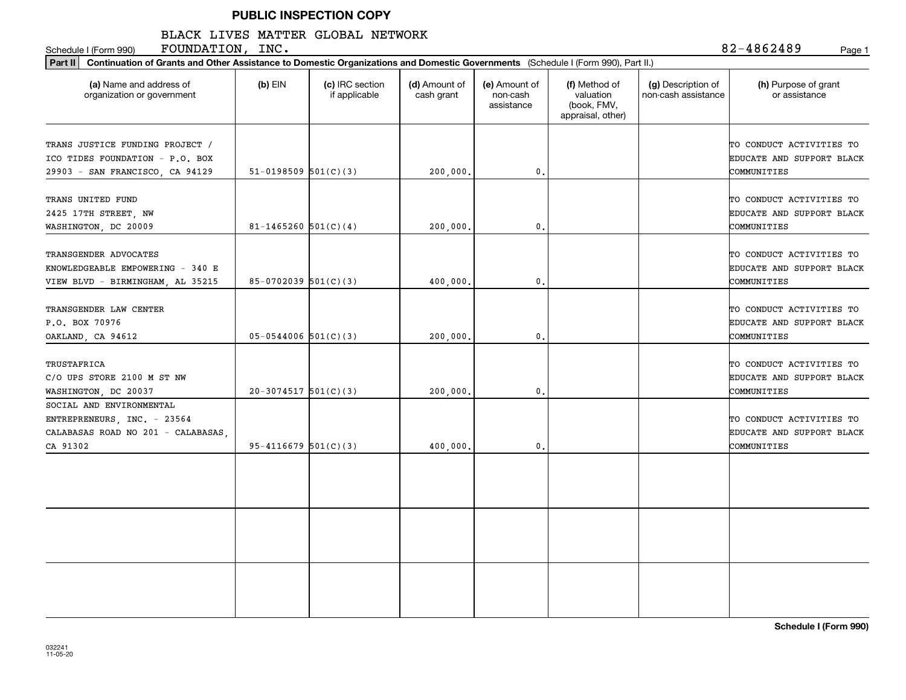**PUBLIC INSPECTION COPY**

Schedule I (Form 990) BLACK LIVES MATTER GLOBAL NETWORK FOUNDATION, INC. 82-4862489 Page 1

**Part II** **Continuation of Grants and Other Assistance to Domestic Organizations and Domestic Governments** (Schedule I (Form 990), Part II.)

| (a) Name and address of organization or government | (b) EIN | (c) IRC section if applicable | (d) Amount of cash grant | (e) Amount of non-cash assistance | (f) Method of valuation (book, FMV, appraisal, other) | (g) Description of non-cash assistance | (h) Purpose of grant or assistance |
|---|---|---|---|---|---|---|---|
| TRANS JUSTICE FUNDING PROJECT / ICO TIDES FOUNDATION - P.O. BOX 29903 - SAN FRANCISCO, CA 94129 | 51-0198509 | 501(C)(3) | 200,000. | 0. | | | TO CONDUCT ACTIVITIES TO EDUCATE AND SUPPORT BLACK COMMUNITIES |
| TRANS UNITED FUND 2425 17TH STREET, NW WASHINGTON, DC 20009 | 81-1465260 | 501(C)(4) | 200,000. | 0. | | | TO CONDUCT ACTIVITIES TO EDUCATE AND SUPPORT BLACK COMMUNITIES |
| TRANSGENDER ADVOCATES KNOWLEDGEABLE EMPOWERING - 340 E VIEW BLVD - BIRMINGHAM, AL 35215 | 85-0702039 | 501(C)(3) | 400,000. | 0. | | | TO CONDUCT ACTIVITIES TO EDUCATE AND SUPPORT BLACK COMMUNITIES |
| TRANSGENDER LAW CENTER P.O. BOX 70976 OAKLAND, CA 94612 | 05-0544006 | 501(C)(3) | 200,000. | 0. | | | TO CONDUCT ACTIVITIES TO EDUCATE AND SUPPORT BLACK COMMUNITIES |
| TRUSTAFRICA C/O UPS STORE 2100 M ST NW WASHINGTON, DC 20037 | 20-3074517 | 501(C)(3) | 200,000. | 0. | | | TO CONDUCT ACTIVITIES TO EDUCATE AND SUPPORT BLACK COMMUNITIES |
| SOCIAL AND ENVIRONMENTAL ENTREPRENEURS, INC. - 23564 CALABASAS ROAD NO 201 - CALABASAS, CA 91302 | 95-4116679 | 501(C)(3) | 400,000. | 0. | | | TO CONDUCT ACTIVITIES TO EDUCATE AND SUPPORT BLACK COMMUNITIES |
| | | | | | | | |
| | | | | | | | |
| | | | | | | | |

**Schedule I (Form 990)**

032241 11-05-20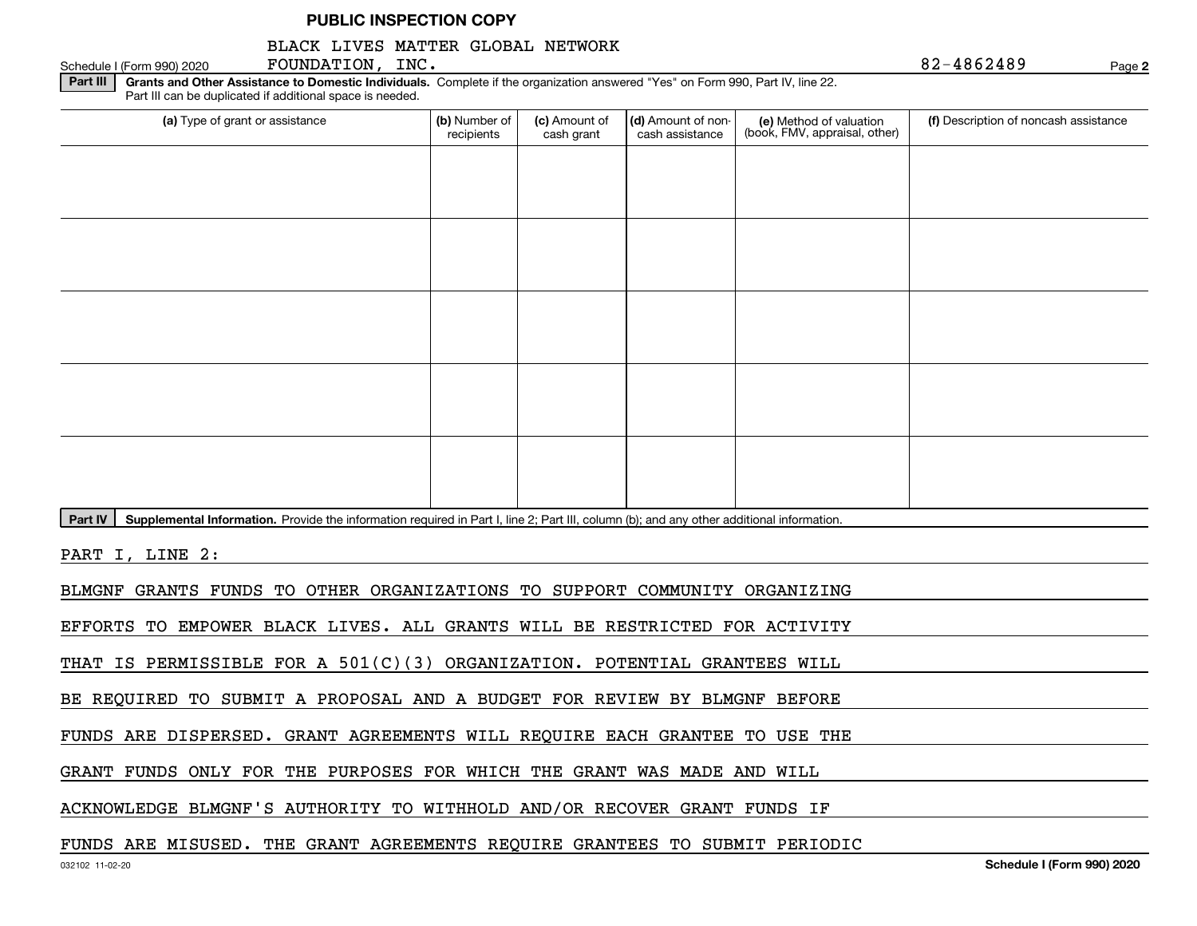**PUBLIC INSPECTION COPY**

Schedule I (Form 990) 2020 BLACK LIVES MATTER GLOBAL NETWORK FOUNDATION, INC. 82-4862489 Page **2**

**Part III** **Grants and Other Assistance to Domestic Individuals.** Complete if the organization answered "Yes" on Form 990, Part IV, line 22. Part III can be duplicated if additional space is needed.

| (a) Type of grant or assistance | (b) Number of recipients | (c) Amount of cash grant | (d) Amount of non-cash assistance | (e) Method of valuation (book, FMV, appraisal, other) | (f) Description of noncash assistance |
|---|---|---|---|---|---|
| | | | | | |
| | | | | | |
| | | | | | |
| | | | | | |
| | | | | | |

**Part IV** **Supplemental Information.** Provide the information required in Part I, line 2; Part III, column (b); and any other additional information.

PART I, LINE 2:

BLMGNF GRANTS FUNDS TO OTHER ORGANIZATIONS TO SUPPORT COMMUNITY ORGANIZING EFFORTS TO EMPOWER BLACK LIVES. ALL GRANTS WILL BE RESTRICTED FOR ACTIVITY THAT IS PERMISSIBLE FOR A 501(C)(3) ORGANIZATION. POTENTIAL GRANTEES WILL BE REQUIRED TO SUBMIT A PROPOSAL AND A BUDGET FOR REVIEW BY BLMGNF BEFORE FUNDS ARE DISPERSED. GRANT AGREEMENTS WILL REQUIRE EACH GRANTEE TO USE THE GRANT FUNDS ONLY FOR THE PURPOSES FOR WHICH THE GRANT WAS MADE AND WILL ACKNOWLEDGE BLMGNF'S AUTHORITY TO WITHHOLD AND/OR RECOVER GRANT FUNDS IF FUNDS ARE MISUSED. THE GRANT AGREEMENTS REQUIRE GRANTEES TO SUBMIT PERIODIC

032102 11-02-20 **Schedule I (Form 990) 2020**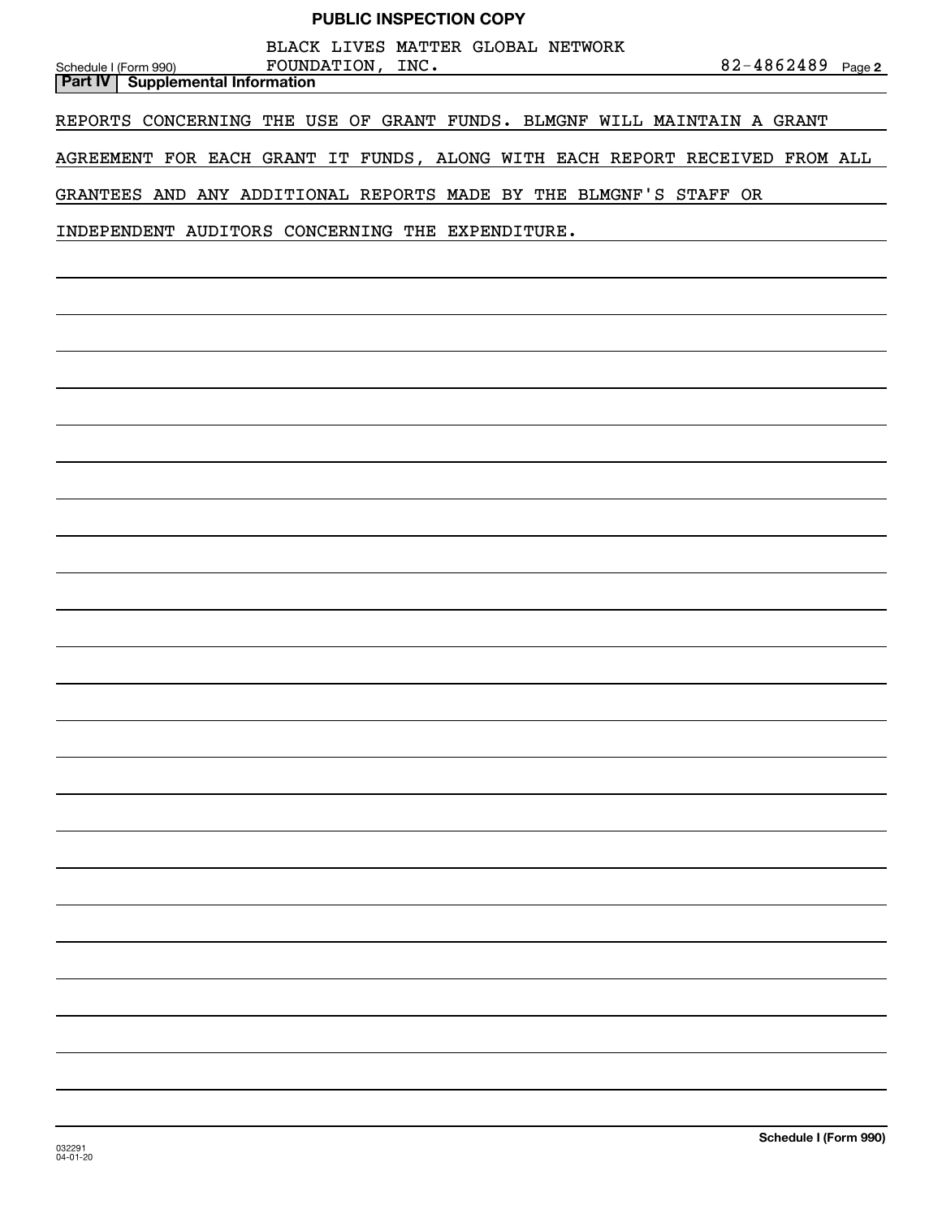PUBLIC INSPECTION COPY

Schedule I (Form 990) BLACK LIVES MATTER GLOBAL NETWORK FOUNDATION, INC. 82-4862489 Page 2

**Part IV Supplemental Information**

REPORTS CONCERNING THE USE OF GRANT FUNDS. BLMGNF WILL MAINTAIN A GRANT AGREEMENT FOR EACH GRANT IT FUNDS, ALONG WITH EACH REPORT RECEIVED FROM ALL GRANTEES AND ANY ADDITIONAL REPORTS MADE BY THE BLMGNF'S STAFF OR INDEPENDENT AUDITORS CONCERNING THE EXPENDITURE.

032291 04-01-20

**Schedule I (Form 990)**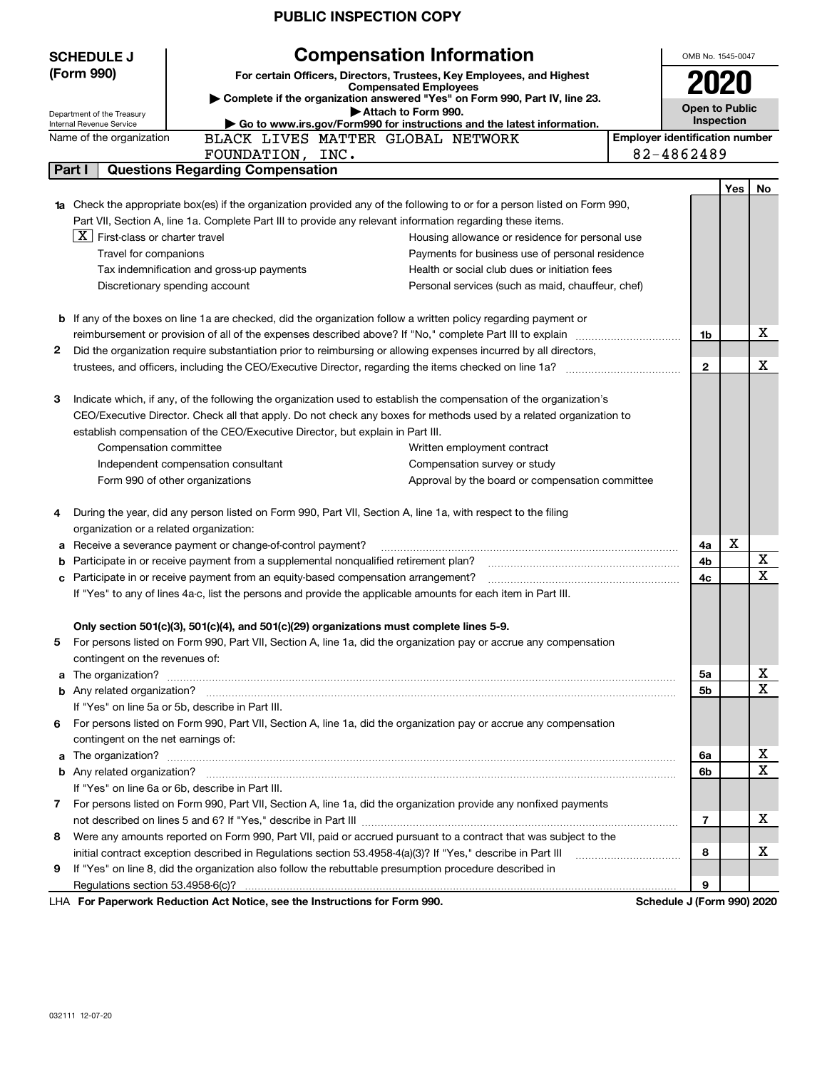PUBLIC INSPECTION COPY

**SCHEDULE J (Form 990)**

Department of the Treasury
Internal Revenue Service

# Compensation Information

**For certain Officers, Directors, Trustees, Key Employees, and Highest Compensated Employees**

▶ Complete if the organization answered "Yes" on Form 990, Part IV, line 23.
▶ Attach to Form 990.
▶ Go to www.irs.gov/Form990 for instructions and the latest information.

OMB No. 1545-0047

**2020**

**Open to Public Inspection**

Name of the organization: BLACK LIVES MATTER GLOBAL NETWORK FOUNDATION, INC.

Employer identification number: 82-4862489

## Part I — Questions Regarding Compensation

| | | | Yes | No |
|---|---|---|---|---|
| **1a** | Check the appropriate box(es) if the organization provided any of the following to or for a person listed on Form 990, Part VII, Section A, line 1a. Complete Part III to provide any relevant information regarding these items.<br>[X] First-class or charter travel<br>[ ] Travel for companions<br>[ ] Tax indemnification and gross-up payments<br>[ ] Discretionary spending account<br>[ ] Housing allowance or residence for personal use<br>[ ] Payments for business use of personal residence<br>[ ] Health or social club dues or initiation fees<br>[ ] Personal services (such as maid, chauffeur, chef) | | | |
| **b** | If any of the boxes on line 1a are checked, did the organization follow a written policy regarding payment or reimbursement or provision of all of the expenses described above? If "No," complete Part III to explain | 1b | | X |
| **2** | Did the organization require substantiation prior to reimbursing or allowing expenses incurred by all directors, trustees, and officers, including the CEO/Executive Director, regarding the items checked on line 1a? | 2 | | X |
| **3** | Indicate which, if any, of the following the organization used to establish the compensation of the organization's CEO/Executive Director. Check all that apply. Do not check any boxes for methods used by a related organization to establish compensation of the CEO/Executive Director, but explain in Part III.<br>[ ] Compensation committee<br>[ ] Independent compensation consultant<br>[ ] Form 990 of other organizations<br>[ ] Written employment contract<br>[ ] Compensation survey or study<br>[ ] Approval by the board or compensation committee | | | |
| **4** | During the year, did any person listed on Form 990, Part VII, Section A, line 1a, with respect to the filing organization or a related organization: | | | |
| **a** | Receive a severance payment or change-of-control payment? | 4a | X | |
| **b** | Participate in or receive payment from a supplemental nonqualified retirement plan? | 4b | | X |
| **c** | Participate in or receive payment from an equity-based compensation arrangement? | 4c | | X |
| | If "Yes" to any of lines 4a-c, list the persons and provide the applicable amounts for each item in Part III. | | | |
| | **Only section 501(c)(3), 501(c)(4), and 501(c)(29) organizations must complete lines 5-9.** | | | |
| **5** | For persons listed on Form 990, Part VII, Section A, line 1a, did the organization pay or accrue any compensation contingent on the revenues of: | | | |
| **a** | The organization? | 5a | | X |
| **b** | Any related organization? | 5b | | X |
| | If "Yes" on line 5a or 5b, describe in Part III. | | | |
| **6** | For persons listed on Form 990, Part VII, Section A, line 1a, did the organization pay or accrue any compensation contingent on the net earnings of: | | | |
| **a** | The organization? | 6a | | X |
| **b** | Any related organization? | 6b | | X |
| | If "Yes" on line 6a or 6b, describe in Part III. | | | |
| **7** | For persons listed on Form 990, Part VII, Section A, line 1a, did the organization provide any nonfixed payments not described on lines 5 and 6? If "Yes," describe in Part III | 7 | | X |
| **8** | Were any amounts reported on Form 990, Part VII, paid or accrued pursuant to a contract that was subject to the initial contract exception described in Regulations section 53.4958-4(a)(3)? If "Yes," describe in Part III | 8 | | X |
| **9** | If "Yes" on line 8, did the organization also follow the rebuttable presumption procedure described in Regulations section 53.4958-6(c)? | 9 | | |

LHA **For Paperwork Reduction Act Notice, see the Instructions for Form 990.** **Schedule J (Form 990) 2020**

032111 12-07-20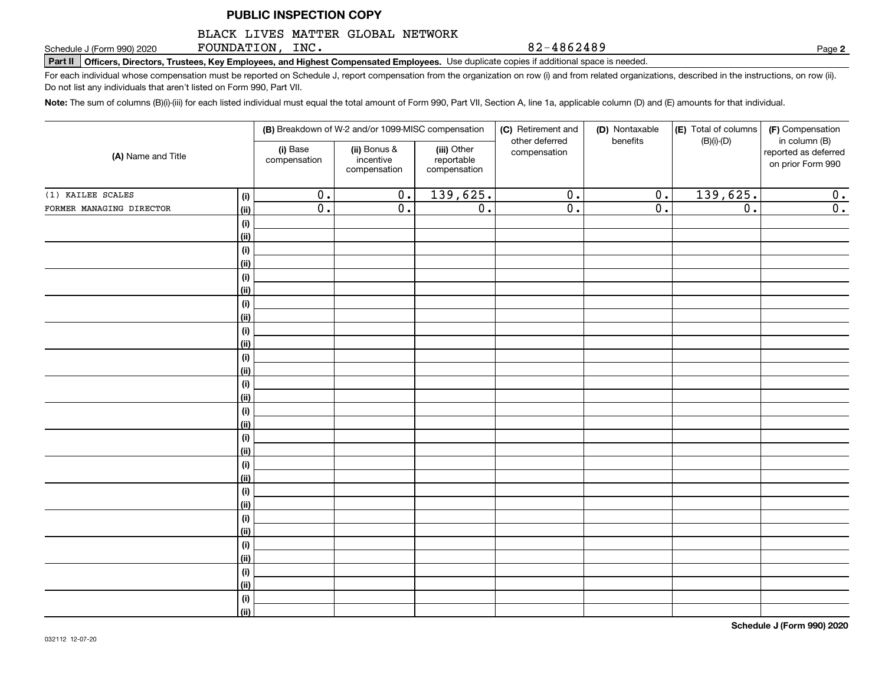**PUBLIC INSPECTION COPY**

Schedule J (Form 990) 2020 BLACK LIVES MATTER GLOBAL NETWORK FOUNDATION, INC. 82-4862489 Page **2**

**Part II** **Officers, Directors, Trustees, Key Employees, and Highest Compensated Employees.** Use duplicate copies if additional space is needed.

For each individual whose compensation must be reported on Schedule J, report compensation from the organization on row (i) and from related organizations, described in the instructions, on row (ii). Do not list any individuals that aren't listed on Form 990, Part VII.

**Note:** The sum of columns (B)(i)-(iii) for each listed individual must equal the total amount of Form 990, Part VII, Section A, line 1a, applicable column (D) and (E) amounts for that individual.

| (A) Name and Title | | (B) Breakdown of W-2 and/or 1099-MISC compensation | | | (C) Retirement and other deferred compensation | (D) Nontaxable benefits | (E) Total of columns (B)(i)-(D) | (F) Compensation in column (B) reported as deferred on prior Form 990 |
|---|---|---|---|---|---|---|---|---|
| | | (i) Base compensation | (ii) Bonus & incentive compensation | (iii) Other reportable compensation | | | | |
| (1) KAILEE SCALES | (i) | 0. | 0. | 139,625. | 0. | 0. | 139,625. | 0. |
| FORMER MANAGING DIRECTOR | (ii) | 0. | 0. | 0. | 0. | 0. | 0. | 0. |
| | (i) | | | | | | | |
| | (ii) | | | | | | | |
| | (i) | | | | | | | |
| | (ii) | | | | | | | |
| | (i) | | | | | | | |
| | (ii) | | | | | | | |
| | (i) | | | | | | | |
| | (ii) | | | | | | | |
| | (i) | | | | | | | |
| | (ii) | | | | | | | |
| | (i) | | | | | | | |
| | (ii) | | | | | | | |
| | (i) | | | | | | | |
| | (ii) | | | | | | | |
| | (i) | | | | | | | |
| | (ii) | | | | | | | |
| | (i) | | | | | | | |
| | (ii) | | | | | | | |
| | (i) | | | | | | | |
| | (ii) | | | | | | | |
| | (i) | | | | | | | |
| | (ii) | | | | | | | |
| | (i) | | | | | | | |
| | (ii) | | | | | | | |
| | (i) | | | | | | | |
| | (ii) | | | | | | | |
| | (i) | | | | | | | |
| | (ii) | | | | | | | |
| | (i) | | | | | | | |
| | (ii) | | | | | | | |

**Schedule J (Form 990) 2020**

032112 12-07-20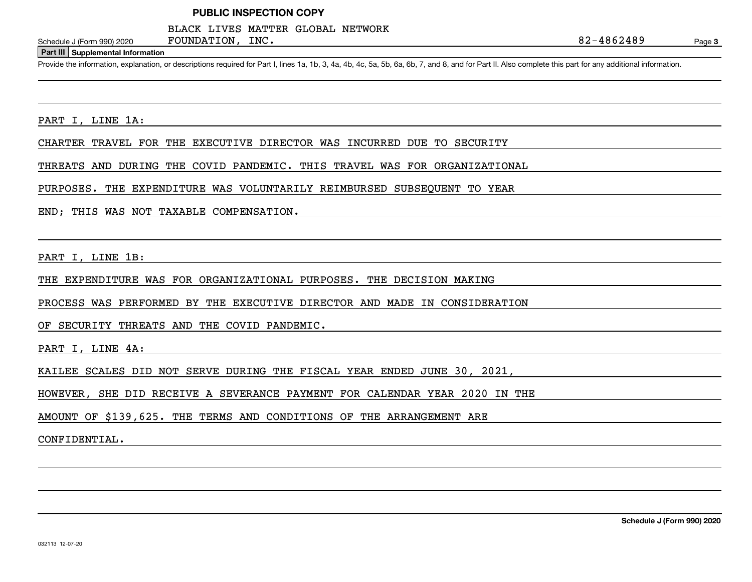**PUBLIC INSPECTION COPY**

Schedule J (Form 990) 2020 BLACK LIVES MATTER GLOBAL NETWORK FOUNDATION, INC. 82-4862489 Page **3**

## Part III Supplemental Information

Provide the information, explanation, or descriptions required for Part I, lines 1a, 1b, 3, 4a, 4b, 4c, 5a, 5b, 6a, 6b, 7, and 8, and for Part II. Also complete this part for any additional information.

PART I, LINE 1A:

CHARTER TRAVEL FOR THE EXECUTIVE DIRECTOR WAS INCURRED DUE TO SECURITY THREATS AND DURING THE COVID PANDEMIC. THIS TRAVEL WAS FOR ORGANIZATIONAL PURPOSES. THE EXPENDITURE WAS VOLUNTARILY REIMBURSED SUBSEQUENT TO YEAR END; THIS WAS NOT TAXABLE COMPENSATION.

PART I, LINE 1B:

THE EXPENDITURE WAS FOR ORGANIZATIONAL PURPOSES. THE DECISION MAKING PROCESS WAS PERFORMED BY THE EXECUTIVE DIRECTOR AND MADE IN CONSIDERATION OF SECURITY THREATS AND THE COVID PANDEMIC.

PART I, LINE 4A:

KAILEE SCALES DID NOT SERVE DURING THE FISCAL YEAR ENDED JUNE 30, 2021, HOWEVER, SHE DID RECEIVE A SEVERANCE PAYMENT FOR CALENDAR YEAR 2020 IN THE AMOUNT OF $139,625. THE TERMS AND CONDITIONS OF THE ARRANGEMENT ARE CONFIDENTIAL.

032113 12-07-20

**Schedule J (Form 990) 2020**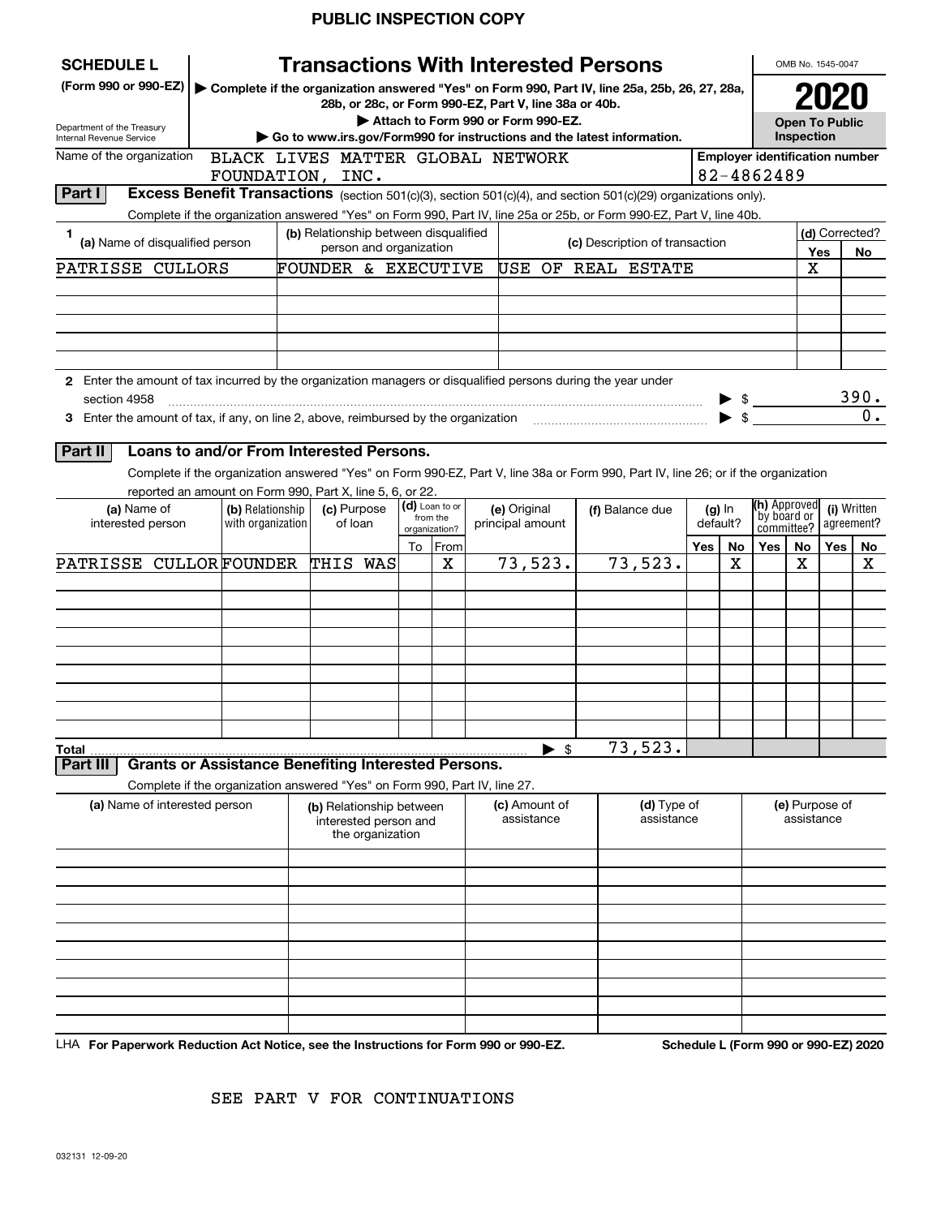PUBLIC INSPECTION COPY

**SCHEDULE L**
**(Form 990 or 990-EZ)**

Department of the Treasury
Internal Revenue Service

# Transactions With Interested Persons

▶ Complete if the organization answered "Yes" on Form 990, Part IV, line 25a, 25b, 26, 27, 28a, 28b, or 28c, or Form 990-EZ, Part V, line 38a or 40b.
▶ Attach to Form 990 or Form 990-EZ.
▶ Go to www.irs.gov/Form990 for instructions and the latest information.

OMB No. 1545-0047

**2020**

**Open To Public Inspection**

Name of the organization: BLACK LIVES MATTER GLOBAL NETWORK FOUNDATION, INC.

Employer identification number: 82-4862489

**Part I** **Excess Benefit Transactions** (section 501(c)(3), section 501(c)(4), and section 501(c)(29) organizations only).

Complete if the organization answered "Yes" on Form 990, Part IV, line 25a or 25b, or Form 990-EZ, Part V, line 40b.

| 1 (a) Name of disqualified person | (b) Relationship between disqualified person and organization | (c) Description of transaction | (d) Corrected? Yes | No |
|---|---|---|---|---|
| PATRISSE CULLORS | FOUNDER & EXECUTIVE | USE OF REAL ESTATE | X | |
| | | | | |
| | | | | |
| | | | | |
| | | | | |
| | | | | |

2 Enter the amount of tax incurred by the organization managers or disqualified persons during the year under section 4958 ▶ $ 390.

3 Enter the amount of tax, if any, on line 2, above, reimbursed by the organization ▶ $ 0.

**Part II** **Loans to and/or From Interested Persons.**

Complete if the organization answered "Yes" on Form 990-EZ, Part V, line 38a or Form 990, Part IV, line 26; or if the organization reported an amount on Form 990, Part X, line 5, 6, or 22.

| (a) Name of interested person | (b) Relationship with organization | (c) Purpose of loan | (d) Loan to or from the organization? To | From | (e) Original principal amount | (f) Balance due | (g) In default? Yes | No | (h) Approved by board or committee? Yes | No | (i) Written agreement? Yes | No |
|---|---|---|---|---|---|---|---|---|---|---|---|---|
| PATRISSE CULLOR | FOUNDER | THIS WAS | | X | 73,523. | 73,523. | | X | | X | | X |
| | | | | | | | | | | | | |
| | | | | | | | | | | | | |
| | | | | | | | | | | | | |
| | | | | | | | | | | | | |
| | | | | | | | | | | | | |
| | | | | | | | | | | | | |
| | | | | | | | | | | | | |
| Total ▶ $ | | | | | | 73,523. | | | | | | |

**Part III** **Grants or Assistance Benefiting Interested Persons.**

Complete if the organization answered "Yes" on Form 990, Part IV, line 27.

| (a) Name of interested person | (b) Relationship between interested person and the organization | (c) Amount of assistance | (d) Type of assistance | (e) Purpose of assistance |
|---|---|---|---|---|
| | | | | |
| | | | | |
| | | | | |
| | | | | |
| | | | | |
| | | | | |
| | | | | |
| | | | | |
| | | | | |
| | | | | |

LHA For Paperwork Reduction Act Notice, see the Instructions for Form 990 or 990-EZ. Schedule L (Form 990 or 990-EZ) 2020

SEE PART V FOR CONTINUATIONS

032131 12-09-20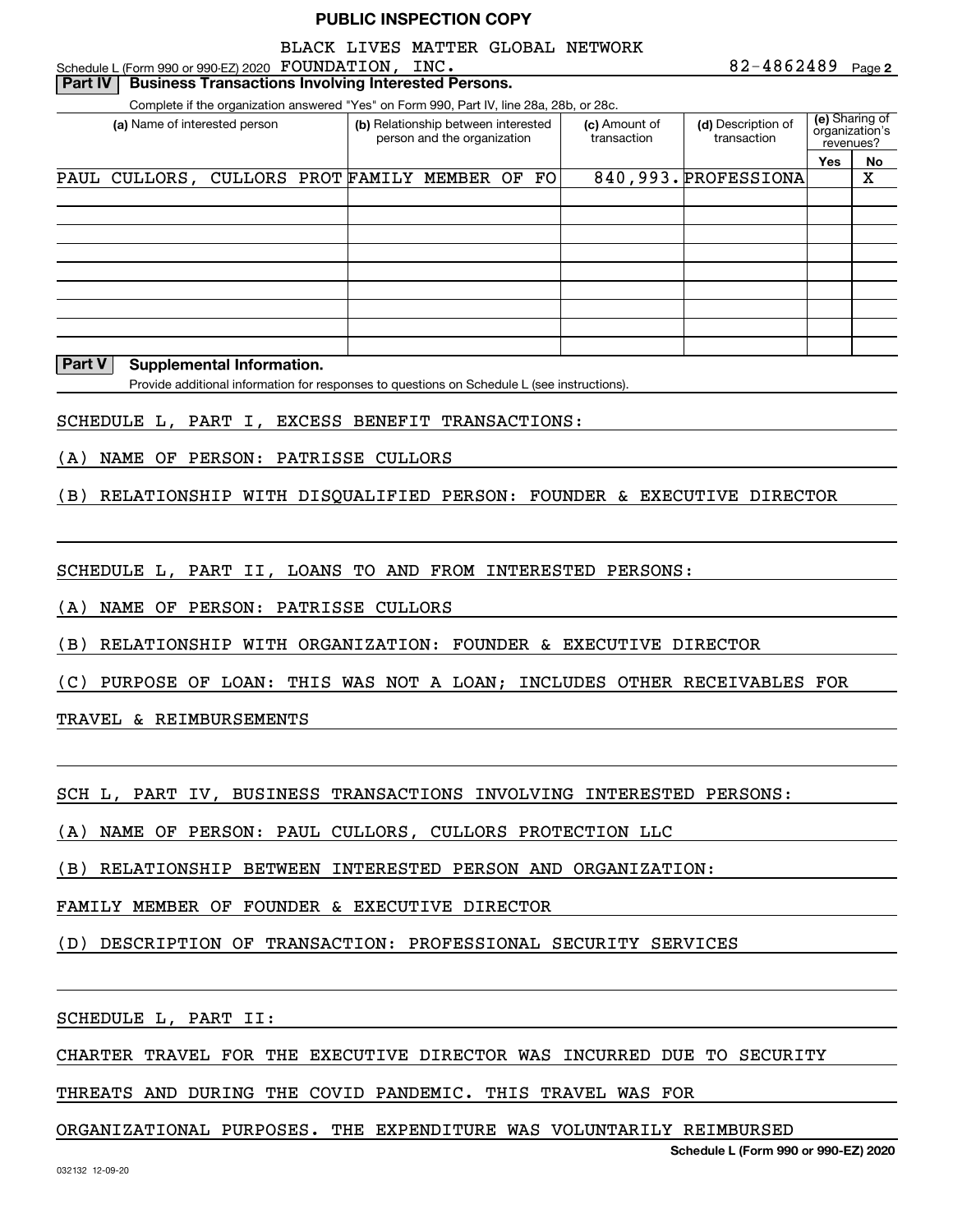**PUBLIC INSPECTION COPY**

Schedule L (Form 990 or 990-EZ) 2020 BLACK LIVES MATTER GLOBAL NETWORK FOUNDATION, INC. 82-4862489 Page **2**

## Part IV Business Transactions Involving Interested Persons.

Complete if the organization answered "Yes" on Form 990, Part IV, line 28a, 28b, or 28c.

| (a) Name of interested person | (b) Relationship between interested person and the organization | (c) Amount of transaction | (d) Description of transaction | (e) Sharing of organization's revenues? Yes | No |
|---|---|---|---|---|---|
| PAUL CULLORS, CULLORS PROT | FAMILY MEMBER OF FO | 840,993. | PROFESSIONA | | X |
| | | | | | |
| | | | | | |
| | | | | | |
| | | | | | |
| | | | | | |
| | | | | | |
| | | | | | |
| | | | | | |

## Part V Supplemental Information.

Provide additional information for responses to questions on Schedule L (see instructions).

SCHEDULE L, PART I, EXCESS BENEFIT TRANSACTIONS:

(A) NAME OF PERSON: PATRISSE CULLORS

(B) RELATIONSHIP WITH DISQUALIFIED PERSON: FOUNDER & EXECUTIVE DIRECTOR

SCHEDULE L, PART II, LOANS TO AND FROM INTERESTED PERSONS:

(A) NAME OF PERSON: PATRISSE CULLORS

(B) RELATIONSHIP WITH ORGANIZATION: FOUNDER & EXECUTIVE DIRECTOR

(C) PURPOSE OF LOAN: THIS WAS NOT A LOAN; INCLUDES OTHER RECEIVABLES FOR TRAVEL & REIMBURSEMENTS

SCH L, PART IV, BUSINESS TRANSACTIONS INVOLVING INTERESTED PERSONS:

(A) NAME OF PERSON: PAUL CULLORS, CULLORS PROTECTION LLC

(B) RELATIONSHIP BETWEEN INTERESTED PERSON AND ORGANIZATION: FAMILY MEMBER OF FOUNDER & EXECUTIVE DIRECTOR

(D) DESCRIPTION OF TRANSACTION: PROFESSIONAL SECURITY SERVICES

SCHEDULE L, PART II:

CHARTER TRAVEL FOR THE EXECUTIVE DIRECTOR WAS INCURRED DUE TO SECURITY THREATS AND DURING THE COVID PANDEMIC. THIS TRAVEL WAS FOR ORGANIZATIONAL PURPOSES. THE EXPENDITURE WAS VOLUNTARILY REIMBURSED

**Schedule L (Form 990 or 990-EZ) 2020**

032132 12-09-20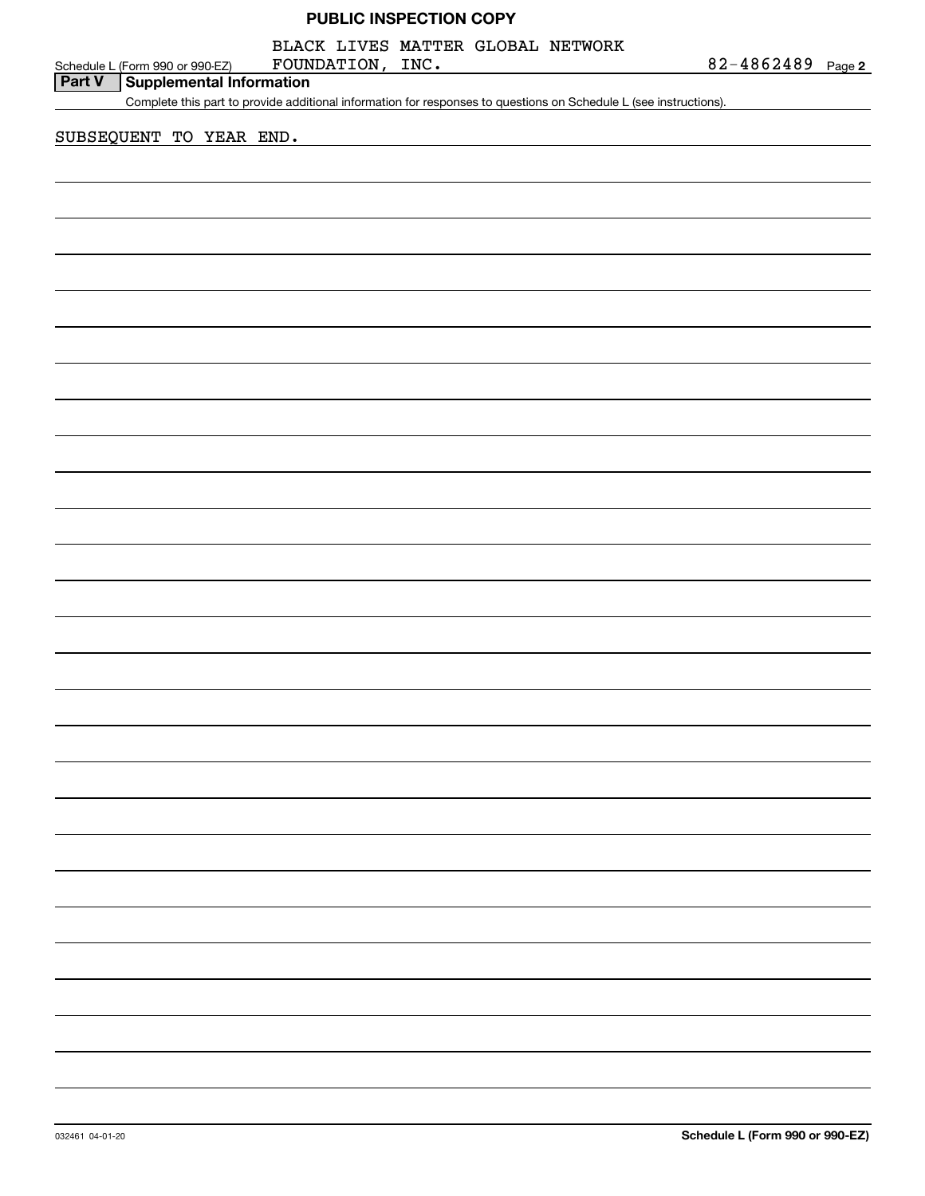PUBLIC INSPECTION COPY

Schedule L (Form 990 or 990-EZ) BLACK LIVES MATTER GLOBAL NETWORK FOUNDATION, INC. 82-4862489 Page **2**

**Part V Supplemental Information**

Complete this part to provide additional information for responses to questions on Schedule L (see instructions).

SUBSEQUENT TO YEAR END.

032461 04-01-20 **Schedule L (Form 990 or 990-EZ)**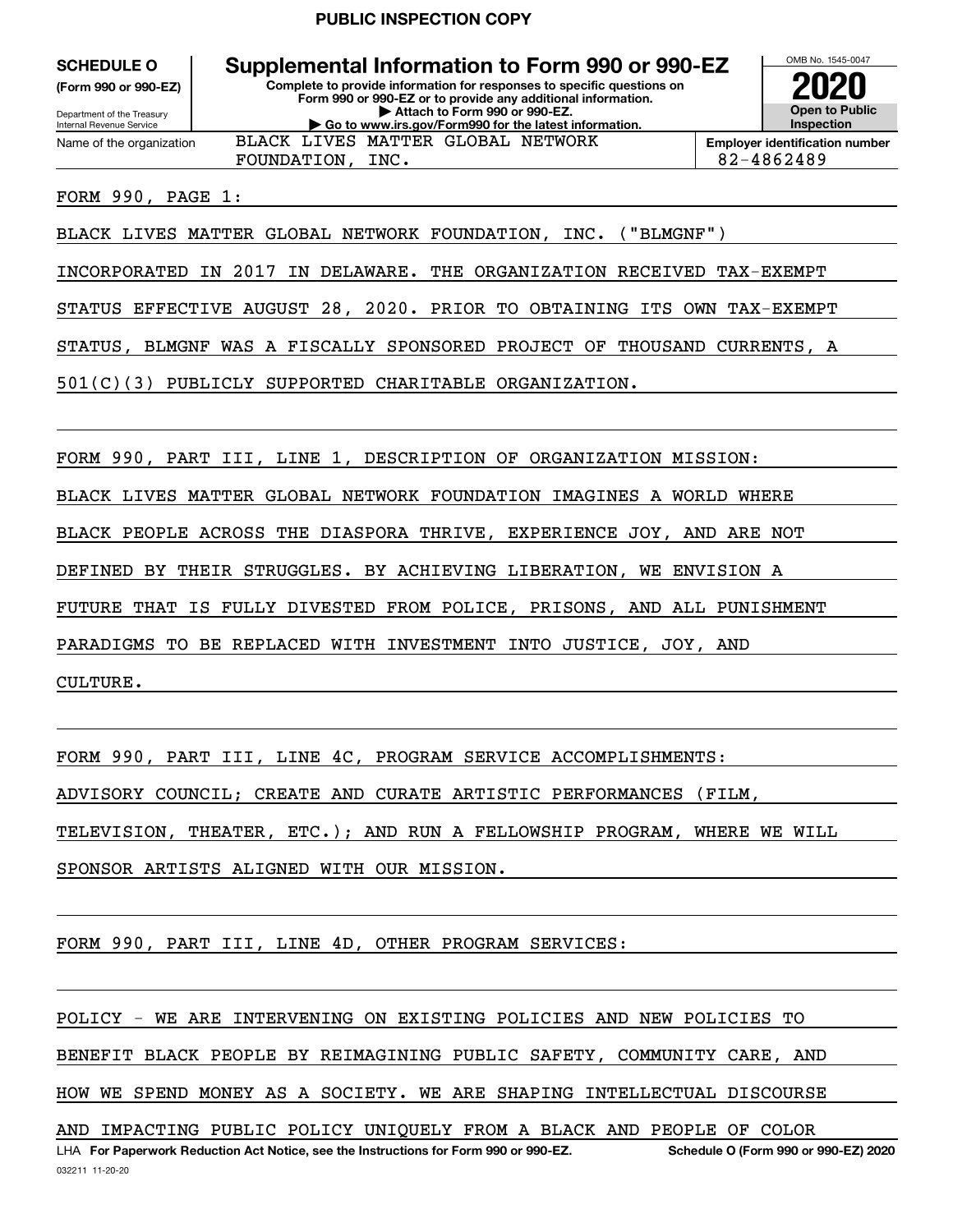PUBLIC INSPECTION COPY

**SCHEDULE O (Form 990 or 990-EZ)**

Department of the Treasury
Internal Revenue Service

# Supplemental Information to Form 990 or 990-EZ

**Complete to provide information for responses to specific questions on Form 990 or 990-EZ or to provide any additional information.**
**▶ Attach to Form 990 or 990-EZ.**
**▶ Go to www.irs.gov/Form990 for the latest information.**

OMB No. 1545-0047

**2020**

**Open to Public Inspection**

| Name of the organization | Employer identification number |
|---|---|
| BLACK LIVES MATTER GLOBAL NETWORK FOUNDATION, INC. | 82-4862489 |

FORM 990, PAGE 1:

BLACK LIVES MATTER GLOBAL NETWORK FOUNDATION, INC. ("BLMGNF") INCORPORATED IN 2017 IN DELAWARE. THE ORGANIZATION RECEIVED TAX-EXEMPT STATUS EFFECTIVE AUGUST 28, 2020. PRIOR TO OBTAINING ITS OWN TAX-EXEMPT STATUS, BLMGNF WAS A FISCALLY SPONSORED PROJECT OF THOUSAND CURRENTS, A 501(C)(3) PUBLICLY SUPPORTED CHARITABLE ORGANIZATION.

FORM 990, PART III, LINE 1, DESCRIPTION OF ORGANIZATION MISSION:

BLACK LIVES MATTER GLOBAL NETWORK FOUNDATION IMAGINES A WORLD WHERE BLACK PEOPLE ACROSS THE DIASPORA THRIVE, EXPERIENCE JOY, AND ARE NOT DEFINED BY THEIR STRUGGLES. BY ACHIEVING LIBERATION, WE ENVISION A FUTURE THAT IS FULLY DIVESTED FROM POLICE, PRISONS, AND ALL PUNISHMENT PARADIGMS TO BE REPLACED WITH INVESTMENT INTO JUSTICE, JOY, AND CULTURE.

FORM 990, PART III, LINE 4C, PROGRAM SERVICE ACCOMPLISHMENTS:

ADVISORY COUNCIL; CREATE AND CURATE ARTISTIC PERFORMANCES (FILM, TELEVISION, THEATER, ETC.); AND RUN A FELLOWSHIP PROGRAM, WHERE WE WILL SPONSOR ARTISTS ALIGNED WITH OUR MISSION.

FORM 990, PART III, LINE 4D, OTHER PROGRAM SERVICES:

POLICY - WE ARE INTERVENING ON EXISTING POLICIES AND NEW POLICIES TO BENEFIT BLACK PEOPLE BY REIMAGINING PUBLIC SAFETY, COMMUNITY CARE, AND HOW WE SPEND MONEY AS A SOCIETY. WE ARE SHAPING INTELLECTUAL DISCOURSE AND IMPACTING PUBLIC POLICY UNIQUELY FROM A BLACK AND PEOPLE OF COLOR

LHA **For Paperwork Reduction Act Notice, see the Instructions for Form 990 or 990-EZ.** **Schedule O (Form 990 or 990-EZ) 2020**

032211 11-20-20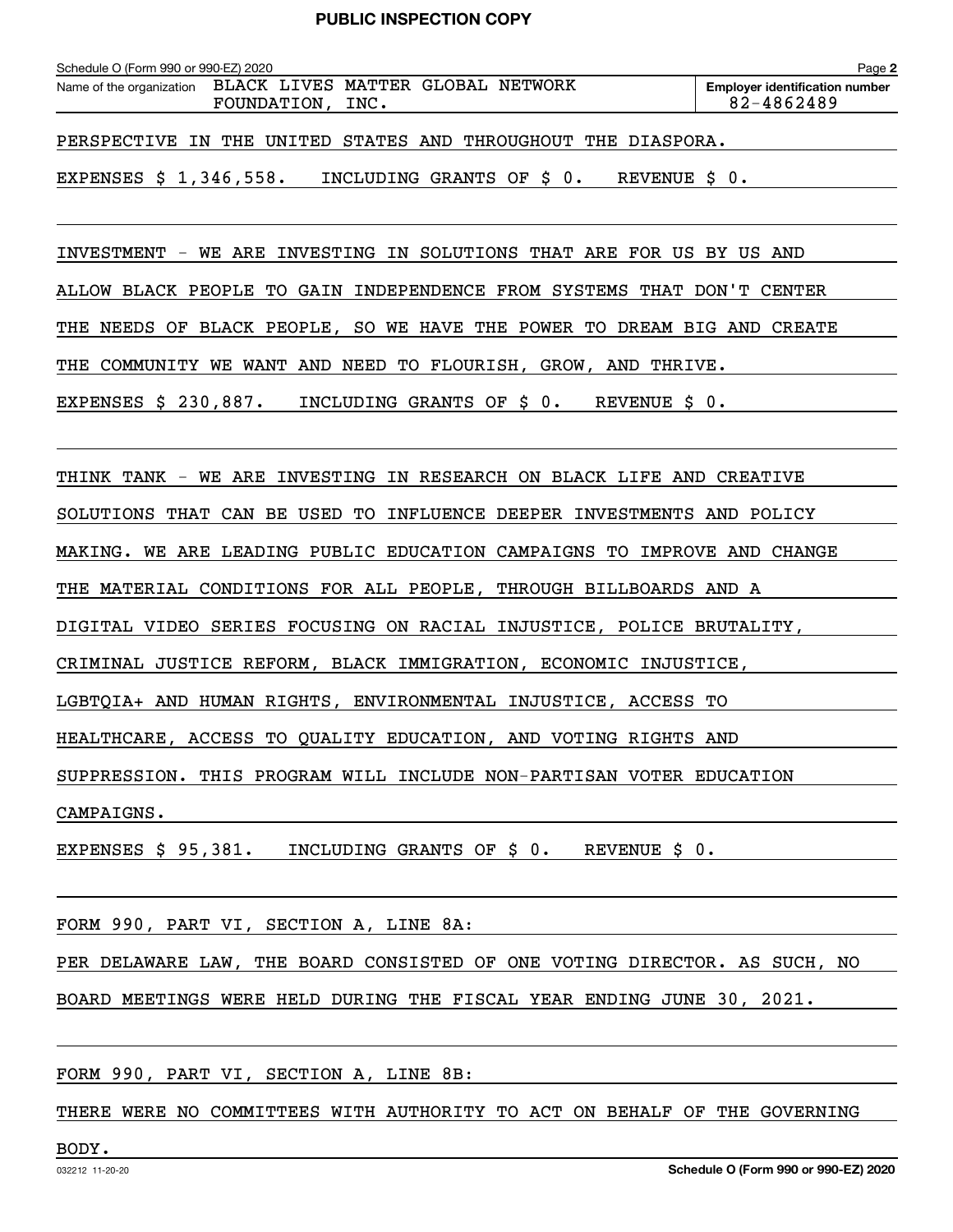PUBLIC INSPECTION COPY

Schedule O (Form 990 or 990-EZ) 2020 Page **2**

| Name of the organization | Employer identification number |
|---|---|
| BLACK LIVES MATTER GLOBAL NETWORK FOUNDATION, INC. | 82-4862489 |

PERSPECTIVE IN THE UNITED STATES AND THROUGHOUT THE DIASPORA.

EXPENSES $ 1,346,558.   INCLUDING GRANTS OF $ 0.   REVENUE $ 0.

INVESTMENT - WE ARE INVESTING IN SOLUTIONS THAT ARE FOR US BY US AND ALLOW BLACK PEOPLE TO GAIN INDEPENDENCE FROM SYSTEMS THAT DON'T CENTER THE NEEDS OF BLACK PEOPLE, SO WE HAVE THE POWER TO DREAM BIG AND CREATE THE COMMUNITY WE WANT AND NEED TO FLOURISH, GROW, AND THRIVE.

EXPENSES $ 230,887.   INCLUDING GRANTS OF $ 0.   REVENUE $ 0.

THINK TANK - WE ARE INVESTING IN RESEARCH ON BLACK LIFE AND CREATIVE SOLUTIONS THAT CAN BE USED TO INFLUENCE DEEPER INVESTMENTS AND POLICY MAKING. WE ARE LEADING PUBLIC EDUCATION CAMPAIGNS TO IMPROVE AND CHANGE THE MATERIAL CONDITIONS FOR ALL PEOPLE, THROUGH BILLBOARDS AND A DIGITAL VIDEO SERIES FOCUSING ON RACIAL INJUSTICE, POLICE BRUTALITY, CRIMINAL JUSTICE REFORM, BLACK IMMIGRATION, ECONOMIC INJUSTICE, LGBTQIA+ AND HUMAN RIGHTS, ENVIRONMENTAL INJUSTICE, ACCESS TO HEALTHCARE, ACCESS TO QUALITY EDUCATION, AND VOTING RIGHTS AND SUPPRESSION. THIS PROGRAM WILL INCLUDE NON-PARTISAN VOTER EDUCATION CAMPAIGNS.

EXPENSES $ 95,381.   INCLUDING GRANTS OF $ 0.   REVENUE $ 0.

FORM 990, PART VI, SECTION A, LINE 8A:

PER DELAWARE LAW, THE BOARD CONSISTED OF ONE VOTING DIRECTOR. AS SUCH, NO BOARD MEETINGS WERE HELD DURING THE FISCAL YEAR ENDING JUNE 30, 2021.

FORM 990, PART VI, SECTION A, LINE 8B:

THERE WERE NO COMMITTEES WITH AUTHORITY TO ACT ON BEHALF OF THE GOVERNING BODY.

032212 11-20-20 **Schedule O (Form 990 or 990-EZ) 2020**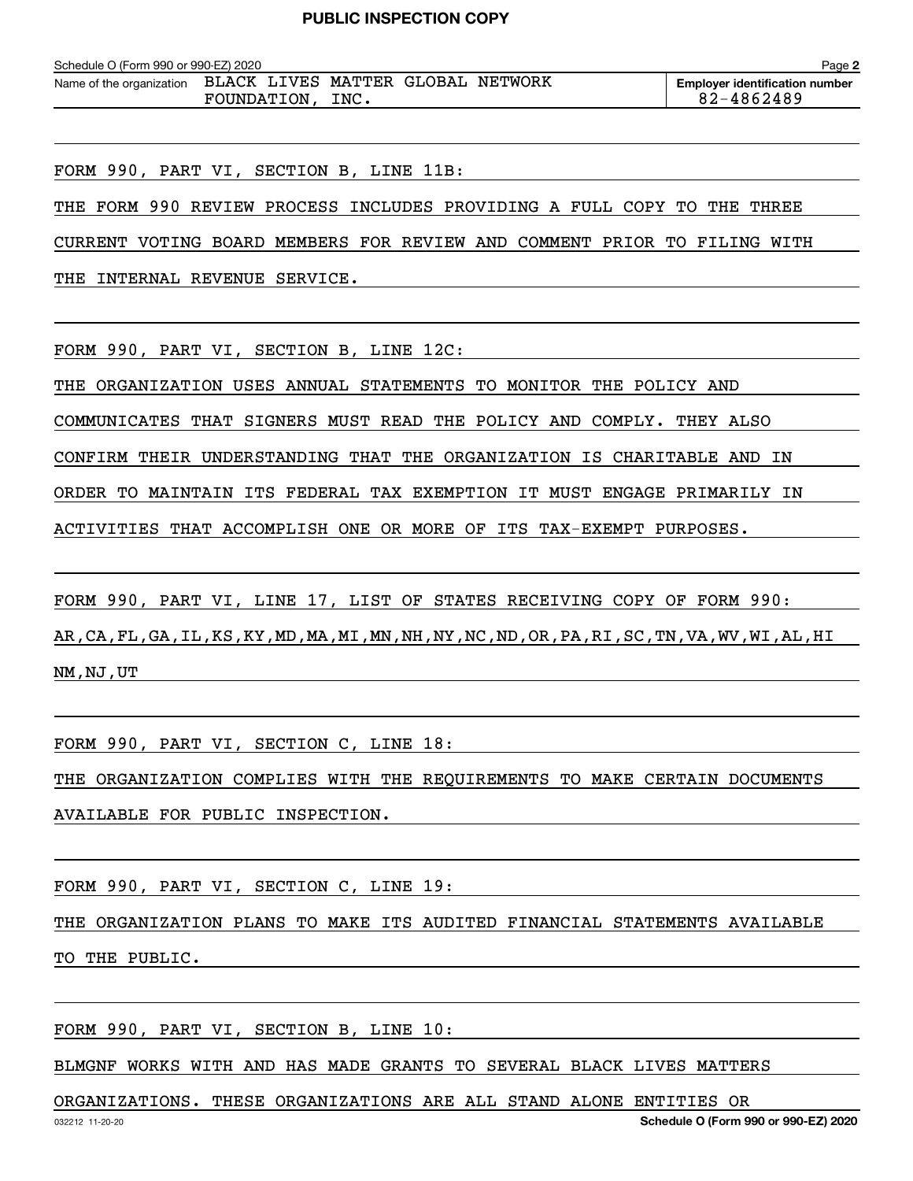**PUBLIC INSPECTION COPY**

Schedule O (Form 990 or 990-EZ) 2020 Page **2**

| Name of the organization | Employer identification number |
|---|---|
| BLACK LIVES MATTER GLOBAL NETWORK FOUNDATION, INC. | 82-4862489 |

FORM 990, PART VI, SECTION B, LINE 11B:

THE FORM 990 REVIEW PROCESS INCLUDES PROVIDING A FULL COPY TO THE THREE CURRENT VOTING BOARD MEMBERS FOR REVIEW AND COMMENT PRIOR TO FILING WITH THE INTERNAL REVENUE SERVICE.

FORM 990, PART VI, SECTION B, LINE 12C:

THE ORGANIZATION USES ANNUAL STATEMENTS TO MONITOR THE POLICY AND COMMUNICATES THAT SIGNERS MUST READ THE POLICY AND COMPLY. THEY ALSO CONFIRM THEIR UNDERSTANDING THAT THE ORGANIZATION IS CHARITABLE AND IN ORDER TO MAINTAIN ITS FEDERAL TAX EXEMPTION IT MUST ENGAGE PRIMARILY IN ACTIVITIES THAT ACCOMPLISH ONE OR MORE OF ITS TAX-EXEMPT PURPOSES.

FORM 990, PART VI, LINE 17, LIST OF STATES RECEIVING COPY OF FORM 990:

AR,CA,FL,GA,IL,KS,KY,MD,MA,MI,MN,NH,NY,NC,ND,OR,PA,RI,SC,TN,VA,WV,WI,AL,HI NM,NJ,UT

FORM 990, PART VI, SECTION C, LINE 18:

THE ORGANIZATION COMPLIES WITH THE REQUIREMENTS TO MAKE CERTAIN DOCUMENTS AVAILABLE FOR PUBLIC INSPECTION.

FORM 990, PART VI, SECTION C, LINE 19:

THE ORGANIZATION PLANS TO MAKE ITS AUDITED FINANCIAL STATEMENTS AVAILABLE TO THE PUBLIC.

FORM 990, PART VI, SECTION B, LINE 10:

BLMGNF WORKS WITH AND HAS MADE GRANTS TO SEVERAL BLACK LIVES MATTERS ORGANIZATIONS. THESE ORGANIZATIONS ARE ALL STAND ALONE ENTITIES OR

032212 11-20-20 **Schedule O (Form 990 or 990-EZ) 2020**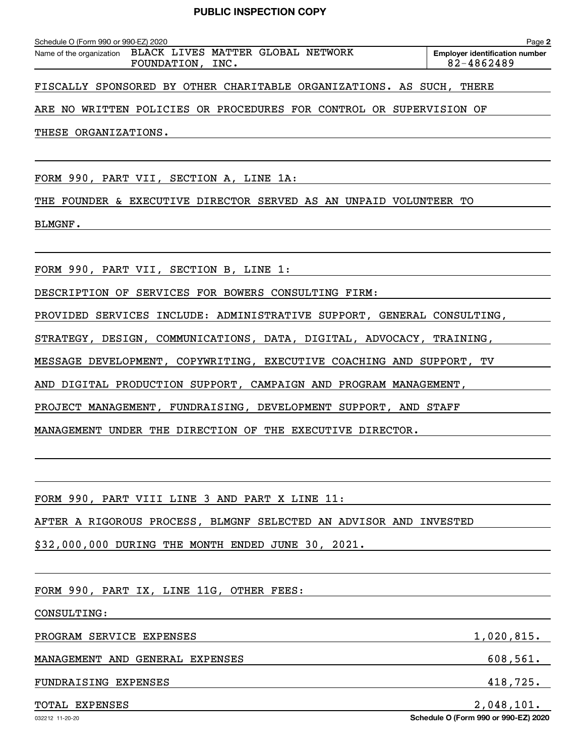PUBLIC INSPECTION COPY

Schedule O (Form 990 or 990-EZ) 2020 Page **2**

| Name of the organization | Employer identification number |
|---|---|
| BLACK LIVES MATTER GLOBAL NETWORK FOUNDATION, INC. | 82-4862489 |

FISCALLY SPONSORED BY OTHER CHARITABLE ORGANIZATIONS. AS SUCH, THERE ARE NO WRITTEN POLICIES OR PROCEDURES FOR CONTROL OR SUPERVISION OF THESE ORGANIZATIONS.

FORM 990, PART VII, SECTION A, LINE 1A:

THE FOUNDER & EXECUTIVE DIRECTOR SERVED AS AN UNPAID VOLUNTEER TO BLMGNF.

FORM 990, PART VII, SECTION B, LINE 1:

DESCRIPTION OF SERVICES FOR BOWERS CONSULTING FIRM:

PROVIDED SERVICES INCLUDE: ADMINISTRATIVE SUPPORT, GENERAL CONSULTING, STRATEGY, DESIGN, COMMUNICATIONS, DATA, DIGITAL, ADVOCACY, TRAINING, MESSAGE DEVELOPMENT, COPYWRITING, EXECUTIVE COACHING AND SUPPORT, TV AND DIGITAL PRODUCTION SUPPORT, CAMPAIGN AND PROGRAM MANAGEMENT, PROJECT MANAGEMENT, FUNDRAISING, DEVELOPMENT SUPPORT, AND STAFF MANAGEMENT UNDER THE DIRECTION OF THE EXECUTIVE DIRECTOR.

FORM 990, PART VIII LINE 3 AND PART X LINE 11:

AFTER A RIGOROUS PROCESS, BLMGNF SELECTED AN ADVISOR AND INVESTED $32,000,000 DURING THE MONTH ENDED JUNE 30, 2021.

FORM 990, PART IX, LINE 11G, OTHER FEES:

CONSULTING:

| | |
|---|---|
| PROGRAM SERVICE EXPENSES | 1,020,815. |
| MANAGEMENT AND GENERAL EXPENSES | 608,561. |
| FUNDRAISING EXPENSES | 418,725. |
| TOTAL EXPENSES | 2,048,101. |

032212 11-20-20 **Schedule O (Form 990 or 990-EZ) 2020**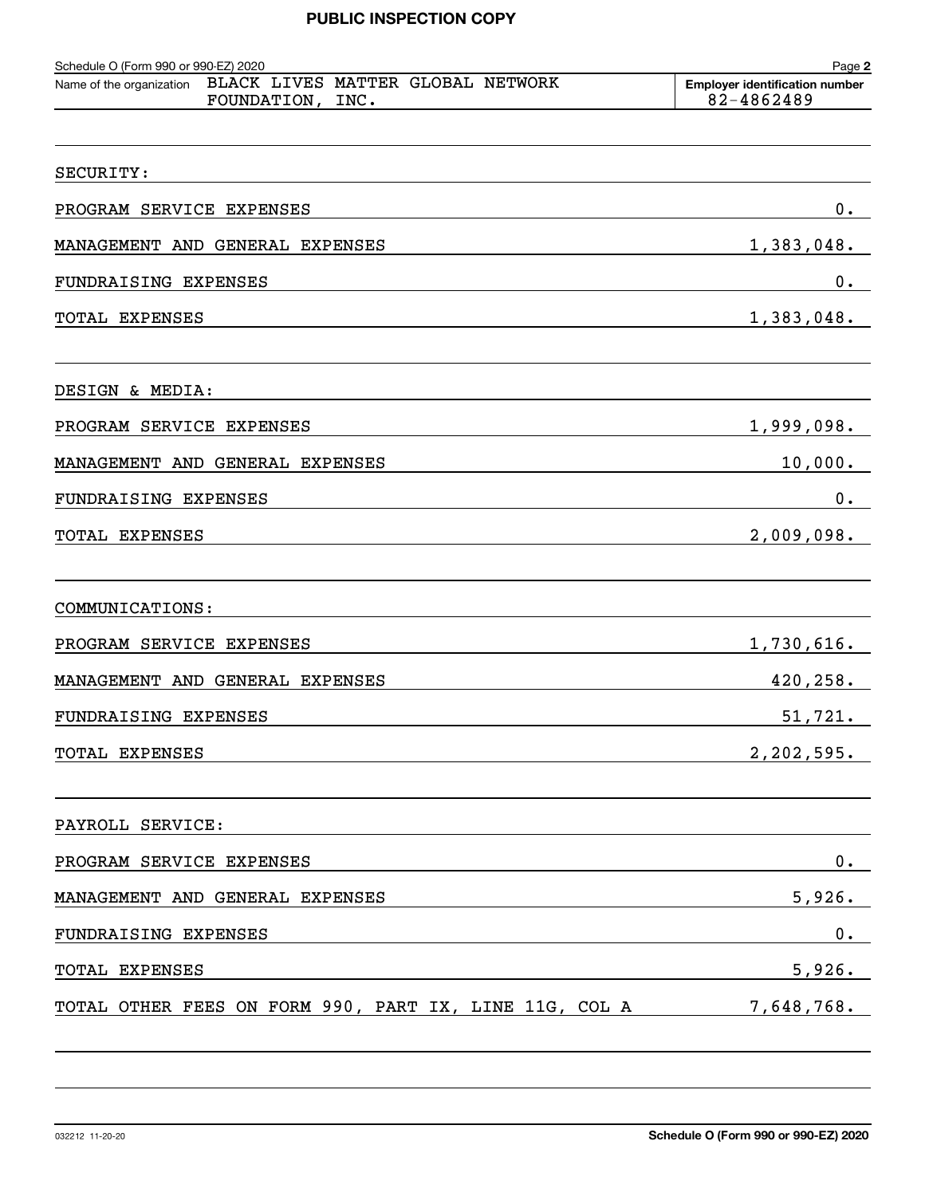**PUBLIC INSPECTION COPY**

Schedule O (Form 990 or 990-EZ) 2020

Name of the organization: BLACK LIVES MATTER GLOBAL NETWORK FOUNDATION, INC.

Employer identification number: 82-4862489

| | |
|---|---|
| SECURITY: | |
| PROGRAM SERVICE EXPENSES | 0. |
| MANAGEMENT AND GENERAL EXPENSES | 1,383,048. |
| FUNDRAISING EXPENSES | 0. |
| TOTAL EXPENSES | 1,383,048. |
| | |
| DESIGN & MEDIA: | |
| PROGRAM SERVICE EXPENSES | 1,999,098. |
| MANAGEMENT AND GENERAL EXPENSES | 10,000. |
| FUNDRAISING EXPENSES | 0. |
| TOTAL EXPENSES | 2,009,098. |
| | |
| COMMUNICATIONS: | |
| PROGRAM SERVICE EXPENSES | 1,730,616. |
| MANAGEMENT AND GENERAL EXPENSES | 420,258. |
| FUNDRAISING EXPENSES | 51,721. |
| TOTAL EXPENSES | 2,202,595. |
| | |
| PAYROLL SERVICE: | |
| PROGRAM SERVICE EXPENSES | 0. |
| MANAGEMENT AND GENERAL EXPENSES | 5,926. |
| FUNDRAISING EXPENSES | 0. |
| TOTAL EXPENSES | 5,926. |
| TOTAL OTHER FEES ON FORM 990, PART IX, LINE 11G, COL A | 7,648,768. |

032212 11-20-20

**Schedule O (Form 990 or 990-EZ) 2020**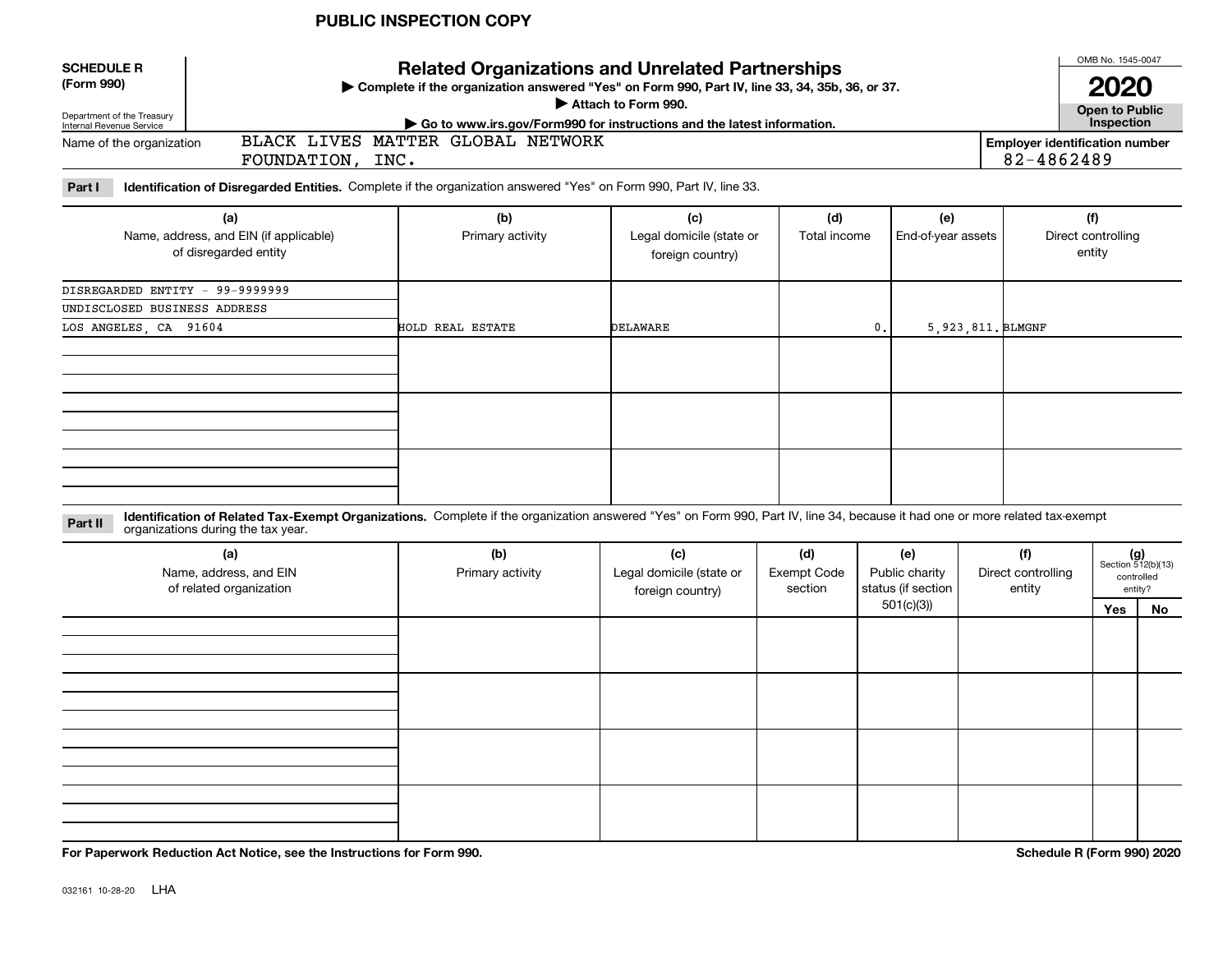PUBLIC INSPECTION COPY

**SCHEDULE R (Form 990)**

Department of the Treasury
Internal Revenue Service

# Related Organizations and Unrelated Partnerships

▶ Complete if the organization answered "Yes" on Form 990, Part IV, line 33, 34, 35b, 36, or 37.
▶ Attach to Form 990.
▶ Go to www.irs.gov/Form990 for instructions and the latest information.

OMB No. 1545-0047

**2020**

**Open to Public Inspection**

Name of the organization: BLACK LIVES MATTER GLOBAL NETWORK FOUNDATION, INC.

Employer identification number: 82-4862489

**Part I** **Identification of Disregarded Entities.** Complete if the organization answered "Yes" on Form 990, Part IV, line 33.

| (a) Name, address, and EIN (if applicable) of disregarded entity | (b) Primary activity | (c) Legal domicile (state or foreign country) | (d) Total income | (e) End-of-year assets | (f) Direct controlling entity |
|---|---|---|---|---|---|
| DISREGARDED ENTITY - 99-9999999<br>UNDISCLOSED BUSINESS ADDRESS<br>LOS ANGELES, CA 91604 | HOLD REAL ESTATE | DELAWARE | 0. | 5,923,811. | BLMGNF |
| | | | | | |
| | | | | | |
| | | | | | |

**Part II** **Identification of Related Tax-Exempt Organizations.** Complete if the organization answered "Yes" on Form 990, Part IV, line 34, because it had one or more related tax-exempt organizations during the tax year.

| (a) Name, address, and EIN of related organization | (b) Primary activity | (c) Legal domicile (state or foreign country) | (d) Exempt Code section | (e) Public charity status (if section 501(c)(3)) | (f) Direct controlling entity | (g) Section 512(b)(13) controlled entity? Yes | No |
|---|---|---|---|---|---|---|---|
| | | | | | | | |
| | | | | | | | |
| | | | | | | | |
| | | | | | | | |

**For Paperwork Reduction Act Notice, see the Instructions for Form 990.**

**Schedule R (Form 990) 2020**

032161 10-28-20 LHA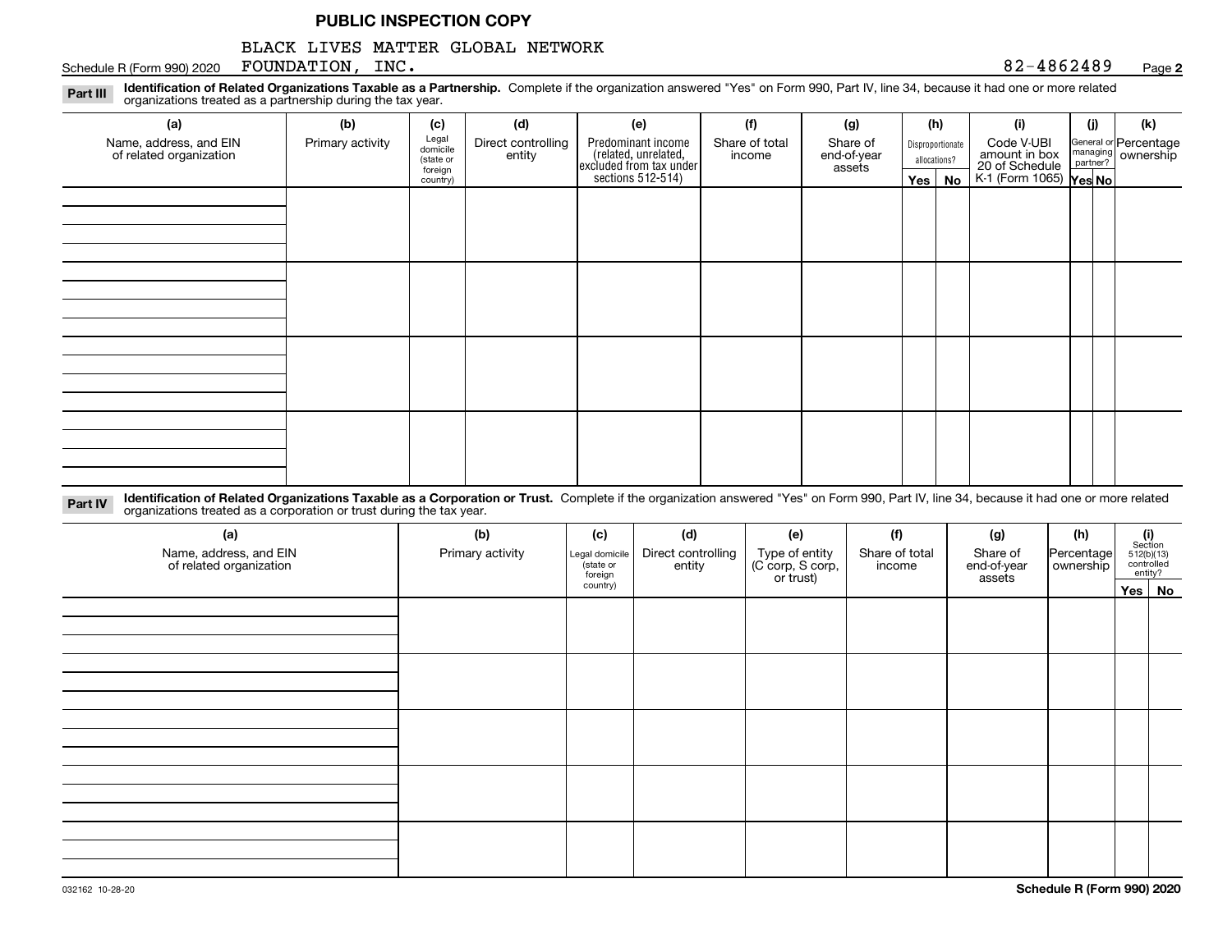**PUBLIC INSPECTION COPY**

BLACK LIVES MATTER GLOBAL NETWORK FOUNDATION, INC.

Schedule R (Form 990) 2020 — 82-4862489 — Page **2**

**Part III** **Identification of Related Organizations Taxable as a Partnership.** Complete if the organization answered "Yes" on Form 990, Part IV, line 34, because it had one or more related organizations treated as a partnership during the tax year.

| (a) Name, address, and EIN of related organization | (b) Primary activity | (c) Legal domicile (state or foreign country) | (d) Direct controlling entity | (e) Predominant income (related, unrelated, excluded from tax under sections 512-514) | (f) Share of total income | (g) Share of end-of-year assets | (h) Disproportionate allocations? Yes | No | (i) Code V-UBI amount in box 20 of Schedule K-1 (Form 1065) | (j) General or managing partner? Yes | No | (k) Percentage ownership |
|---|---|---|---|---|---|---|---|---|---|---|---|---|
| | | | | | | | | | | | | |
| | | | | | | | | | | | | |
| | | | | | | | | | | | | |
| | | | | | | | | | | | | |

**Part IV** **Identification of Related Organizations Taxable as a Corporation or Trust.** Complete if the organization answered "Yes" on Form 990, Part IV, line 34, because it had one or more related organizations treated as a corporation or trust during the tax year.

| (a) Name, address, and EIN of related organization | (b) Primary activity | (c) Legal domicile (state or foreign country) | (d) Direct controlling entity | (e) Type of entity (C corp, S corp, or trust) | (f) Share of total income | (g) Share of end-of-year assets | (h) Percentage ownership | (i) Section 512(b)(13) controlled entity? Yes | No |
|---|---|---|---|---|---|---|---|---|---|
| | | | | | | | | | |
| | | | | | | | | | |
| | | | | | | | | | |
| | | | | | | | | | |
| | | | | | | | | | |

032162 10-28-20 — **Schedule R (Form 990) 2020**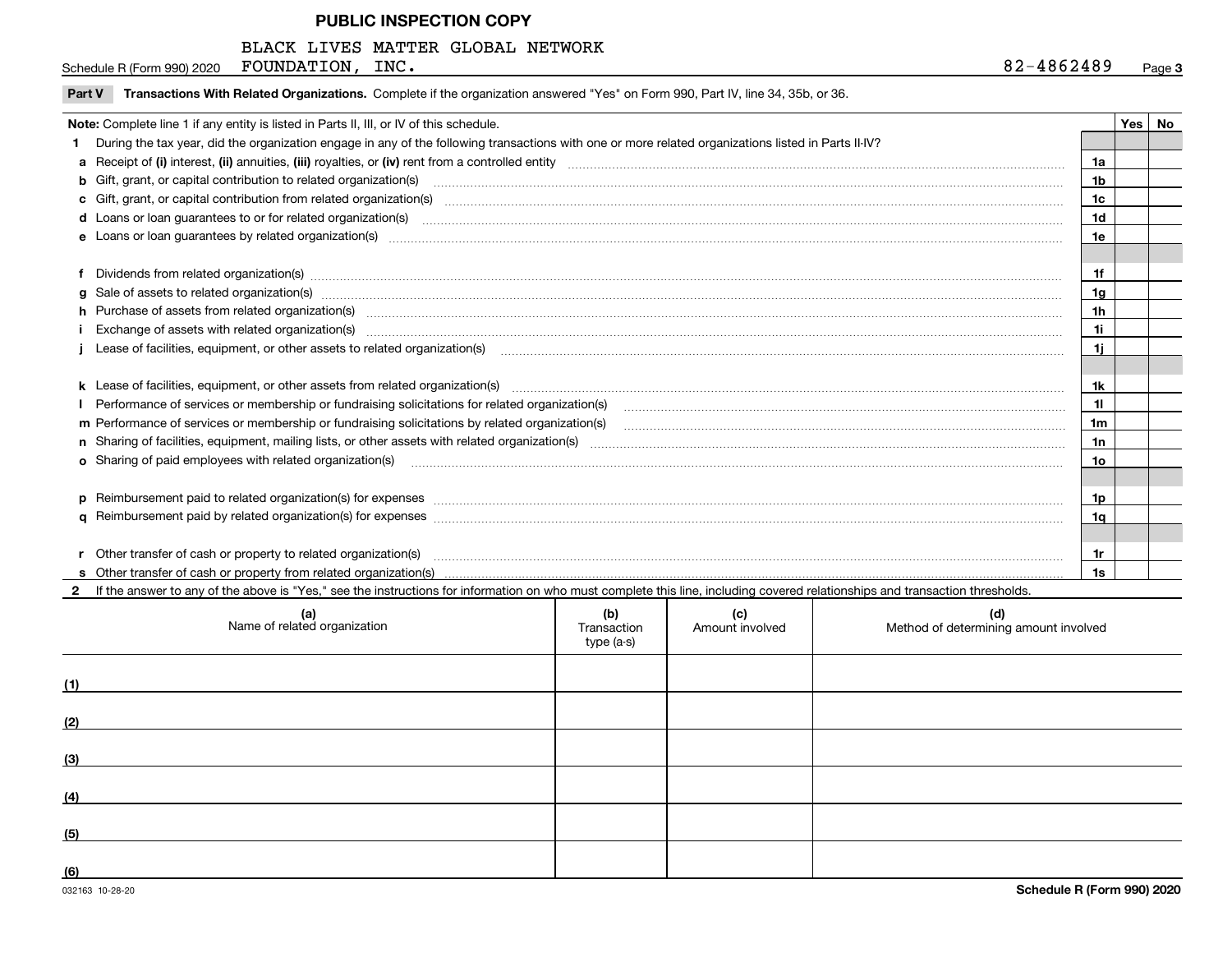**PUBLIC INSPECTION COPY**

Schedule R (Form 990) 2020 BLACK LIVES MATTER GLOBAL NETWORK FOUNDATION, INC. 82-4862489 Page 3

**Part V Transactions With Related Organizations.** Complete if the organization answered "Yes" on Form 990, Part IV, line 34, 35b, or 36.

| **Note:** Complete line 1 if any entity is listed in Parts II, III, or IV of this schedule. | | Yes | No |
|---|---|---|---|
| **1** During the tax year, did the organization engage in any of the following transactions with one or more related organizations listed in Parts II-IV? | | | |
| **a** Receipt of **(i)** interest, **(ii)** annuities, **(iii)** royalties, or **(iv)** rent from a controlled entity | 1a | | |
| **b** Gift, grant, or capital contribution to related organization(s) | 1b | | |
| **c** Gift, grant, or capital contribution from related organization(s) | 1c | | |
| **d** Loans or loan guarantees to or for related organization(s) | 1d | | |
| **e** Loans or loan guarantees by related organization(s) | 1e | | |
| **f** Dividends from related organization(s) | 1f | | |
| **g** Sale of assets to related organization(s) | 1g | | |
| **h** Purchase of assets from related organization(s) | 1h | | |
| **i** Exchange of assets with related organization(s) | 1i | | |
| **j** Lease of facilities, equipment, or other assets to related organization(s) | 1j | | |
| **k** Lease of facilities, equipment, or other assets from related organization(s) | 1k | | |
| **l** Performance of services or membership or fundraising solicitations for related organization(s) | 1l | | |
| **m** Performance of services or membership or fundraising solicitations by related organization(s) | 1m | | |
| **n** Sharing of facilities, equipment, mailing lists, or other assets with related organization(s) | 1n | | |
| **o** Sharing of paid employees with related organization(s) | 1o | | |
| **p** Reimbursement paid to related organization(s) for expenses | 1p | | |
| **q** Reimbursement paid by related organization(s) for expenses | 1q | | |
| **r** Other transfer of cash or property to related organization(s) | 1r | | |
| **s** Other transfer of cash or property from related organization(s) | 1s | | |

**2** If the answer to any of the above is "Yes," see the instructions for information on who must complete this line, including covered relationships and transaction thresholds.

| | (a) Name of related organization | (b) Transaction type (a-s) | (c) Amount involved | (d) Method of determining amount involved |
|---|---|---|---|---|
| (1) | | | | |
| (2) | | | | |
| (3) | | | | |
| (4) | | | | |
| (5) | | | | |
| (6) | | | | |

032163 10-28-20 **Schedule R (Form 990) 2020**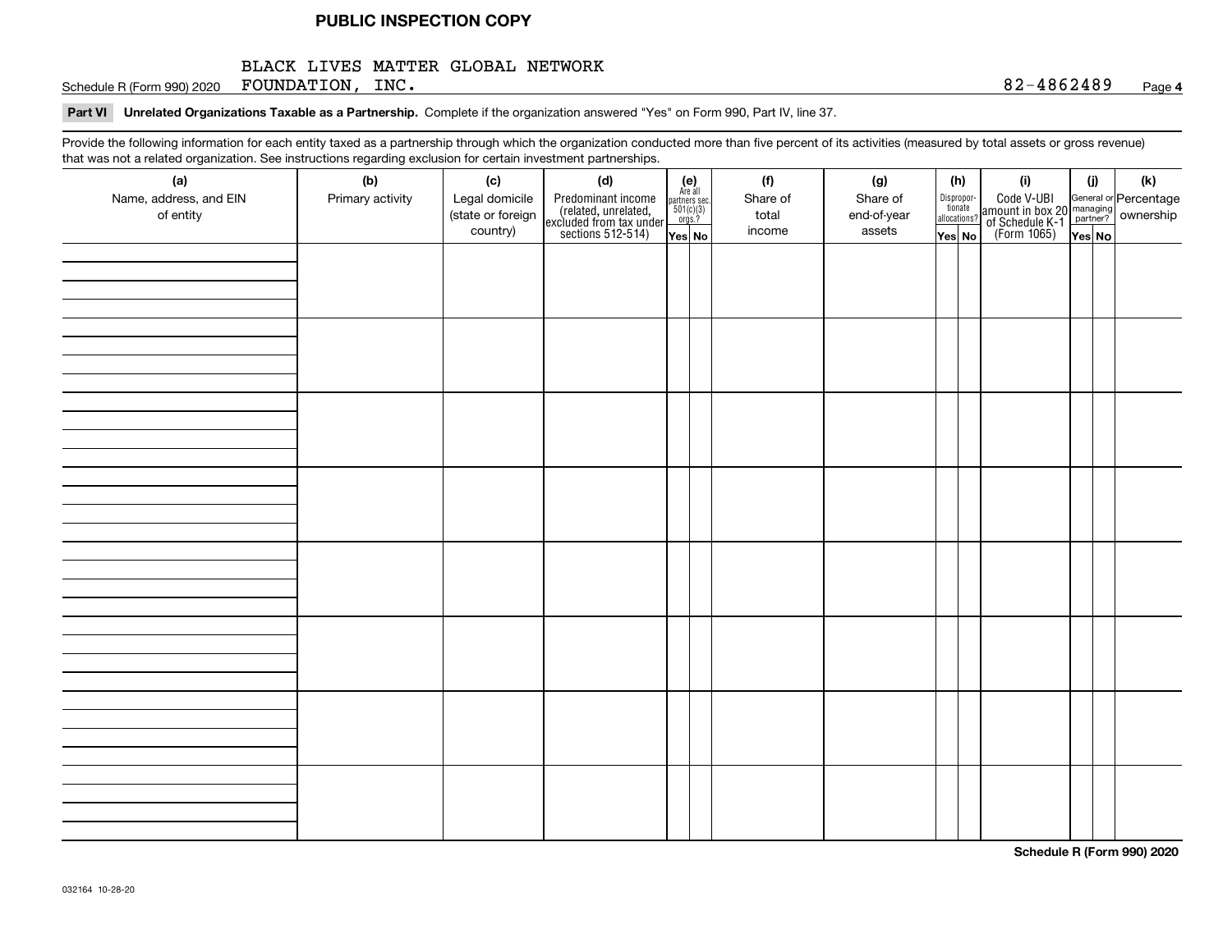**PUBLIC INSPECTION COPY**

Schedule R (Form 990) 2020 BLACK LIVES MATTER GLOBAL NETWORK FOUNDATION, INC. 82-4862489 Page **4**

**Part VI Unrelated Organizations Taxable as a Partnership.** Complete if the organization answered "Yes" on Form 990, Part IV, line 37.

Provide the following information for each entity taxed as a partnership through which the organization conducted more than five percent of its activities (measured by total assets or gross revenue) that was not a related organization. See instructions regarding exclusion for certain investment partnerships.

| (a) Name, address, and EIN of entity | (b) Primary activity | (c) Legal domicile (state or foreign country) | (d) Predominant income (related, unrelated, excluded from tax under sections 512-514) | (e) Are all partners sec. 501(c)(3) orgs.? Yes | No | (f) Share of total income | (g) Share of end-of-year assets | (h) Dispropor-tionate allocations? Yes | No | (i) Code V-UBI amount in box 20 of Schedule K-1 (Form 1065) | (j) General or managing partner? Yes | No | (k) Percentage ownership |
|---|---|---|---|---|---|---|---|---|---|---|---|---|---|
| | | | | | | | | | | | | | |
| | | | | | | | | | | | | | |
| | | | | | | | | | | | | | |
| | | | | | | | | | | | | | |
| | | | | | | | | | | | | | |
| | | | | | | | | | | | | | |
| | | | | | | | | | | | | | |
| | | | | | | | | | | | | | |

**Schedule R (Form 990) 2020**

032164 10-28-20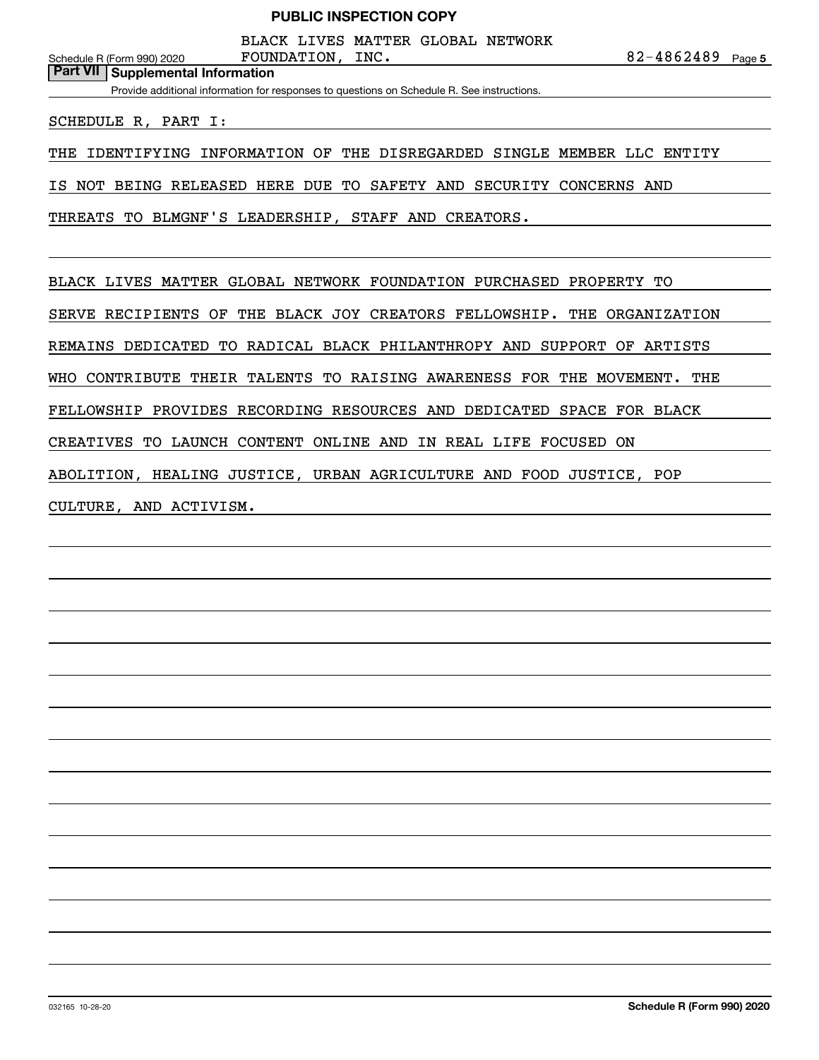**PUBLIC INSPECTION COPY**

Schedule R (Form 990) 2020 BLACK LIVES MATTER GLOBAL NETWORK FOUNDATION, INC. 82-4862489 Page **5**

**Part VII Supplemental Information**

Provide additional information for responses to questions on Schedule R. See instructions.

SCHEDULE R, PART I:

THE IDENTIFYING INFORMATION OF THE DISREGARDED SINGLE MEMBER LLC ENTITY IS NOT BEING RELEASED HERE DUE TO SAFETY AND SECURITY CONCERNS AND THREATS TO BLMGNF'S LEADERSHIP, STAFF AND CREATORS.

BLACK LIVES MATTER GLOBAL NETWORK FOUNDATION PURCHASED PROPERTY TO SERVE RECIPIENTS OF THE BLACK JOY CREATORS FELLOWSHIP. THE ORGANIZATION REMAINS DEDICATED TO RADICAL BLACK PHILANTHROPY AND SUPPORT OF ARTISTS WHO CONTRIBUTE THEIR TALENTS TO RAISING AWARENESS FOR THE MOVEMENT. THE FELLOWSHIP PROVIDES RECORDING RESOURCES AND DEDICATED SPACE FOR BLACK CREATIVES TO LAUNCH CONTENT ONLINE AND IN REAL LIFE FOCUSED ON ABOLITION, HEALING JUSTICE, URBAN AGRICULTURE AND FOOD JUSTICE, POP CULTURE, AND ACTIVISM.

032165 10-28-20 **Schedule R (Form 990) 2020**